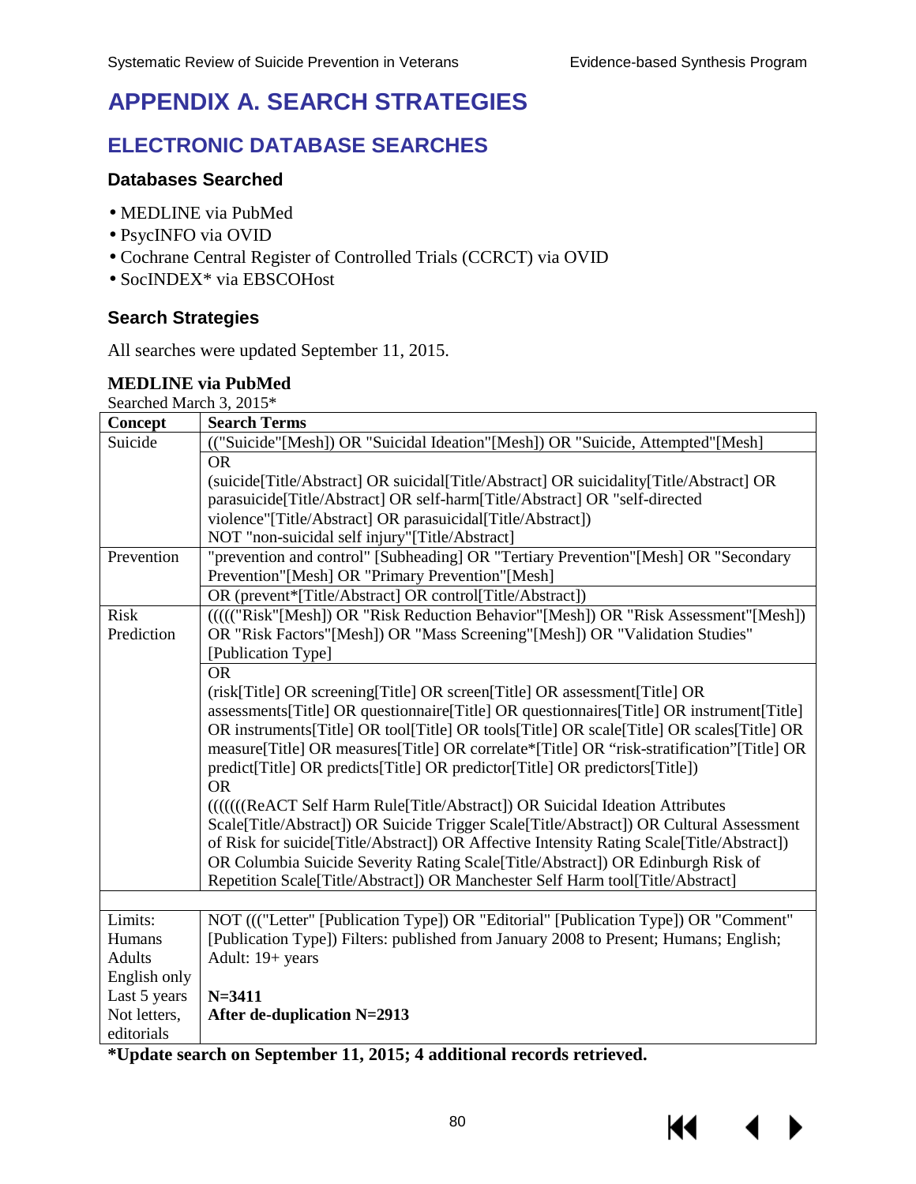# APPENDIX A. SEARCH STRATEGIES

## ELECTRONIC DATABASE SEARCHES

### Databases Searched

- MEDLINE via PubMed
- PsycINFO via OVID
- Cochrane Central Register of Controlled Trials (CCRCT) via OVID
- SocINDEX* via EBSCOHost

### Search Strategies

All searches were updated September 11, 2015.

**MEDLINE via PubMed**

Searched March 3, 2015*

| Concept | Search Terms |
|---|---|
| Suicide | (("Suicide"[Mesh]) OR "Suicidal Ideation"[Mesh]) OR "Suicide, Attempted"[Mesh] |
| | OR<br>(suicide[Title/Abstract] OR suicidal[Title/Abstract] OR suicidality[Title/Abstract] OR parasuicide[Title/Abstract] OR self-harm[Title/Abstract] OR "self-directed violence"[Title/Abstract] OR parasuicidal[Title/Abstract])<br>NOT "non-suicidal self injury"[Title/Abstract] |
| Prevention | "prevention and control" [Subheading] OR "Tertiary Prevention"[Mesh] OR "Secondary Prevention"[Mesh] OR "Primary Prevention"[Mesh] |
| | OR (prevent*[Title/Abstract] OR control[Title/Abstract]) |
| Risk Prediction | (((((("Risk"[Mesh]) OR "Risk Reduction Behavior"[Mesh]) OR "Risk Assessment"[Mesh]) OR "Risk Factors"[Mesh]) OR "Mass Screening"[Mesh]) OR "Validation Studies" [Publication Type] |
| | OR<br>(risk[Title] OR screening[Title] OR screen[Title] OR assessment[Title] OR assessments[Title] OR questionnaire[Title] OR questionnaires[Title] OR instrument[Title] OR instruments[Title] OR tool[Title] OR tools[Title] OR scale[Title] OR scales[Title] OR measure[Title] OR measures[Title] OR correlate*[Title] OR "risk-stratification"[Title] OR predict[Title] OR predicts[Title] OR predictor[Title] OR predictors[Title])<br>OR<br>(((((((ReACT Self Harm Rule[Title/Abstract]) OR Suicidal Ideation Attributes Scale[Title/Abstract]) OR Suicide Trigger Scale[Title/Abstract]) OR Cultural Assessment of Risk for suicide[Title/Abstract]) OR Affective Intensity Rating Scale[Title/Abstract]) OR Columbia Suicide Severity Rating Scale[Title/Abstract]) OR Edinburgh Risk of Repetition Scale[Title/Abstract]) OR Manchester Self Harm tool[Title/Abstract] |
| | |
| Limits:<br>Humans<br>Adults<br>English only<br>Last 5 years<br>Not letters, editorials | NOT ((("Letter" [Publication Type]) OR "Editorial" [Publication Type]) OR "Comment" [Publication Type]) Filters: published from January 2008 to Present; Humans; English; Adult: 19+ years<br><br>**N=3411**<br>**After de-duplication N=2913** |

***Update search on September 11, 2015; 4 additional records retrieved.**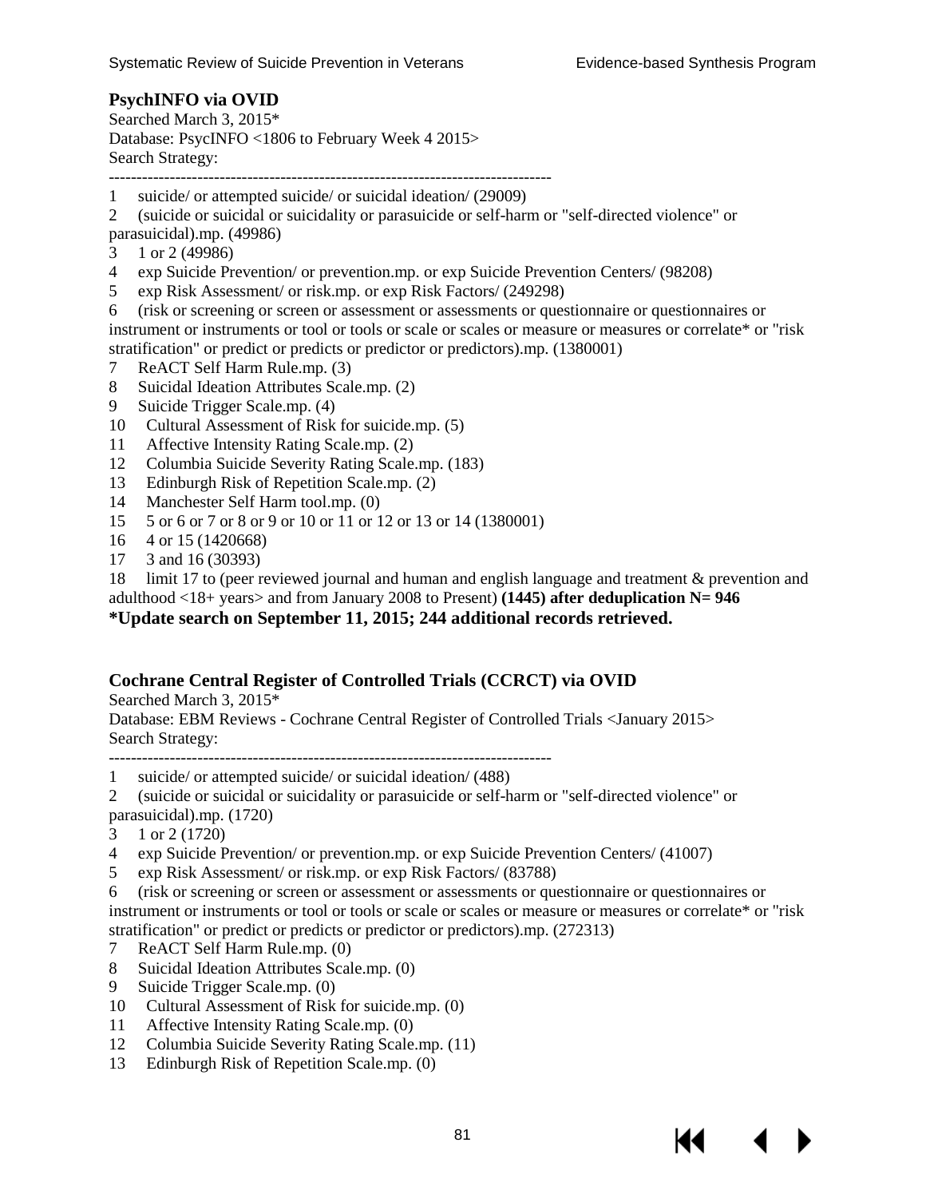### PsychINFO via OVID

Searched March 3, 2015*
Database: PsycINFO <1806 to February Week 4 2015>
Search Strategy:

--------------------------------------------------------------------------------

1 suicide/ or attempted suicide/ or suicidal ideation/ (29009)
2 (suicide or suicidal or suicidality or parasuicide or self-harm or "self-directed violence" or parasuicidal).mp. (49986)
3 1 or 2 (49986)
4 exp Suicide Prevention/ or prevention.mp. or exp Suicide Prevention Centers/ (98208)
5 exp Risk Assessment/ or risk.mp. or exp Risk Factors/ (249298)
6 (risk or screening or screen or assessment or assessments or questionnaire or questionnaires or instrument or instruments or tool or tools or scale or scales or measure or measures or correlate* or "risk stratification" or predict or predicts or predictor or predictors).mp. (1380001)
7 ReACT Self Harm Rule.mp. (3)
8 Suicidal Ideation Attributes Scale.mp. (2)
9 Suicide Trigger Scale.mp. (4)
10 Cultural Assessment of Risk for suicide.mp. (5)
11 Affective Intensity Rating Scale.mp. (2)
12 Columbia Suicide Severity Rating Scale.mp. (183)
13 Edinburgh Risk of Repetition Scale.mp. (2)
14 Manchester Self Harm tool.mp. (0)
15 5 or 6 or 7 or 8 or 9 or 10 or 11 or 12 or 13 or 14 (1380001)
16 4 or 15 (1420668)
17 3 and 16 (30393)
18 limit 17 to (peer reviewed journal and human and english language and treatment & prevention and adulthood <18+ years> and from January 2008 to Present) **(1445) after deduplication N= 946**

**\*Update search on September 11, 2015; 244 additional records retrieved.**

### Cochrane Central Register of Controlled Trials (CCRCT) via OVID

Searched March 3, 2015*
Database: EBM Reviews - Cochrane Central Register of Controlled Trials <January 2015>
Search Strategy:

--------------------------------------------------------------------------------

1 suicide/ or attempted suicide/ or suicidal ideation/ (488)
2 (suicide or suicidal or suicidality or parasuicide or self-harm or "self-directed violence" or parasuicidal).mp. (1720)
3 1 or 2 (1720)
4 exp Suicide Prevention/ or prevention.mp. or exp Suicide Prevention Centers/ (41007)
5 exp Risk Assessment/ or risk.mp. or exp Risk Factors/ (83788)
6 (risk or screening or screen or assessment or assessments or questionnaire or questionnaires or instrument or instruments or tool or tools or scale or scales or measure or measures or correlate* or "risk stratification" or predict or predicts or predictor or predictors).mp. (272313)
7 ReACT Self Harm Rule.mp. (0)
8 Suicidal Ideation Attributes Scale.mp. (0)
9 Suicide Trigger Scale.mp. (0)
10 Cultural Assessment of Risk for suicide.mp. (0)
11 Affective Intensity Rating Scale.mp. (0)
12 Columbia Suicide Severity Rating Scale.mp. (11)
13 Edinburgh Risk of Repetition Scale.mp. (0)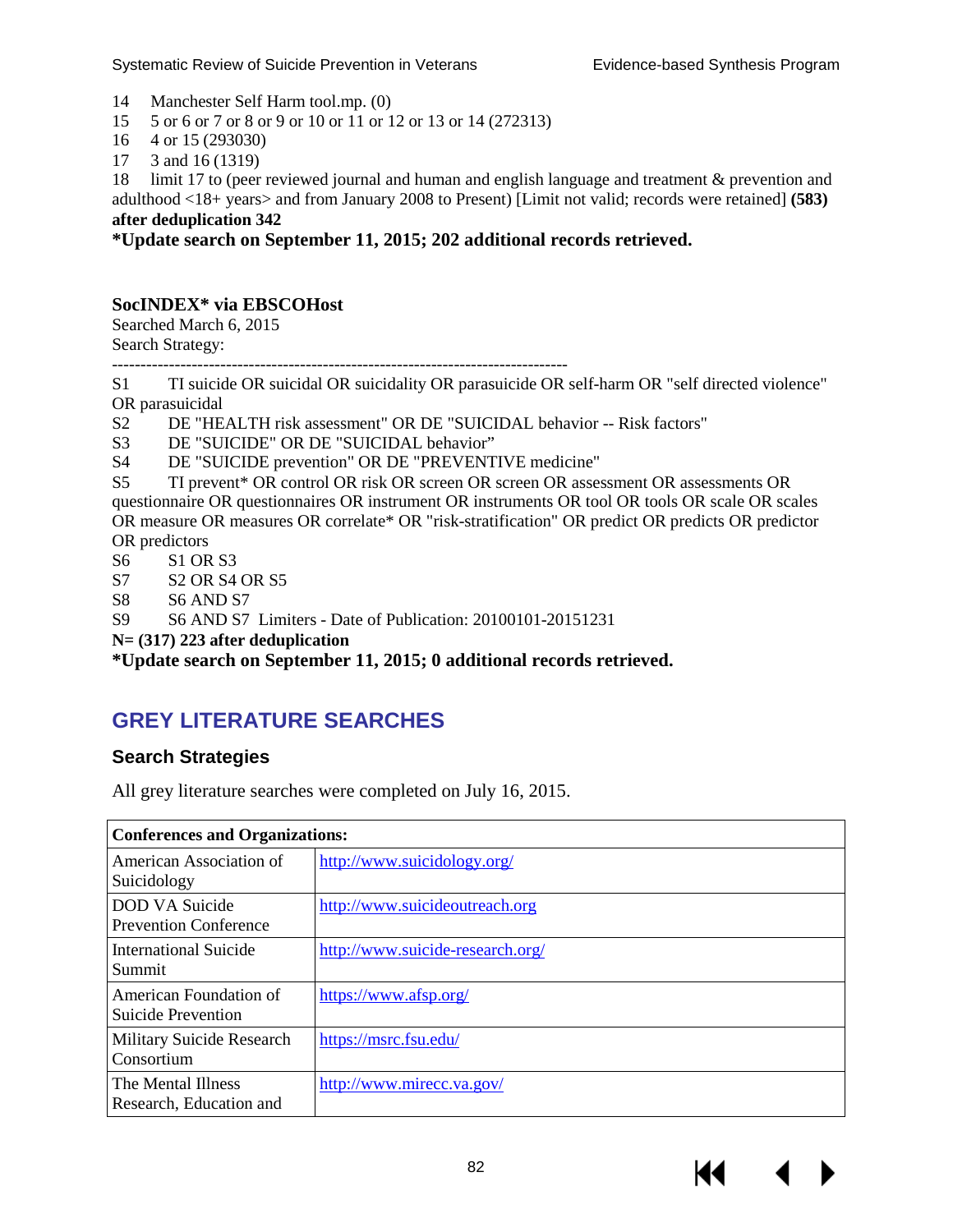14 Manchester Self Harm tool.mp. (0)
15 5 or 6 or 7 or 8 or 9 or 10 or 11 or 12 or 13 or 14 (272313)
16 4 or 15 (293030)
17 3 and 16 (1319)
18 limit 17 to (peer reviewed journal and human and english language and treatment & prevention and adulthood <18+ years> and from January 2008 to Present) [Limit not valid; records were retained] **(583) after deduplication 342**
**\*Update search on September 11, 2015; 202 additional records retrieved.**

**SocINDEX\* via EBSCOHost**
Searched March 6, 2015
Search Strategy:
--------------------------------------------------------------------------------
S1 TI suicide OR suicidal OR suicidality OR parasuicide OR self-harm OR "self directed violence" OR parasuicidal
S2 DE "HEALTH risk assessment" OR DE "SUICIDAL behavior -- Risk factors"
S3 DE "SUICIDE" OR DE "SUICIDAL behavior"
S4 DE "SUICIDE prevention" OR DE "PREVENTIVE medicine"
S5 TI prevent* OR control OR risk OR screen OR screen OR assessment OR assessments OR questionnaire OR questionnaires OR instrument OR instruments OR tool OR tools OR scale OR scales OR measure OR measures OR correlate* OR "risk-stratification" OR predict OR predicts OR predictor OR predictors
S6 S1 OR S3
S7 S2 OR S4 OR S5
S8 S6 AND S7
S9 S6 AND S7 Limiters - Date of Publication: 20100101-20151231
**N= (317) 223 after deduplication**
**\*Update search on September 11, 2015; 0 additional records retrieved.**

## GREY LITERATURE SEARCHES

### Search Strategies

All grey literature searches were completed on July 16, 2015.

| **Conferences and Organizations:** | |
|---|---|
| American Association of Suicidology | http://www.suicidology.org/ |
| DOD VA Suicide Prevention Conference | http://www.suicideoutreach.org |
| International Suicide Summit | http://www.suicide-research.org/ |
| American Foundation of Suicide Prevention | https://www.afsp.org/ |
| Military Suicide Research Consortium | https://msrc.fsu.edu/ |
| The Mental Illness Research, Education and | http://www.mirecc.va.gov/ |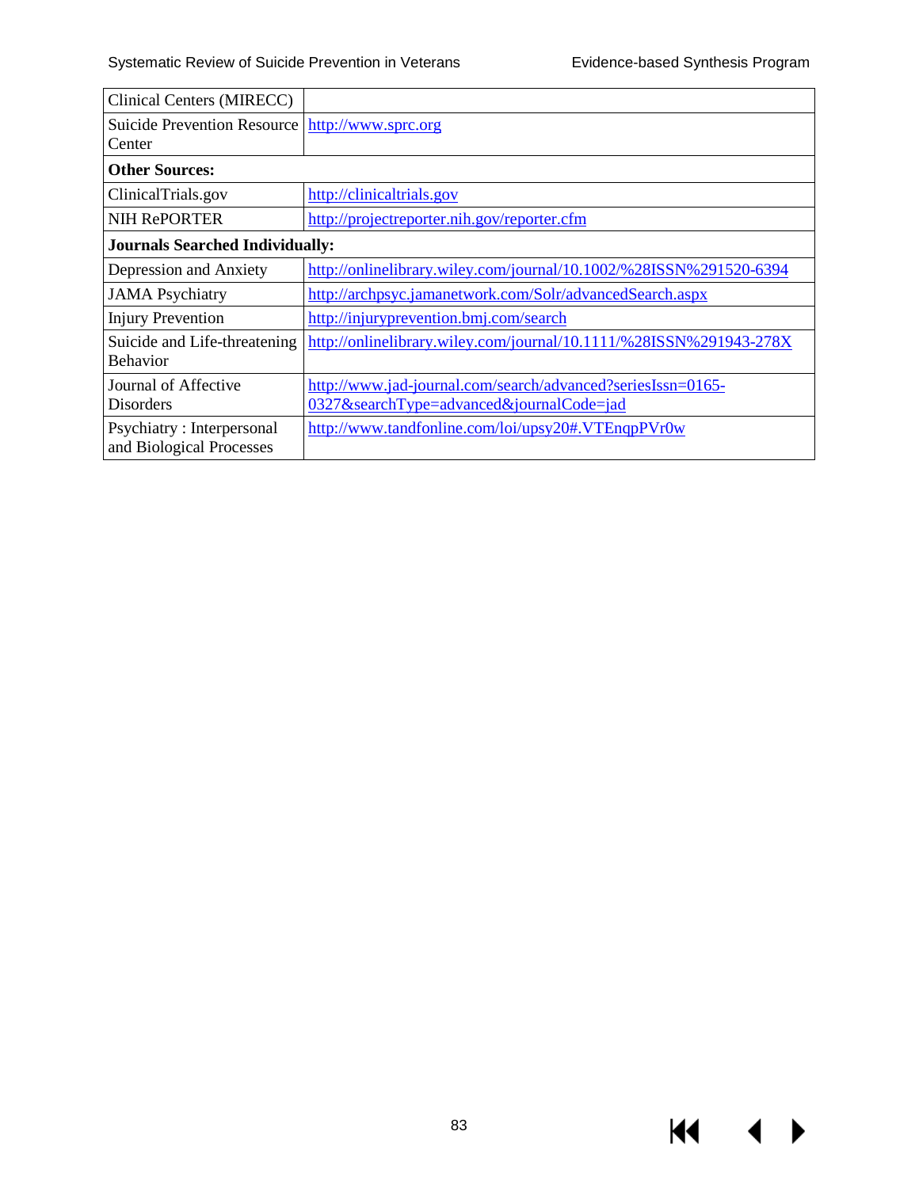| | |
|---|---|
| Clinical Centers (MIRECC) | |
| Suicide Prevention Resource Center | http://www.sprc.org |
| **Other Sources:** | |
| ClinicalTrials.gov | http://clinicaltrials.gov |
| NIH RePORTER | http://projectreporter.nih.gov/reporter.cfm |
| **Journals Searched Individually:** | |
| Depression and Anxiety | http://onlinelibrary.wiley.com/journal/10.1002/%28ISSN%291520-6394 |
| JAMA Psychiatry | http://archpsyc.jamanetwork.com/Solr/advancedSearch.aspx |
| Injury Prevention | http://injuryprevention.bmj.com/search |
| Suicide and Life-threatening Behavior | http://onlinelibrary.wiley.com/journal/10.1111/%28ISSN%291943-278X |
| Journal of Affective Disorders | http://www.jad-journal.com/search/advanced?seriesIssn=0165-0327&searchType=advanced&journalCode=jad |
| Psychiatry : Interpersonal and Biological Processes | http://www.tandfonline.com/loi/upsy20#.VTEnqpPVr0w |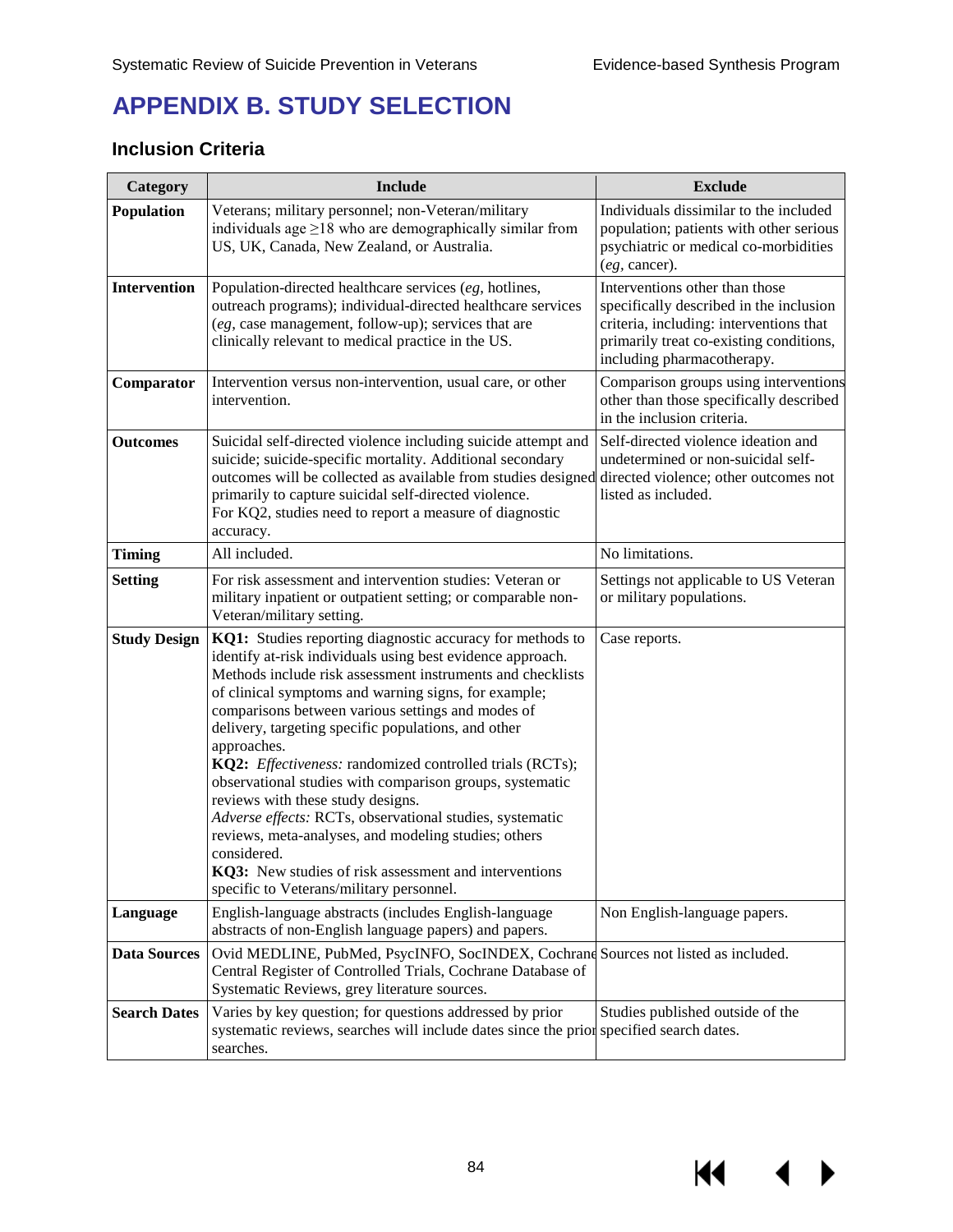# APPENDIX B. STUDY SELECTION

## Inclusion Criteria

| Category | Include | Exclude |
|---|---|---|
| **Population** | Veterans; military personnel; non-Veteran/military individuals age ≥18 who are demographically similar from US, UK, Canada, New Zealand, or Australia. | Individuals dissimilar to the included population; patients with other serious psychiatric or medical co-morbidities (*eg*, cancer). |
| **Intervention** | Population-directed healthcare services (*eg*, hotlines, outreach programs); individual-directed healthcare services (*eg*, case management, follow-up); services that are clinically relevant to medical practice in the US. | Interventions other than those specifically described in the inclusion criteria, including: interventions that primarily treat co-existing conditions, including pharmacotherapy. |
| **Comparator** | Intervention versus non-intervention, usual care, or other intervention. | Comparison groups using interventions other than those specifically described in the inclusion criteria. |
| **Outcomes** | Suicidal self-directed violence including suicide attempt and suicide; suicide-specific mortality. Additional secondary outcomes will be collected as available from studies designed primarily to capture suicidal self-directed violence.<br>For KQ2, studies need to report a measure of diagnostic accuracy. | Self-directed violence ideation and undetermined or non-suicidal self-directed violence; other outcomes not listed as included. |
| **Timing** | All included. | No limitations. |
| **Setting** | For risk assessment and intervention studies: Veteran or military inpatient or outpatient setting; or comparable non-Veteran/military setting. | Settings not applicable to US Veteran or military populations. |
| **Study Design** | **KQ1:** Studies reporting diagnostic accuracy for methods to identify at-risk individuals using best evidence approach. Methods include risk assessment instruments and checklists of clinical symptoms and warning signs, for example; comparisons between various settings and modes of delivery, targeting specific populations, and other approaches.<br>**KQ2:** *Effectiveness:* randomized controlled trials (RCTs); observational studies with comparison groups, systematic reviews with these study designs.<br>*Adverse effects:* RCTs, observational studies, systematic reviews, meta-analyses, and modeling studies; others considered.<br>**KQ3:** New studies of risk assessment and interventions specific to Veterans/military personnel. | Case reports. |
| **Language** | English-language abstracts (includes English-language abstracts of non-English language papers) and papers. | Non English-language papers. |
| **Data Sources** | Ovid MEDLINE, PubMed, PsycINFO, SocINDEX, Cochrane Central Register of Controlled Trials, Cochrane Database of Systematic Reviews, grey literature sources. | Sources not listed as included. |
| **Search Dates** | Varies by key question; for questions addressed by prior systematic reviews, searches will include dates since the prior searches. | Studies published outside of the specified search dates. |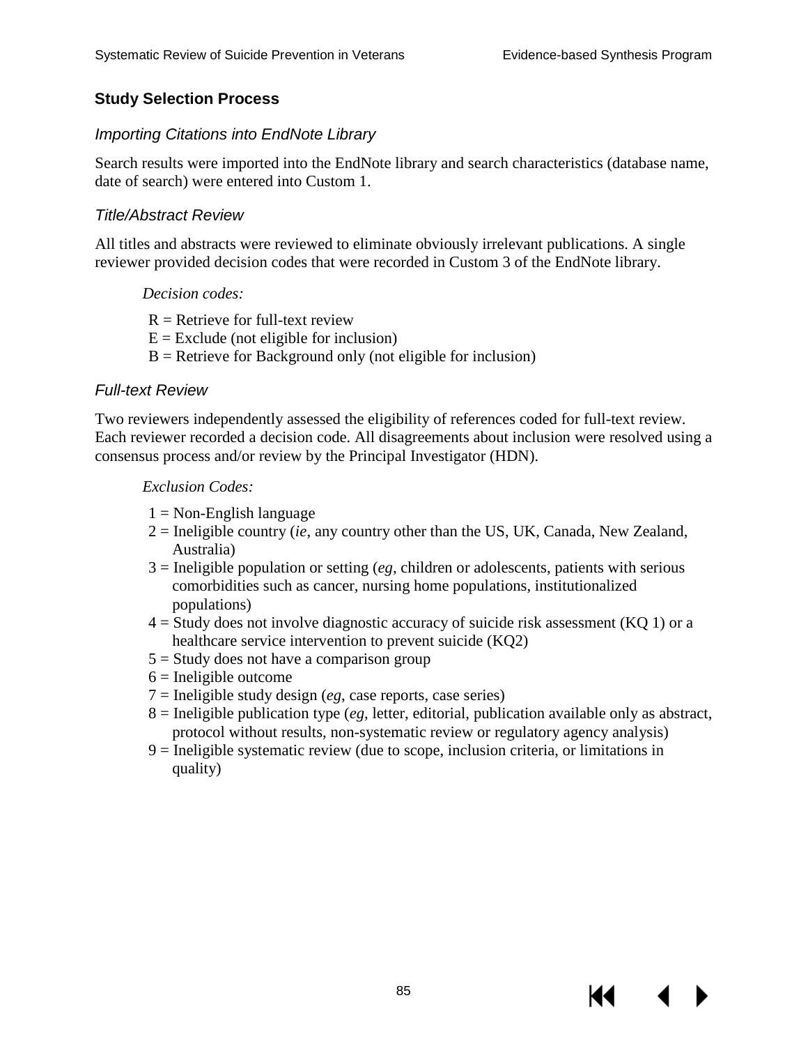## Study Selection Process

### *Importing Citations into EndNote Library*

Search results were imported into the EndNote library and search characteristics (database name, date of search) were entered into Custom 1.

### *Title/Abstract Review*

All titles and abstracts were reviewed to eliminate obviously irrelevant publications. A single reviewer provided decision codes that were recorded in Custom 3 of the EndNote library.

*Decision codes:*

R = Retrieve for full-text review
E = Exclude (not eligible for inclusion)
B = Retrieve for Background only (not eligible for inclusion)

### *Full-text Review*

Two reviewers independently assessed the eligibility of references coded for full-text review. Each reviewer recorded a decision code. All disagreements about inclusion were resolved using a consensus process and/or review by the Principal Investigator (HDN).

*Exclusion Codes:*

1 = Non-English language
2 = Ineligible country (*ie*, any country other than the US, UK, Canada, New Zealand, Australia)
3 = Ineligible population or setting (*eg*, children or adolescents, patients with serious comorbidities such as cancer, nursing home populations, institutionalized populations)
4 = Study does not involve diagnostic accuracy of suicide risk assessment (KQ 1) or a healthcare service intervention to prevent suicide (KQ2)
5 = Study does not have a comparison group
6 = Ineligible outcome
7 = Ineligible study design (*eg*, case reports, case series)
8 = Ineligible publication type (*eg*, letter, editorial, publication available only as abstract, protocol without results, non-systematic review or regulatory agency analysis)
9 = Ineligible systematic review (due to scope, inclusion criteria, or limitations in quality)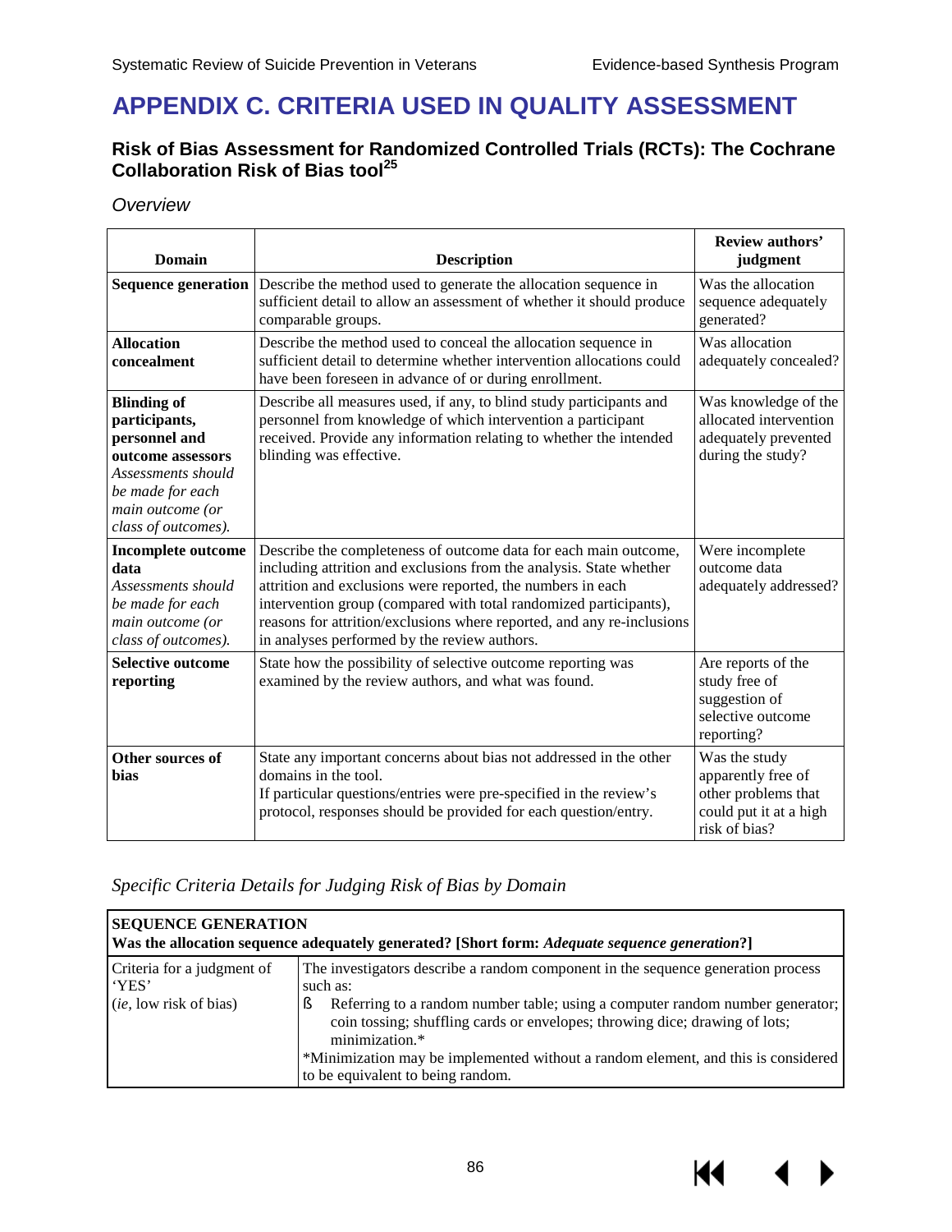# APPENDIX C. CRITERIA USED IN QUALITY ASSESSMENT

## Risk of Bias Assessment for Randomized Controlled Trials (RCTs): The Cochrane Collaboration Risk of Bias tool[25]

*Overview*

| Domain | Description | Review authors' judgment |
|---|---|---|
| **Sequence generation** | Describe the method used to generate the allocation sequence in sufficient detail to allow an assessment of whether it should produce comparable groups. | Was the allocation sequence adequately generated? |
| **Allocation concealment** | Describe the method used to conceal the allocation sequence in sufficient detail to determine whether intervention allocations could have been foreseen in advance of or during enrollment. | Was allocation adequately concealed? |
| **Blinding of participants, personnel and outcome assessors** *Assessments should be made for each main outcome (or class of outcomes).* | Describe all measures used, if any, to blind study participants and personnel from knowledge of which intervention a participant received. Provide any information relating to whether the intended blinding was effective. | Was knowledge of the allocated intervention adequately prevented during the study? |
| **Incomplete outcome data** *Assessments should be made for each main outcome (or class of outcomes).* | Describe the completeness of outcome data for each main outcome, including attrition and exclusions from the analysis. State whether attrition and exclusions were reported, the numbers in each intervention group (compared with total randomized participants), reasons for attrition/exclusions where reported, and any re-inclusions in analyses performed by the review authors. | Were incomplete outcome data adequately addressed? |
| **Selective outcome reporting** | State how the possibility of selective outcome reporting was examined by the review authors, and what was found. | Are reports of the study free of suggestion of selective outcome reporting? |
| **Other sources of bias** | State any important concerns about bias not addressed in the other domains in the tool. If particular questions/entries were pre-specified in the review's protocol, responses should be provided for each question/entry. | Was the study apparently free of other problems that could put it at a high risk of bias? |

*Specific Criteria Details for Judging Risk of Bias by Domain*

| **SEQUENCE GENERATION** Was the allocation sequence adequately generated? [Short form: *Adequate sequence generation*?] | |
|---|---|
| Criteria for a judgment of 'YES' (*ie*, low risk of bias) | The investigators describe a random component in the sequence generation process such as: <br> ▪ Referring to a random number table; using a computer random number generator; coin tossing; shuffling cards or envelopes; throwing dice; drawing of lots; minimization.* <br> *Minimization may be implemented without a random element, and this is considered to be equivalent to being random. |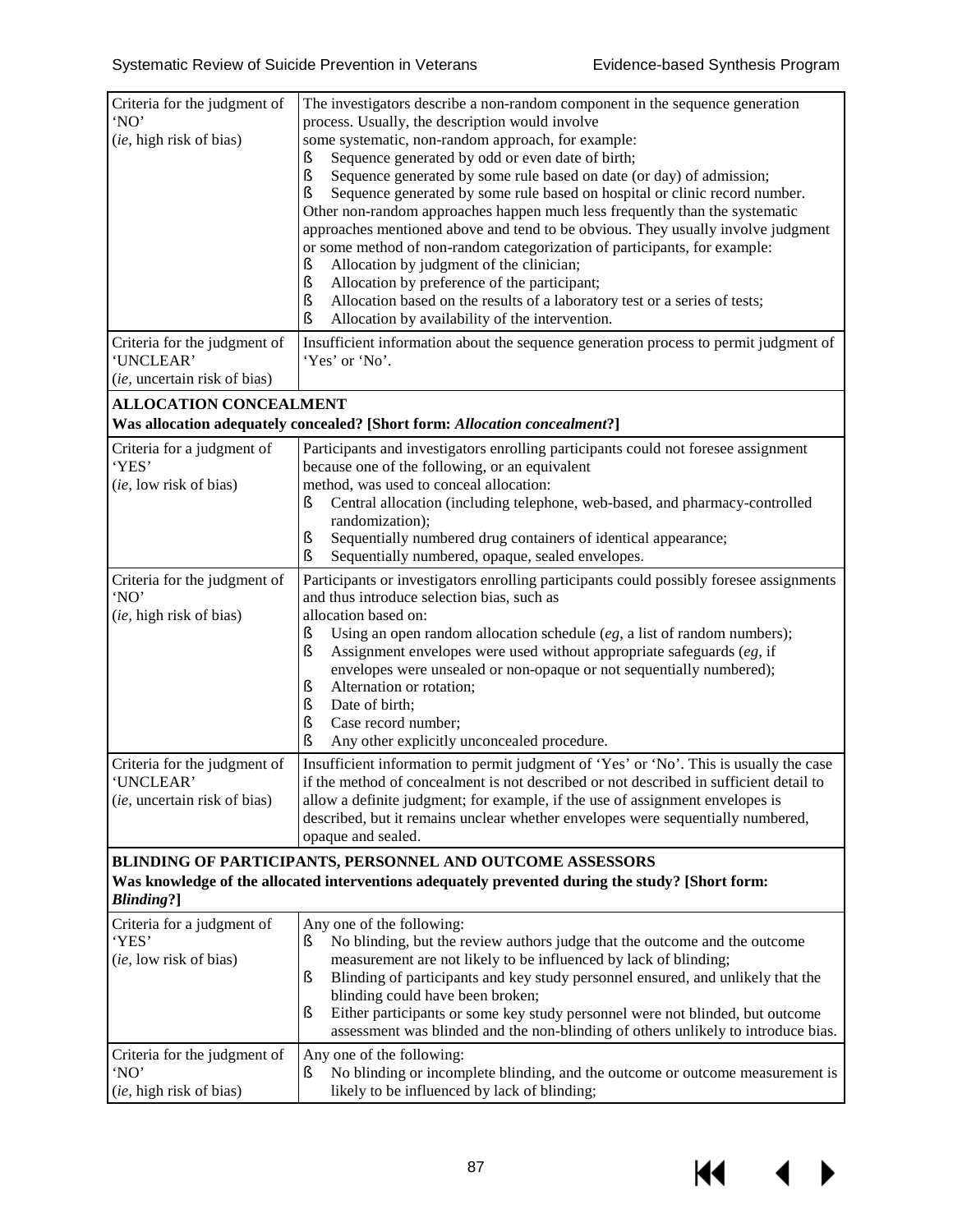| | |
|---|---|
| Criteria for the judgment of 'NO'<br>(*ie*, high risk of bias) | The investigators describe a non-random component in the sequence generation process. Usually, the description would involve some systematic, non-random approach, for example:<br>§ Sequence generated by odd or even date of birth;<br>§ Sequence generated by some rule based on date (or day) of admission;<br>§ Sequence generated by some rule based on hospital or clinic record number.<br>Other non-random approaches happen much less frequently than the systematic approaches mentioned above and tend to be obvious. They usually involve judgment or some method of non-random categorization of participants, for example:<br>§ Allocation by judgment of the clinician;<br>§ Allocation by preference of the participant;<br>§ Allocation based on the results of a laboratory test or a series of tests;<br>§ Allocation by availability of the intervention. |
| Criteria for the judgment of 'UNCLEAR'<br>(*ie*, uncertain risk of bias) | Insufficient information about the sequence generation process to permit judgment of 'Yes' or 'No'. |
| **ALLOCATION CONCEALMENT**<br>**Was allocation adequately concealed? [Short form: *Allocation concealment*?]** | |
| Criteria for a judgment of 'YES'<br>(*ie*, low risk of bias) | Participants and investigators enrolling participants could not foresee assignment because one of the following, or an equivalent method, was used to conceal allocation:<br>§ Central allocation (including telephone, web-based, and pharmacy-controlled randomization);<br>§ Sequentially numbered drug containers of identical appearance;<br>§ Sequentially numbered, opaque, sealed envelopes. |
| Criteria for the judgment of 'NO'<br>(*ie*, high risk of bias) | Participants or investigators enrolling participants could possibly foresee assignments and thus introduce selection bias, such as allocation based on:<br>§ Using an open random allocation schedule (*eg*, a list of random numbers);<br>§ Assignment envelopes were used without appropriate safeguards (*eg*, if envelopes were unsealed or non-opaque or not sequentially numbered);<br>§ Alternation or rotation;<br>§ Date of birth;<br>§ Case record number;<br>§ Any other explicitly unconcealed procedure. |
| Criteria for the judgment of 'UNCLEAR'<br>(*ie*, uncertain risk of bias) | Insufficient information to permit judgment of 'Yes' or 'No'. This is usually the case if the method of concealment is not described or not described in sufficient detail to allow a definite judgment; for example, if the use of assignment envelopes is described, but it remains unclear whether envelopes were sequentially numbered, opaque and sealed. |
| **BLINDING OF PARTICIPANTS, PERSONNEL AND OUTCOME ASSESSORS**<br>**Was knowledge of the allocated interventions adequately prevented during the study? [Short form: *Blinding*?]** | |
| Criteria for a judgment of 'YES'<br>(*ie*, low risk of bias) | Any one of the following:<br>§ No blinding, but the review authors judge that the outcome and the outcome measurement are not likely to be influenced by lack of blinding;<br>§ Blinding of participants and key study personnel ensured, and unlikely that the blinding could have been broken;<br>§ Either participants or some key study personnel were not blinded, but outcome assessment was blinded and the non-blinding of others unlikely to introduce bias. |
| Criteria for the judgment of 'NO'<br>(*ie*, high risk of bias) | Any one of the following:<br>§ No blinding or incomplete blinding, and the outcome or outcome measurement is likely to be influenced by lack of blinding; |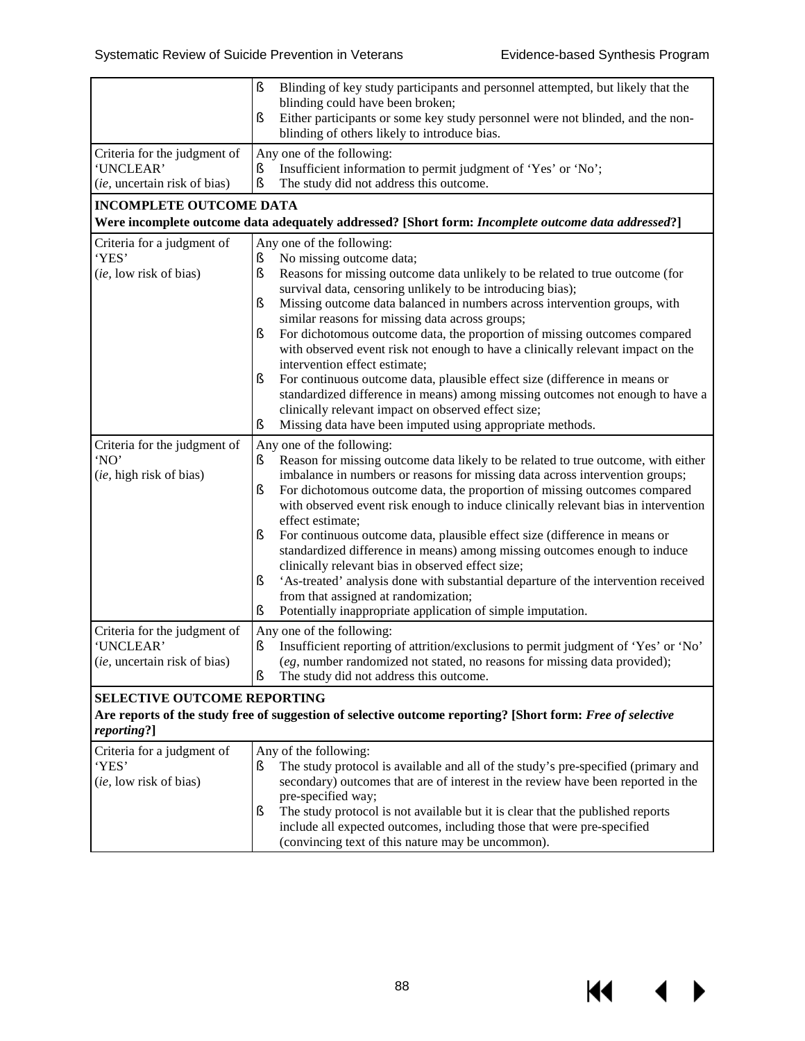| | |
|---|---|
| | ß Blinding of key study participants and personnel attempted, but likely that the blinding could have been broken;<br>ß Either participants or some key study personnel were not blinded, and the non-blinding of others likely to introduce bias. |
| Criteria for the judgment of 'UNCLEAR' (*ie*, uncertain risk of bias) | Any one of the following:<br>ß Insufficient information to permit judgment of 'Yes' or 'No';<br>ß The study did not address this outcome. |
| **INCOMPLETE OUTCOME DATA**<br>**Were incomplete outcome data adequately addressed? [Short form: *Incomplete outcome data addressed*?]** | |
| Criteria for a judgment of 'YES' (*ie*, low risk of bias) | Any one of the following:<br>ß No missing outcome data;<br>ß Reasons for missing outcome data unlikely to be related to true outcome (for survival data, censoring unlikely to be introducing bias);<br>ß Missing outcome data balanced in numbers across intervention groups, with similar reasons for missing data across groups;<br>ß For dichotomous outcome data, the proportion of missing outcomes compared with observed event risk not enough to have a clinically relevant impact on the intervention effect estimate;<br>ß For continuous outcome data, plausible effect size (difference in means or standardized difference in means) among missing outcomes not enough to have a clinically relevant impact on observed effect size;<br>ß Missing data have been imputed using appropriate methods. |
| Criteria for the judgment of 'NO' (*ie*, high risk of bias) | Any one of the following:<br>ß Reason for missing outcome data likely to be related to true outcome, with either imbalance in numbers or reasons for missing data across intervention groups;<br>ß For dichotomous outcome data, the proportion of missing outcomes compared with observed event risk enough to induce clinically relevant bias in intervention effect estimate;<br>ß For continuous outcome data, plausible effect size (difference in means or standardized difference in means) among missing outcomes enough to induce clinically relevant bias in observed effect size;<br>ß 'As-treated' analysis done with substantial departure of the intervention received from that assigned at randomization;<br>ß Potentially inappropriate application of simple imputation. |
| Criteria for the judgment of 'UNCLEAR' (*ie*, uncertain risk of bias) | Any one of the following:<br>ß Insufficient reporting of attrition/exclusions to permit judgment of 'Yes' or 'No' (*eg*, number randomized not stated, no reasons for missing data provided);<br>ß The study did not address this outcome. |
| **SELECTIVE OUTCOME REPORTING**<br>**Are reports of the study free of suggestion of selective outcome reporting? [Short form: *Free of selective reporting*?]** | |
| Criteria for a judgment of 'YES' (*ie*, low risk of bias) | Any of the following:<br>ß The study protocol is available and all of the study's pre-specified (primary and secondary) outcomes that are of interest in the review have been reported in the pre-specified way;<br>ß The study protocol is not available but it is clear that the published reports include all expected outcomes, including those that were pre-specified (convincing text of this nature may be uncommon). |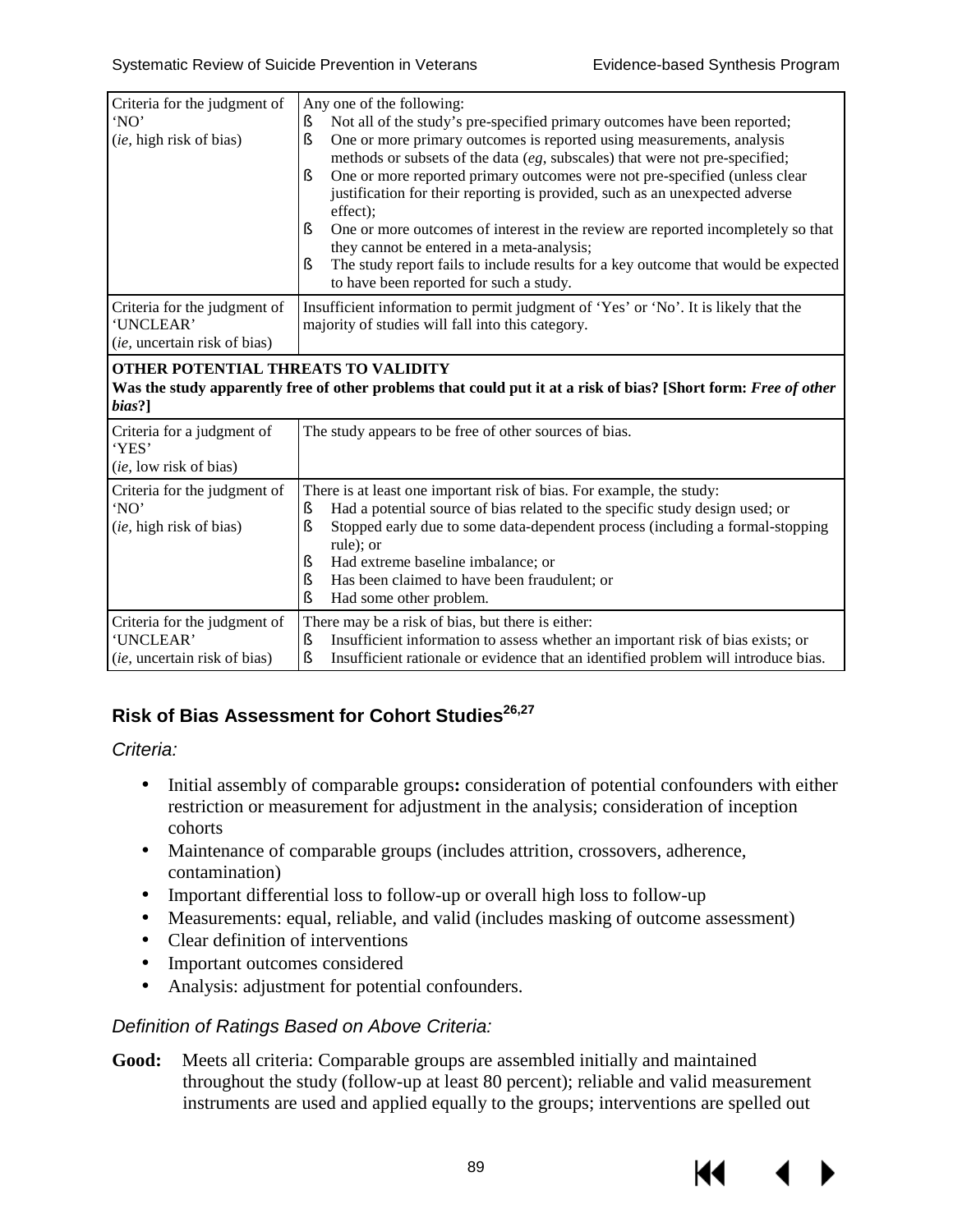| | |
|---|---|
| Criteria for the judgment of 'NO'<br>(*ie*, high risk of bias) | Any one of the following:<br>§ Not all of the study's pre-specified primary outcomes have been reported;<br>§ One or more primary outcomes is reported using measurements, analysis methods or subsets of the data (*eg*, subscales) that were not pre-specified;<br>§ One or more reported primary outcomes were not pre-specified (unless clear justification for their reporting is provided, such as an unexpected adverse effect);<br>§ One or more outcomes of interest in the review are reported incompletely so that they cannot be entered in a meta-analysis;<br>§ The study report fails to include results for a key outcome that would be expected to have been reported for such a study. |
| Criteria for the judgment of 'UNCLEAR'<br>(*ie*, uncertain risk of bias) | Insufficient information to permit judgment of 'Yes' or 'No'. It is likely that the majority of studies will fall into this category. |
| **OTHER POTENTIAL THREATS TO VALIDITY**<br>**Was the study apparently free of other problems that could put it at a risk of bias? [Short form: *Free of other bias*?]** | |
| Criteria for a judgment of 'YES'<br>(*ie*, low risk of bias) | The study appears to be free of other sources of bias. |
| Criteria for the judgment of 'NO'<br>(*ie*, high risk of bias) | There is at least one important risk of bias. For example, the study:<br>§ Had a potential source of bias related to the specific study design used; or<br>§ Stopped early due to some data-dependent process (including a formal-stopping rule); or<br>§ Had extreme baseline imbalance; or<br>§ Has been claimed to have been fraudulent; or<br>§ Had some other problem. |
| Criteria for the judgment of 'UNCLEAR'<br>(*ie*, uncertain risk of bias) | There may be a risk of bias, but there is either:<br>§ Insufficient information to assess whether an important risk of bias exists; or<br>§ Insufficient rationale or evidence that an identified problem will introduce bias. |

## Risk of Bias Assessment for Cohort Studies[26,27]

*Criteria:*

- Initial assembly of comparable groups**:** consideration of potential confounders with either restriction or measurement for adjustment in the analysis; consideration of inception cohorts
- Maintenance of comparable groups (includes attrition, crossovers, adherence, contamination)
- Important differential loss to follow-up or overall high loss to follow-up
- Measurements: equal, reliable, and valid (includes masking of outcome assessment)
- Clear definition of interventions
- Important outcomes considered
- Analysis: adjustment for potential confounders.

*Definition of Ratings Based on Above Criteria:*

**Good:** Meets all criteria: Comparable groups are assembled initially and maintained throughout the study (follow-up at least 80 percent); reliable and valid measurement instruments are used and applied equally to the groups; interventions are spelled out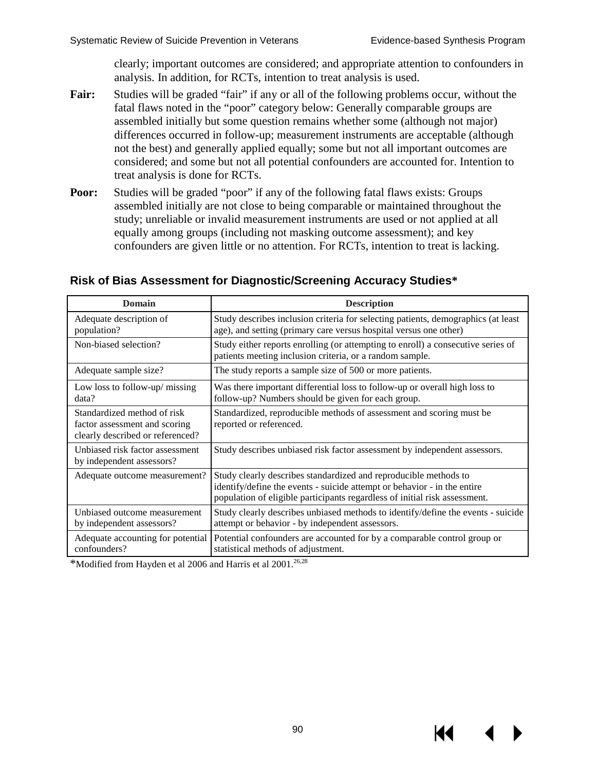clearly; important outcomes are considered; and appropriate attention to confounders in analysis. In addition, for RCTs, intention to treat analysis is used.

**Fair:** Studies will be graded "fair" if any or all of the following problems occur, without the fatal flaws noted in the "poor" category below: Generally comparable groups are assembled initially but some question remains whether some (although not major) differences occurred in follow-up; measurement instruments are acceptable (although not the best) and generally applied equally; some but not all important outcomes are considered; and some but not all potential confounders are accounted for. Intention to treat analysis is done for RCTs.

**Poor:** Studies will be graded "poor" if any of the following fatal flaws exists: Groups assembled initially are not close to being comparable or maintained throughout the study; unreliable or invalid measurement instruments are used or not applied at all equally among groups (including not masking outcome assessment); and key confounders are given little or no attention. For RCTs, intention to treat is lacking.

### Risk of Bias Assessment for Diagnostic/Screening Accuracy Studies*

| Domain | Description |
|---|---|
| Adequate description of population? | Study describes inclusion criteria for selecting patients, demographics (at least age), and setting (primary care versus hospital versus one other) |
| Non-biased selection? | Study either reports enrolling (or attempting to enroll) a consecutive series of patients meeting inclusion criteria, or a random sample. |
| Adequate sample size? | The study reports a sample size of 500 or more patients. |
| Low loss to follow-up/ missing data? | Was there important differential loss to follow-up or overall high loss to follow-up? Numbers should be given for each group. |
| Standardized method of risk factor assessment and scoring clearly described or referenced? | Standardized, reproducible methods of assessment and scoring must be reported or referenced. |
| Unbiased risk factor assessment by independent assessors? | Study describes unbiased risk factor assessment by independent assessors. |
| Adequate outcome measurement? | Study clearly describes standardized and reproducible methods to identify/define the events - suicide attempt or behavior - in the entire population of eligible participants regardless of initial risk assessment. |
| Unbiased outcome measurement by independent assessors? | Study clearly describes unbiased methods to identify/define the events - suicide attempt or behavior - by independent assessors. |
| Adequate accounting for potential confounders? | Potential confounders are accounted for by a comparable control group or statistical methods of adjustment. |

*Modified from Hayden et al 2006 and Harris et al 2001.[26,28]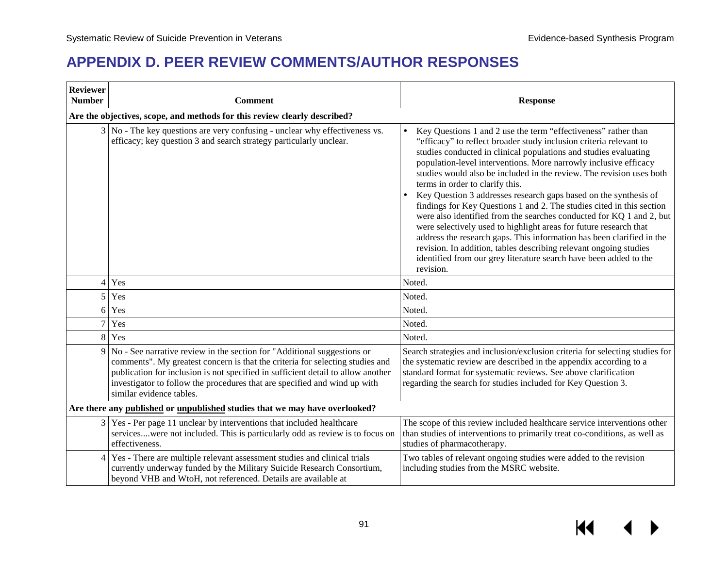# APPENDIX D. PEER REVIEW COMMENTS/AUTHOR RESPONSES

| Reviewer Number | Comment | Response |
|---|---|---|
| **Are the objectives, scope, and methods for this review clearly described?** | | |
| 3 | No - The key questions are very confusing - unclear why effectiveness vs. efficacy; key question 3 and search strategy particularly unclear. | • Key Questions 1 and 2 use the term "effectiveness" rather than "efficacy" to reflect broader study inclusion criteria relevant to studies conducted in clinical populations and studies evaluating population-level interventions. More narrowly inclusive efficacy studies would also be included in the review. The revision uses both terms in order to clarify this.<br>• Key Question 3 addresses research gaps based on the synthesis of findings for Key Questions 1 and 2. The studies cited in this section were also identified from the searches conducted for KQ 1 and 2, but were selectively used to highlight areas for future research that address the research gaps. This information has been clarified in the revision. In addition, tables describing relevant ongoing studies identified from our grey literature search have been added to the revision. |
| 4 | Yes | Noted. |
| 5 | Yes | Noted. |
| 6 | Yes | Noted. |
| 7 | Yes | Noted. |
| 8 | Yes | Noted. |
| 9 | No - See narrative review in the section for "Additional suggestions or comments". My greatest concern is that the criteria for selecting studies and publication for inclusion is not specified in sufficient detail to allow another investigator to follow the procedures that are specified and wind up with similar evidence tables. | Search strategies and inclusion/exclusion criteria for selecting studies for the systematic review are described in the appendix according to a standard format for systematic reviews. See above clarification regarding the search for studies included for Key Question 3. |
| **Are there any published or unpublished studies that we may have overlooked?** | | |
| 3 | Yes - Per page 11 unclear by interventions that included healthcare services....were not included. This is particularly odd as review is to focus on effectiveness. | The scope of this review included healthcare service interventions other than studies of interventions to primarily treat co-conditions, as well as studies of pharmacotherapy. |
| 4 | Yes - There are multiple relevant assessment studies and clinical trials currently underway funded by the Military Suicide Research Consortium, beyond VHB and WtoH, not referenced. Details are available at | Two tables of relevant ongoing studies were added to the revision including studies from the MSRC website. |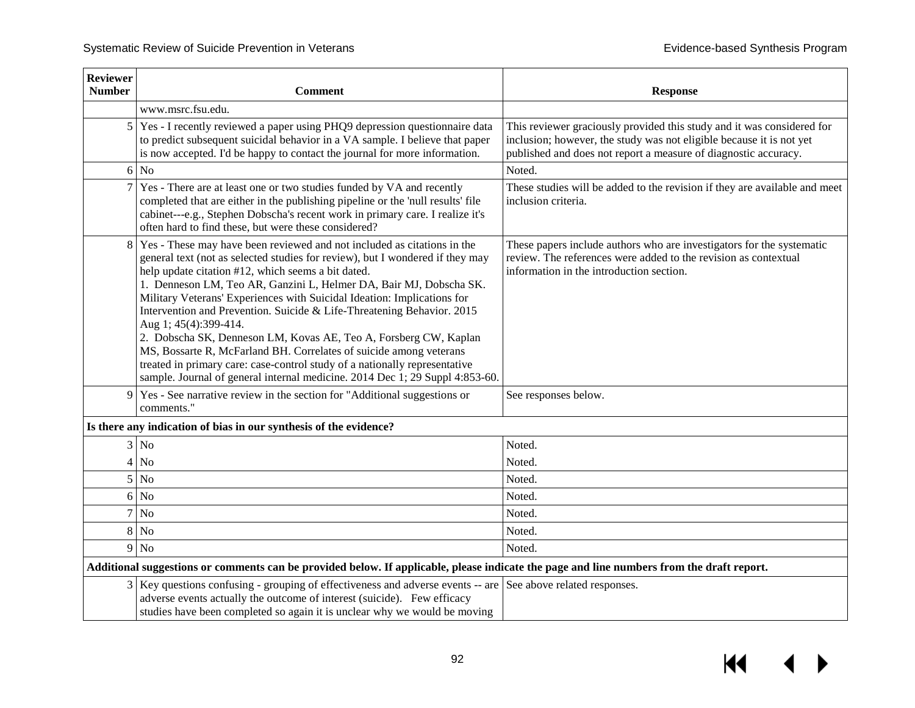| Reviewer Number | Comment | Response |
|---|---|---|
| | www.msrc.fsu.edu. | |
| 5 | Yes - I recently reviewed a paper using PHQ9 depression questionnaire data to predict subsequent suicidal behavior in a VA sample. I believe that paper is now accepted. I'd be happy to contact the journal for more information. | This reviewer graciously provided this study and it was considered for inclusion; however, the study was not eligible because it is not yet published and does not report a measure of diagnostic accuracy. |
| 6 | No | Noted. |
| 7 | Yes - There are at least one or two studies funded by VA and recently completed that are either in the publishing pipeline or the 'null results' file cabinet---e.g., Stephen Dobscha's recent work in primary care. I realize it's often hard to find these, but were these considered? | These studies will be added to the revision if they are available and meet inclusion criteria. |
| 8 | Yes - These may have been reviewed and not included as citations in the general text (not as selected studies for review), but I wondered if they may help update citation #12, which seems a bit dated.<br>1. Denneson LM, Teo AR, Ganzini L, Helmer DA, Bair MJ, Dobscha SK. Military Veterans' Experiences with Suicidal Ideation: Implications for Intervention and Prevention. Suicide & Life-Threatening Behavior. 2015 Aug 1; 45(4):399-414.<br>2. Dobscha SK, Denneson LM, Kovas AE, Teo A, Forsberg CW, Kaplan MS, Bossarte R, McFarland BH. Correlates of suicide among veterans treated in primary care: case-control study of a nationally representative sample. Journal of general internal medicine. 2014 Dec 1; 29 Suppl 4:853-60. | These papers include authors who are investigators for the systematic review. The references were added to the revision as contextual information in the introduction section. |
| 9 | Yes - See narrative review in the section for "Additional suggestions or comments." | See responses below. |
| **Is there any indication of bias in our synthesis of the evidence?** | | |
| 3 | No | Noted. |
| 4 | No | Noted. |
| 5 | No | Noted. |
| 6 | No | Noted. |
| 7 | No | Noted. |
| 8 | No | Noted. |
| 9 | No | Noted. |
| **Additional suggestions or comments can be provided below. If applicable, please indicate the page and line numbers from the draft report.** | | |
| 3 | Key questions confusing - grouping of effectiveness and adverse events -- are adverse events actually the outcome of interest (suicide). Few efficacy studies have been completed so again it is unclear why we would be moving | See above related responses. |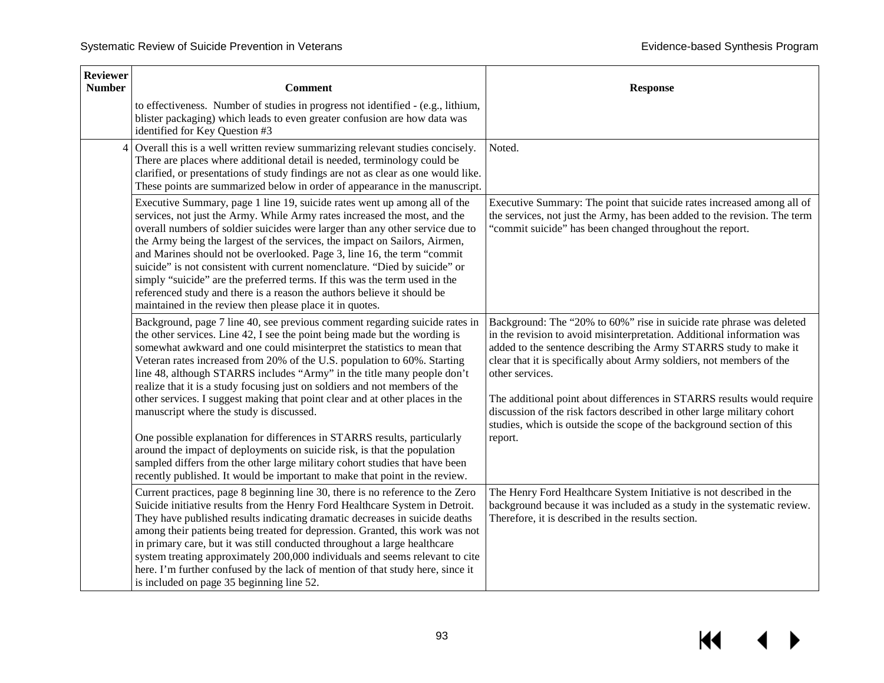| Reviewer Number | Comment | Response |
|---|---|---|
| | to effectiveness. Number of studies in progress not identified - (e.g., lithium, blister packaging) which leads to even greater confusion are how data was identified for Key Question #3 | |
| 4 | Overall this is a well written review summarizing relevant studies concisely. There are places where additional detail is needed, terminology could be clarified, or presentations of study findings are not as clear as one would like. These points are summarized below in order of appearance in the manuscript. | Noted. |
| | Executive Summary, page 1 line 19, suicide rates went up among all of the services, not just the Army. While Army rates increased the most, and the overall numbers of soldier suicides were larger than any other service due to the Army being the largest of the services, the impact on Sailors, Airmen, and Marines should not be overlooked. Page 3, line 16, the term "commit suicide" is not consistent with current nomenclature. "Died by suicide" or simply "suicide" are the preferred terms. If this was the term used in the referenced study and there is a reason the authors believe it should be maintained in the review then please place it in quotes. | Executive Summary: The point that suicide rates increased among all of the services, not just the Army, has been added to the revision. The term "commit suicide" has been changed throughout the report. |
| | Background, page 7 line 40, see previous comment regarding suicide rates in the other services. Line 42, I see the point being made but the wording is somewhat awkward and one could misinterpret the statistics to mean that Veteran rates increased from 20% of the U.S. population to 60%. Starting line 48, although STARRS includes "Army" in the title many people don't realize that it is a study focusing just on soldiers and not members of the other services. I suggest making that point clear and at other places in the manuscript where the study is discussed.<br><br>One possible explanation for differences in STARRS results, particularly around the impact of deployments on suicide risk, is that the population sampled differs from the other large military cohort studies that have been recently published. It would be important to make that point in the review. | Background: The "20% to 60%" rise in suicide rate phrase was deleted in the revision to avoid misinterpretation. Additional information was added to the sentence describing the Army STARRS study to make it clear that it is specifically about Army soldiers, not members of the other services.<br><br>The additional point about differences in STARRS results would require discussion of the risk factors described in other large military cohort studies, which is outside the scope of the background section of this report. |
| | Current practices, page 8 beginning line 30, there is no reference to the Zero Suicide initiative results from the Henry Ford Healthcare System in Detroit. They have published results indicating dramatic decreases in suicide deaths among their patients being treated for depression. Granted, this work was not in primary care, but it was still conducted throughout a large healthcare system treating approximately 200,000 individuals and seems relevant to cite here. I'm further confused by the lack of mention of that study here, since it is included on page 35 beginning line 52. | The Henry Ford Healthcare System Initiative is not described in the background because it was included as a study in the systematic review. Therefore, it is described in the results section. |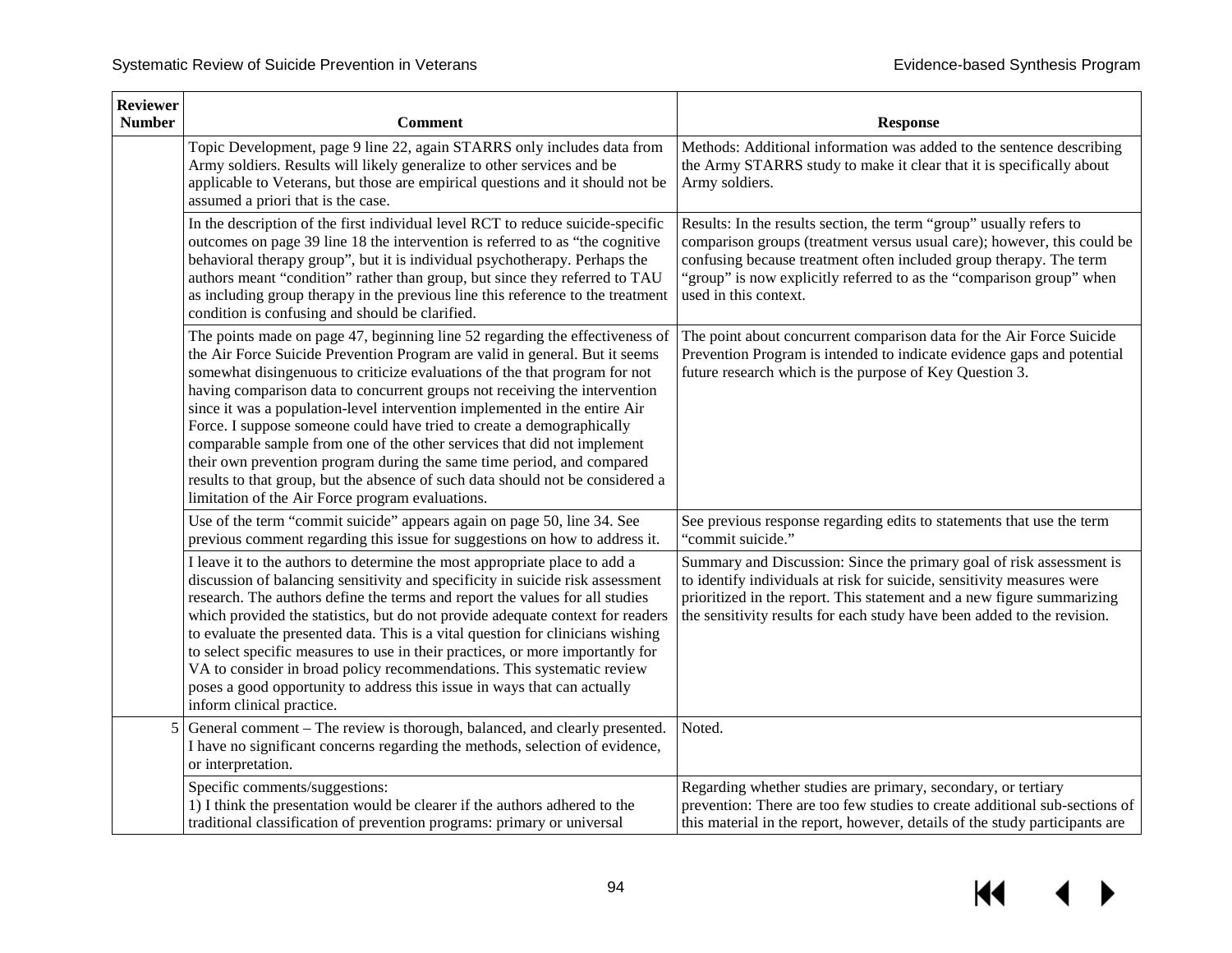| Reviewer Number | Comment | Response |
|---|---|---|
| | Topic Development, page 9 line 22, again STARRS only includes data from Army soldiers. Results will likely generalize to other services and be applicable to Veterans, but those are empirical questions and it should not be assumed a priori that is the case. | Methods: Additional information was added to the sentence describing the Army STARRS study to make it clear that it is specifically about Army soldiers. |
| | In the description of the first individual level RCT to reduce suicide-specific outcomes on page 39 line 18 the intervention is referred to as "the cognitive behavioral therapy group", but it is individual psychotherapy. Perhaps the authors meant "condition" rather than group, but since they referred to TAU as including group therapy in the previous line this reference to the treatment condition is confusing and should be clarified. | Results: In the results section, the term "group" usually refers to comparison groups (treatment versus usual care); however, this could be confusing because treatment often included group therapy. The term "group" is now explicitly referred to as the "comparison group" when used in this context. |
| | The points made on page 47, beginning line 52 regarding the effectiveness of the Air Force Suicide Prevention Program are valid in general. But it seems somewhat disingenuous to criticize evaluations of the that program for not having comparison data to concurrent groups not receiving the intervention since it was a population-level intervention implemented in the entire Air Force. I suppose someone could have tried to create a demographically comparable sample from one of the other services that did not implement their own prevention program during the same time period, and compared results to that group, but the absence of such data should not be considered a limitation of the Air Force program evaluations. | The point about concurrent comparison data for the Air Force Suicide Prevention Program is intended to indicate evidence gaps and potential future research which is the purpose of Key Question 3. |
| | Use of the term "commit suicide" appears again on page 50, line 34. See previous comment regarding this issue for suggestions on how to address it. | See previous response regarding edits to statements that use the term "commit suicide." |
| | I leave it to the authors to determine the most appropriate place to add a discussion of balancing sensitivity and specificity in suicide risk assessment research. The authors define the terms and report the values for all studies which provided the statistics, but do not provide adequate context for readers to evaluate the presented data. This is a vital question for clinicians wishing to select specific measures to use in their practices, or more importantly for VA to consider in broad policy recommendations. This systematic review poses a good opportunity to address this issue in ways that can actually inform clinical practice. | Summary and Discussion: Since the primary goal of risk assessment is to identify individuals at risk for suicide, sensitivity measures were prioritized in the report. This statement and a new figure summarizing the sensitivity results for each study have been added to the revision. |
| 5 | General comment – The review is thorough, balanced, and clearly presented. I have no significant concerns regarding the methods, selection of evidence, or interpretation. | Noted. |
| | Specific comments/suggestions:<br>1) I think the presentation would be clearer if the authors adhered to the traditional classification of prevention programs: primary or universal | Regarding whether studies are primary, secondary, or tertiary prevention: There are too few studies to create additional sub-sections of this material in the report, however, details of the study participants are |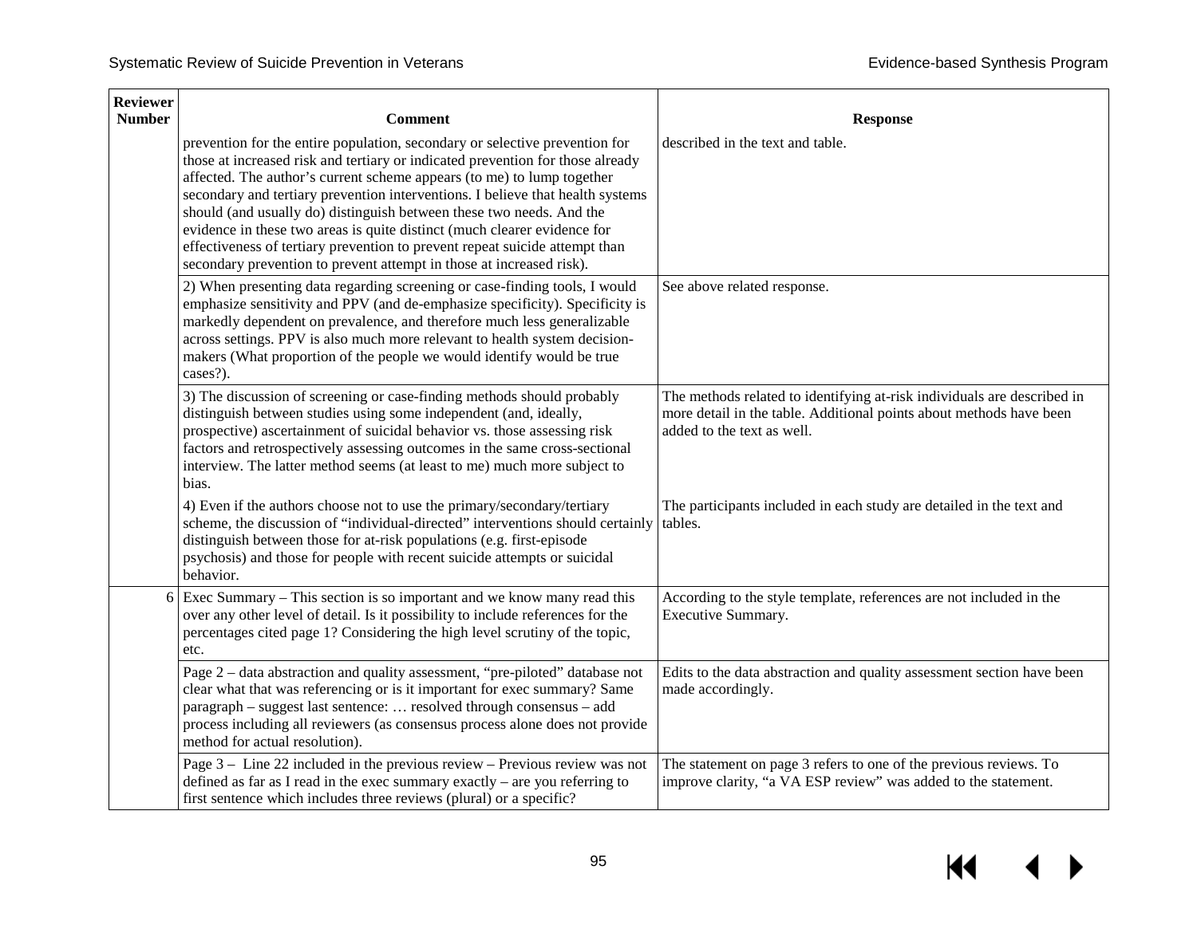| Reviewer Number | Comment | Response |
| --- | --- | --- |
| | prevention for the entire population, secondary or selective prevention for those at increased risk and tertiary or indicated prevention for those already affected. The author's current scheme appears (to me) to lump together secondary and tertiary prevention interventions. I believe that health systems should (and usually do) distinguish between these two needs. And the evidence in these two areas is quite distinct (much clearer evidence for effectiveness of tertiary prevention to prevent repeat suicide attempt than secondary prevention to prevent attempt in those at increased risk). | described in the text and table. |
| | 2) When presenting data regarding screening or case-finding tools, I would emphasize sensitivity and PPV (and de-emphasize specificity). Specificity is markedly dependent on prevalence, and therefore much less generalizable across settings. PPV is also much more relevant to health system decision-makers (What proportion of the people we would identify would be true cases?). | See above related response. |
| | 3) The discussion of screening or case-finding methods should probably distinguish between studies using some independent (and, ideally, prospective) ascertainment of suicidal behavior vs. those assessing risk factors and retrospectively assessing outcomes in the same cross-sectional interview. The latter method seems (at least to me) much more subject to bias. | The methods related to identifying at-risk individuals are described in more detail in the table. Additional points about methods have been added to the text as well. |
| | 4) Even if the authors choose not to use the primary/secondary/tertiary scheme, the discussion of "individual-directed" interventions should certainly distinguish between those for at-risk populations (e.g. first-episode psychosis) and those for people with recent suicide attempts or suicidal behavior. | The participants included in each study are detailed in the text and tables. |
| 6 | Exec Summary – This section is so important and we know many read this over any other level of detail. Is it possibility to include references for the percentages cited page 1? Considering the high level scrutiny of the topic, etc. | According to the style template, references are not included in the Executive Summary. |
| | Page 2 – data abstraction and quality assessment, "pre-piloted" database not clear what that was referencing or is it important for exec summary? Same paragraph – suggest last sentence: … resolved through consensus – add process including all reviewers (as consensus process alone does not provide method for actual resolution). | Edits to the data abstraction and quality assessment section have been made accordingly. |
| | Page 3 – Line 22 included in the previous review – Previous review was not defined as far as I read in the exec summary exactly – are you referring to first sentence which includes three reviews (plural) or a specific? | The statement on page 3 refers to one of the previous reviews. To improve clarity, "a VA ESP review" was added to the statement. |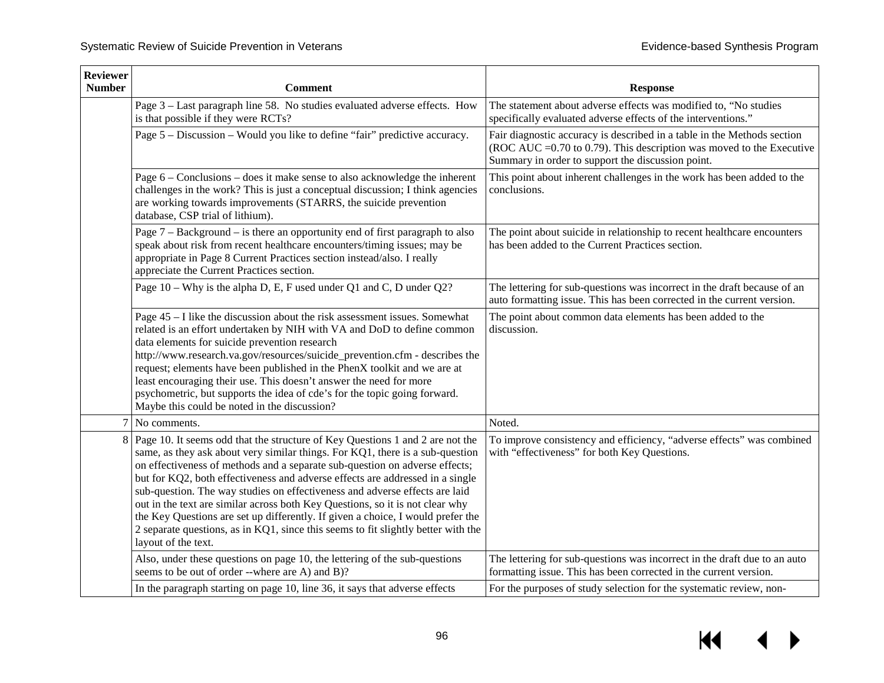| Reviewer Number | Comment | Response |
|---|---|---|
| | Page 3 – Last paragraph line 58. No studies evaluated adverse effects. How is that possible if they were RCTs? | The statement about adverse effects was modified to, "No studies specifically evaluated adverse effects of the interventions." |
| | Page 5 – Discussion – Would you like to define "fair" predictive accuracy. | Fair diagnostic accuracy is described in a table in the Methods section (ROC AUC =0.70 to 0.79). This description was moved to the Executive Summary in order to support the discussion point. |
| | Page 6 – Conclusions – does it make sense to also acknowledge the inherent challenges in the work? This is just a conceptual discussion; I think agencies are working towards improvements (STARRS, the suicide prevention database, CSP trial of lithium). | This point about inherent challenges in the work has been added to the conclusions. |
| | Page 7 – Background – is there an opportunity end of first paragraph to also speak about risk from recent healthcare encounters/timing issues; may be appropriate in Page 8 Current Practices section instead/also. I really appreciate the Current Practices section. | The point about suicide in relationship to recent healthcare encounters has been added to the Current Practices section. |
| | Page 10 – Why is the alpha D, E, F used under Q1 and C, D under Q2? | The lettering for sub-questions was incorrect in the draft because of an auto formatting issue. This has been corrected in the current version. |
| | Page 45 – I like the discussion about the risk assessment issues. Somewhat related is an effort undertaken by NIH with VA and DoD to define common data elements for suicide prevention research http://www.research.va.gov/resources/suicide_prevention.cfm - describes the request; elements have been published in the PhenX toolkit and we are at least encouraging their use. This doesn't answer the need for more psychometric, but supports the idea of cde's for the topic going forward. Maybe this could be noted in the discussion? | The point about common data elements has been added to the discussion. |
| 7 | No comments. | Noted. |
| 8 | Page 10. It seems odd that the structure of Key Questions 1 and 2 are not the same, as they ask about very similar things. For KQ1, there is a sub-question on effectiveness of methods and a separate sub-question on adverse effects; but for KQ2, both effectiveness and adverse effects are addressed in a single sub-question. The way studies on effectiveness and adverse effects are laid out in the text are similar across both Key Questions, so it is not clear why the Key Questions are set up differently. If given a choice, I would prefer the 2 separate questions, as in KQ1, since this seems to fit slightly better with the layout of the text. | To improve consistency and efficiency, "adverse effects" was combined with "effectiveness" for both Key Questions. |
| | Also, under these questions on page 10, the lettering of the sub-questions seems to be out of order --where are A) and B)? | The lettering for sub-questions was incorrect in the draft due to an auto formatting issue. This has been corrected in the current version. |
| | In the paragraph starting on page 10, line 36, it says that adverse effects | For the purposes of study selection for the systematic review, non- |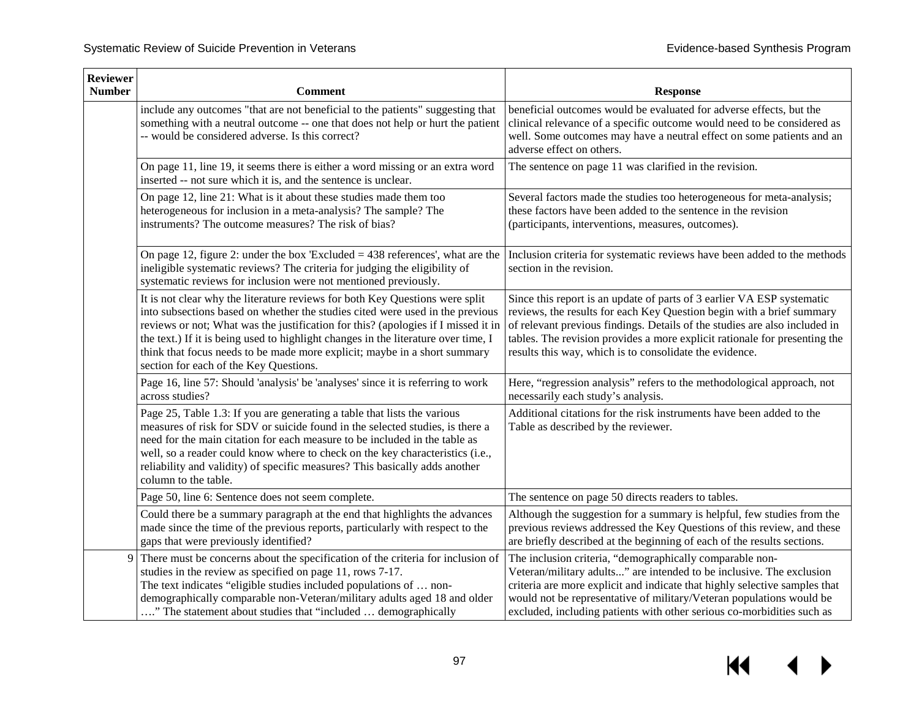| Reviewer Number | Comment | Response |
|---|---|---|
| | include any outcomes "that are not beneficial to the patients" suggesting that something with a neutral outcome -- one that does not help or hurt the patient -- would be considered adverse. Is this correct? | beneficial outcomes would be evaluated for adverse effects, but the clinical relevance of a specific outcome would need to be considered as well. Some outcomes may have a neutral effect on some patients and an adverse effect on others. |
| | On page 11, line 19, it seems there is either a word missing or an extra word inserted -- not sure which it is, and the sentence is unclear. | The sentence on page 11 was clarified in the revision. |
| | On page 12, line 21: What is it about these studies made them too heterogeneous for inclusion in a meta-analysis? The sample? The instruments? The outcome measures? The risk of bias? | Several factors made the studies too heterogeneous for meta-analysis; these factors have been added to the sentence in the revision (participants, interventions, measures, outcomes). |
| | On page 12, figure 2: under the box 'Excluded = 438 references', what are the ineligible systematic reviews? The criteria for judging the eligibility of systematic reviews for inclusion were not mentioned previously. | Inclusion criteria for systematic reviews have been added to the methods section in the revision. |
| | It is not clear why the literature reviews for both Key Questions were split into subsections based on whether the studies cited were used in the previous reviews or not; What was the justification for this? (apologies if I missed it in the text.) If it is being used to highlight changes in the literature over time, I think that focus needs to be made more explicit; maybe in a short summary section for each of the Key Questions. | Since this report is an update of parts of 3 earlier VA ESP systematic reviews, the results for each Key Question begin with a brief summary of relevant previous findings. Details of the studies are also included in tables. The revision provides a more explicit rationale for presenting the results this way, which is to consolidate the evidence. |
| | Page 16, line 57: Should 'analysis' be 'analyses' since it is referring to work across studies? | Here, "regression analysis" refers to the methodological approach, not necessarily each study's analysis. |
| | Page 25, Table 1.3: If you are generating a table that lists the various measures of risk for SDV or suicide found in the selected studies, is there a need for the main citation for each measure to be included in the table as well, so a reader could know where to check on the key characteristics (i.e., reliability and validity) of specific measures? This basically adds another column to the table. | Additional citations for the risk instruments have been added to the Table as described by the reviewer. |
| | Page 50, line 6: Sentence does not seem complete. | The sentence on page 50 directs readers to tables. |
| | Could there be a summary paragraph at the end that highlights the advances made since the time of the previous reports, particularly with respect to the gaps that were previously identified? | Although the suggestion for a summary is helpful, few studies from the previous reviews addressed the Key Questions of this review, and these are briefly described at the beginning of each of the results sections. |
| 9 | There must be concerns about the specification of the criteria for inclusion of studies in the review as specified on page 11, rows 7-17.<br>The text indicates "eligible studies included populations of … non-demographically comparable non-Veteran/military adults aged 18 and older …." The statement about studies that "included … demographically | The inclusion criteria, "demographically comparable non-Veteran/military adults..." are intended to be inclusive. The exclusion criteria are more explicit and indicate that highly selective samples that would not be representative of military/Veteran populations would be excluded, including patients with other serious co-morbidities such as |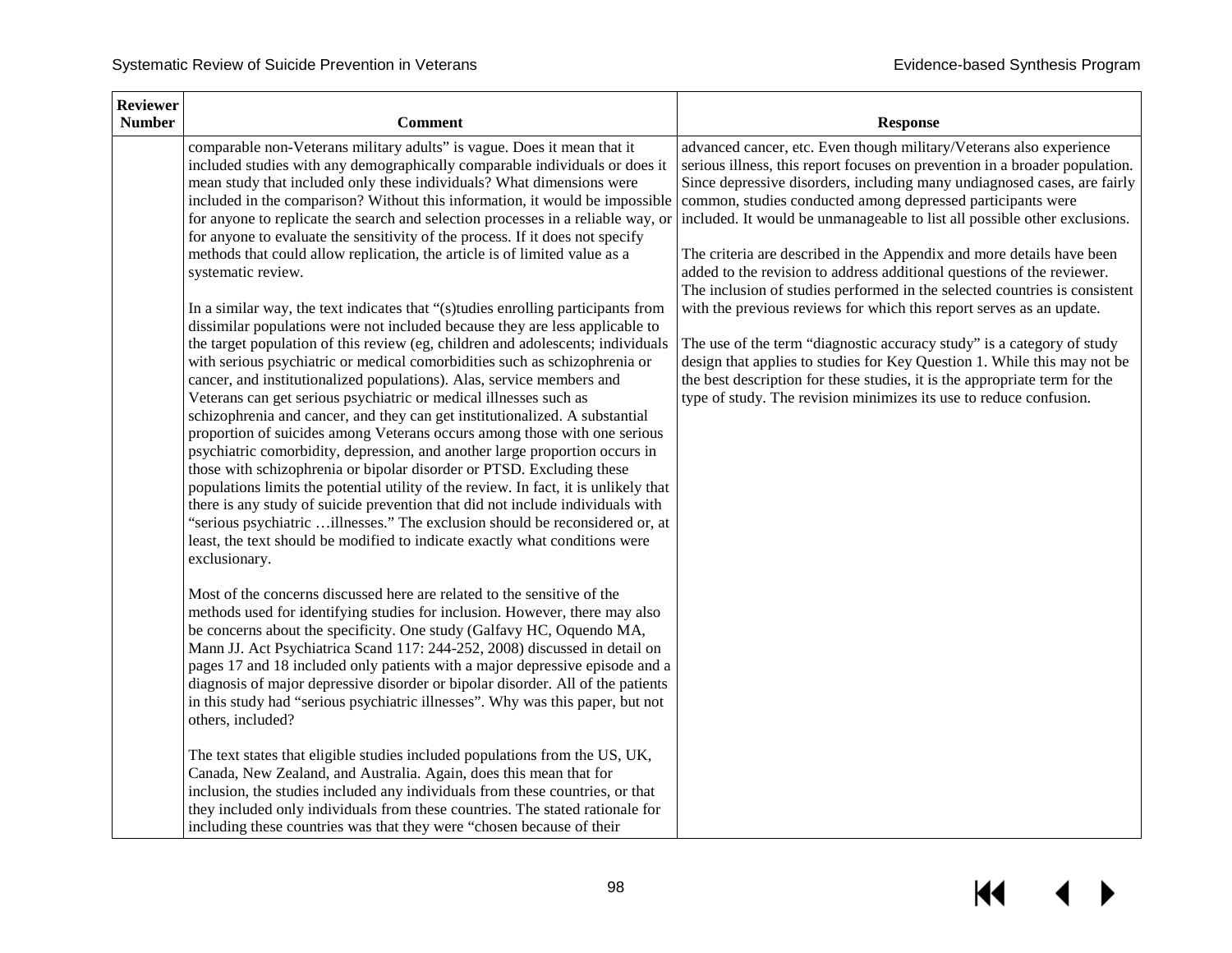| Reviewer Number | Comment | Response |
|---|---|---|
| | comparable non-Veterans military adults" is vague. Does it mean that it included studies with any demographically comparable individuals or does it mean study that included only these individuals? What dimensions were included in the comparison? Without this information, it would be impossible for anyone to replicate the search and selection processes in a reliable way, or for anyone to evaluate the sensitivity of the process. If it does not specify methods that could allow replication, the article is of limited value as a systematic review.<br><br>In a similar way, the text indicates that "(s)tudies enrolling participants from dissimilar populations were not included because they are less applicable to the target population of this review (eg, children and adolescents; individuals with serious psychiatric or medical comorbidities such as schizophrenia or cancer, and institutionalized populations). Alas, service members and Veterans can get serious psychiatric or medical illnesses such as schizophrenia and cancer, and they can get institutionalized. A substantial proportion of suicides among Veterans occurs among those with one serious psychiatric comorbidity, depression, and another large proportion occurs in those with schizophrenia or bipolar disorder or PTSD. Excluding these populations limits the potential utility of the review. In fact, it is unlikely that there is any study of suicide prevention that did not include individuals with "serious psychiatric …illnesses." The exclusion should be reconsidered or, at least, the text should be modified to indicate exactly what conditions were exclusionary.<br><br>Most of the concerns discussed here are related to the sensitive of the methods used for identifying studies for inclusion. However, there may also be concerns about the specificity. One study (Galfavy HC, Oquendo MA, Mann JJ. Act Psychiatrica Scand 117: 244-252, 2008) discussed in detail on pages 17 and 18 included only patients with a major depressive episode and a diagnosis of major depressive disorder or bipolar disorder. All of the patients in this study had "serious psychiatric illnesses". Why was this paper, but not others, included?<br><br>The text states that eligible studies included populations from the US, UK, Canada, New Zealand, and Australia. Again, does this mean that for inclusion, the studies included any individuals from these countries, or that they included only individuals from these countries. The stated rationale for including these countries was that they were "chosen because of their | advanced cancer, etc. Even though military/Veterans also experience serious illness, this report focuses on prevention in a broader population. Since depressive disorders, including many undiagnosed cases, are fairly common, studies conducted among depressed participants were included. It would be unmanageable to list all possible other exclusions.<br><br>The criteria are described in the Appendix and more details have been added to the revision to address additional questions of the reviewer. The inclusion of studies performed in the selected countries is consistent with the previous reviews for which this report serves as an update.<br><br>The use of the term "diagnostic accuracy study" is a category of study design that applies to studies for Key Question 1. While this may not be the best description for these studies, it is the appropriate term for the type of study. The revision minimizes its use to reduce confusion. |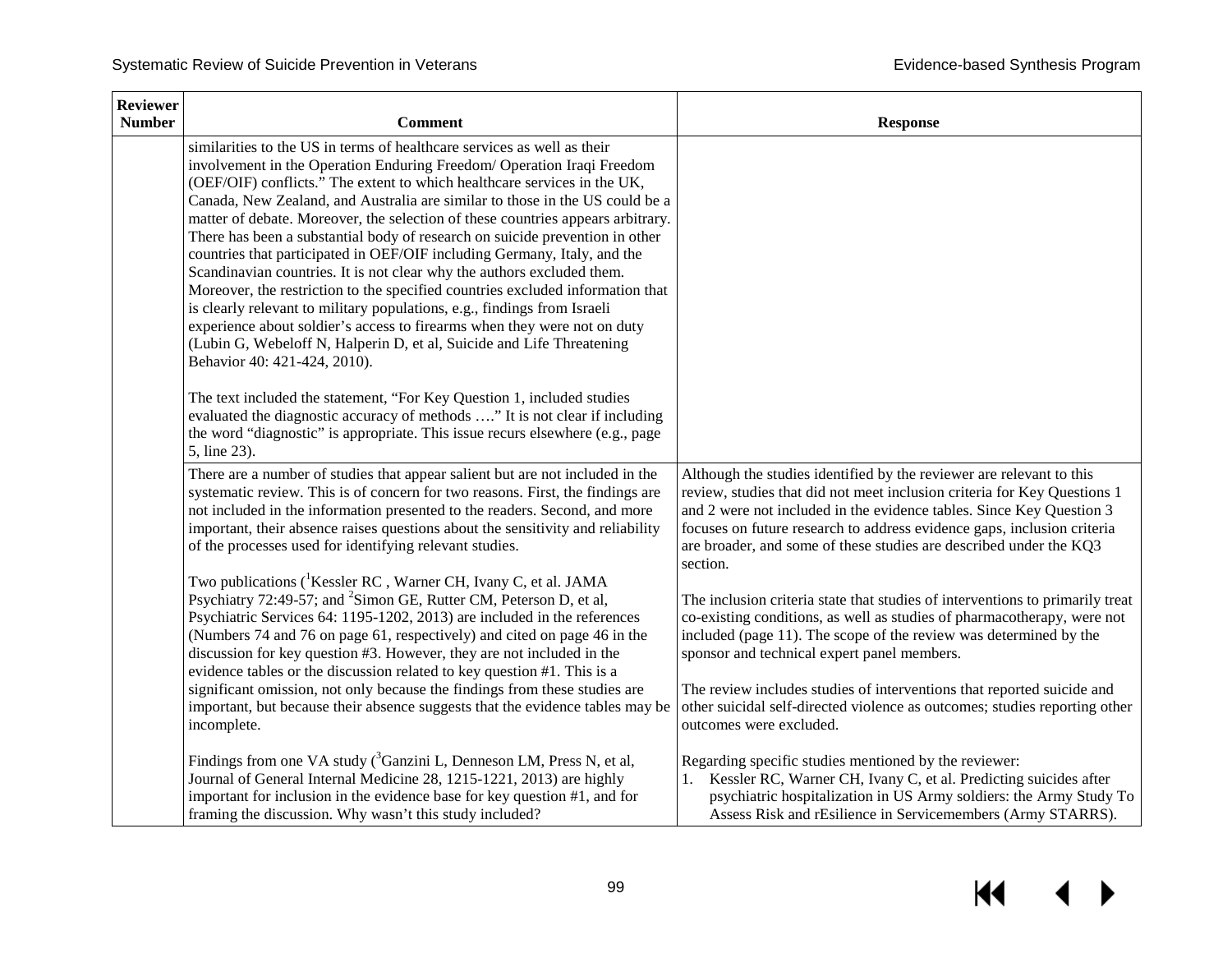| Reviewer Number | Comment | Response |
|---|---|---|
| | similarities to the US in terms of healthcare services as well as their involvement in the Operation Enduring Freedom/ Operation Iraqi Freedom (OEF/OIF) conflicts." The extent to which healthcare services in the UK, Canada, New Zealand, and Australia are similar to those in the US could be a matter of debate. Moreover, the selection of these countries appears arbitrary. There has been a substantial body of research on suicide prevention in other countries that participated in OEF/OIF including Germany, Italy, and the Scandinavian countries. It is not clear why the authors excluded them. Moreover, the restriction to the specified countries excluded information that is clearly relevant to military populations, e.g., findings from Israeli experience about soldier's access to firearms when they were not on duty (Lubin G, Webeloff N, Halperin D, et al, Suicide and Life Threatening Behavior 40: 421-424, 2010).<br><br>The text included the statement, "For Key Question 1, included studies evaluated the diagnostic accuracy of methods …." It is not clear if including the word "diagnostic" is appropriate. This issue recurs elsewhere (e.g., page 5, line 23). | |
| | There are a number of studies that appear salient but are not included in the systematic review. This is of concern for two reasons. First, the findings are not included in the information presented to the readers. Second, and more important, their absence raises questions about the sensitivity and reliability of the processes used for identifying relevant studies.<br><br>Two publications ([1]Kessler RC , Warner CH, Ivany C, et al. JAMA Psychiatry 72:49-57; and [2]Simon GE, Rutter CM, Peterson D, et al, Psychiatric Services 64: 1195-1202, 2013) are included in the references (Numbers 74 and 76 on page 61, respectively) and cited on page 46 in the discussion for key question #3. However, they are not included in the evidence tables or the discussion related to key question #1. This is a significant omission, not only because the findings from these studies are important, but because their absence suggests that the evidence tables may be incomplete.<br><br>Findings from one VA study ([3]Ganzini L, Denneson LM, Press N, et al, Journal of General Internal Medicine 28, 1215-1221, 2013) are highly important for inclusion in the evidence base for key question #1, and for framing the discussion. Why wasn't this study included? | Although the studies identified by the reviewer are relevant to this review, studies that did not meet inclusion criteria for Key Questions 1 and 2 were not included in the evidence tables. Since Key Question 3 focuses on future research to address evidence gaps, inclusion criteria are broader, and some of these studies are described under the KQ3 section.<br><br>The inclusion criteria state that studies of interventions to primarily treat co-existing conditions, as well as studies of pharmacotherapy, were not included (page 11). The scope of the review was determined by the sponsor and technical expert panel members.<br><br>The review includes studies of interventions that reported suicide and other suicidal self-directed violence as outcomes; studies reporting other outcomes were excluded.<br><br>Regarding specific studies mentioned by the reviewer:<br>1. Kessler RC, Warner CH, Ivany C, et al. Predicting suicides after psychiatric hospitalization in US Army soldiers: the Army Study To Assess Risk and rEsilience in Servicemembers (Army STARRS). |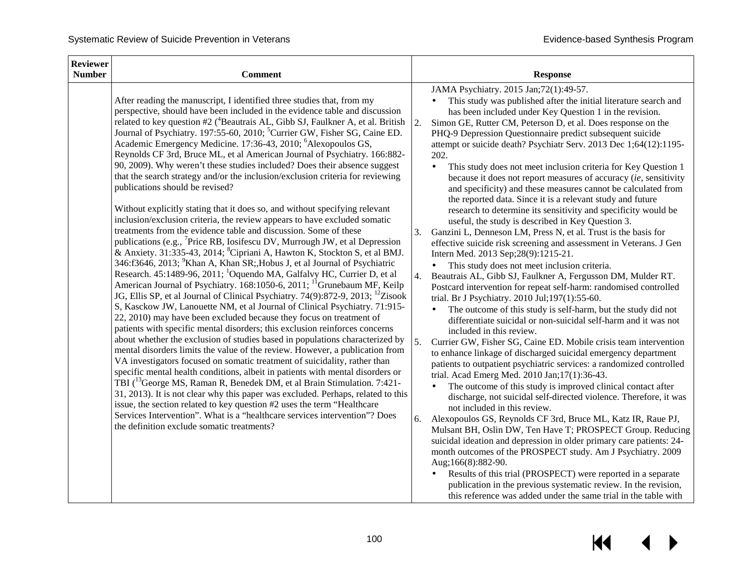| Reviewer Number | Comment | Response |
|---|---|---|
| | After reading the manuscript, I identified three studies that, from my perspective, should have been included in the evidence table and discussion related to key question #2 ([4]Beautrais AL, Gibb SJ, Faulkner A, et al. British Journal of Psychiatry. 197:55-60, 2010; [5]Currier GW, Fisher SG, Caine ED. Academic Emergency Medicine. 17:36-43, 2010; [6]Alexopoulos GS, Reynolds CF 3rd, Bruce ML, et al American Journal of Psychiatry. 166:882-90, 2009). Why weren't these studies included? Does their absence suggest that the search strategy and/or the inclusion/exclusion criteria for reviewing publications should be revised?<br><br>Without explicitly stating that it does so, and without specifying relevant inclusion/exclusion criteria, the review appears to have excluded somatic treatments from the evidence table and discussion. Some of these publications (e.g., [7]Price RB, Iosifescu DV, Murrough JW, et al Depression & Anxiety. 31:335-43, 2014; [8]Cipriani A, Hawton K, Stockton S, et al BMJ. 346:f3646, 2013; [9]Khan A, Khan SR;,Hobus J, et al Journal of Psychiatric Research. 45:1489-96, 2011; [1]Oquendo MA, Galfalvy HC, Currier D, et al American Journal of Psychiatry. 168:1050-6, 2011; [11]Grunebaum MF, Keilp JG, Ellis SP, et al Journal of Clinical Psychiatry. 74(9):872-9, 2013; [12]Zisook S, Kasckow JW, Lanouette NM, et al Journal of Clinical Psychiatry. 71:915-22, 2010) may have been excluded because they focus on treatment of patients with specific mental disorders; this exclusion reinforces concerns about whether the exclusion of studies based in populations characterized by mental disorders limits the value of the review. However, a publication from VA investigators focused on somatic treatment of suicidality, rather than specific mental health conditions, albeit in patients with mental disorders or TBI ([13]George MS, Raman R, Benedek DM, et al Brain Stimulation. 7:421-31, 2013). It is not clear why this paper was excluded. Perhaps, related to this issue, the section related to key question #2 uses the term "Healthcare Services Intervention". What is a "healthcare services intervention"? Does the definition exclude somatic treatments? | JAMA Psychiatry. 2015 Jan;72(1):49-57.<br>• This study was published after the initial literature search and has been included under Key Question 1 in the revision.<br>2. Simon GE, Rutter CM, Peterson D, et al. Does response on the PHQ-9 Depression Questionnaire predict subsequent suicide attempt or suicide death? Psychiatr Serv. 2013 Dec 1;64(12):1195-202.<br>• This study does not meet inclusion criteria for Key Question 1 because it does not report measures of accuracy (*ie*, sensitivity and specificity) and these measures cannot be calculated from the reported data. Since it is a relevant study and future research to determine its sensitivity and specificity would be useful, the study is described in Key Question 3.<br>3. Ganzini L, Denneson LM, Press N, et al. Trust is the basis for effective suicide risk screening and assessment in Veterans. J Gen Intern Med. 2013 Sep;28(9):1215-21.<br>• This study does not meet inclusion criteria.<br>4. Beautrais AL, Gibb SJ, Faulkner A, Fergusson DM, Mulder RT. Postcard intervention for repeat self-harm: randomised controlled trial. Br J Psychiatry. 2010 Jul;197(1):55-60.<br>• The outcome of this study is self-harm, but the study did not differentiate suicidal or non-suicidal self-harm and it was not included in this review.<br>5. Currier GW, Fisher SG, Caine ED. Mobile crisis team intervention to enhance linkage of discharged suicidal emergency department patients to outpatient psychiatric services: a randomized controlled trial. Acad Emerg Med. 2010 Jan;17(1):36-43.<br>• The outcome of this study is improved clinical contact after discharge, not suicidal self-directed violence. Therefore, it was not included in this review.<br>6. Alexopoulos GS, Reynolds CF 3rd, Bruce ML, Katz IR, Raue PJ, Mulsant BH, Oslin DW, Ten Have T; PROSPECT Group. Reducing suicidal ideation and depression in older primary care patients: 24-month outcomes of the PROSPECT study. Am J Psychiatry. 2009 Aug;166(8):882-90.<br>• Results of this trial (PROSPECT) were reported in a separate publication in the previous systematic review. In the revision, this reference was added under the same trial in the table with |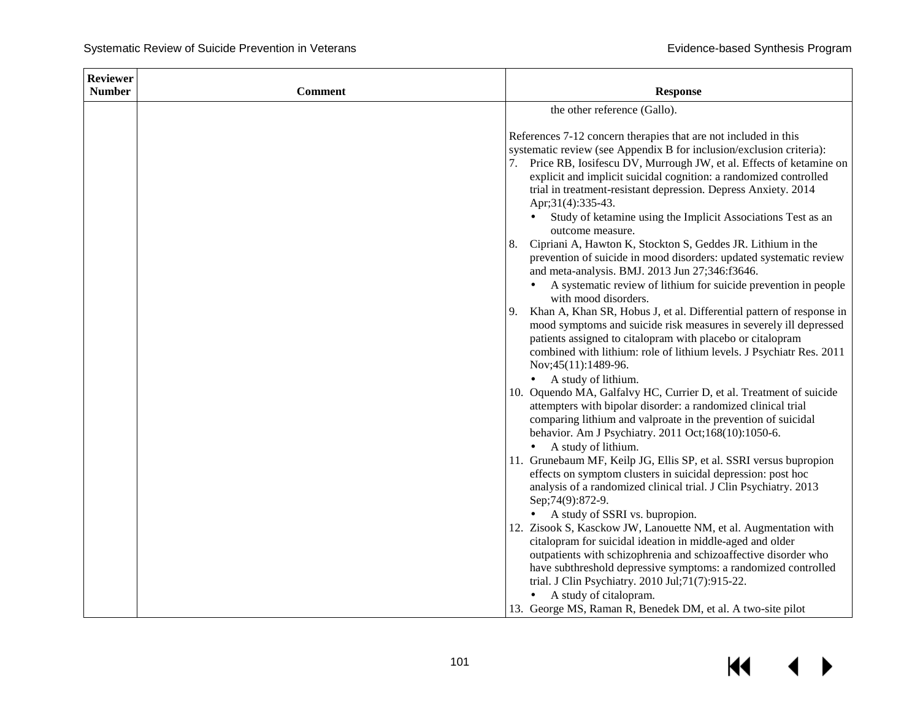| Reviewer Number | Comment | Response |
|---|---|---|
| | | the other reference (Gallo).<br><br>References 7-12 concern therapies that are not included in this systematic review (see Appendix B for inclusion/exclusion criteria):<br>7. Price RB, Iosifescu DV, Murrough JW, et al. Effects of ketamine on explicit and implicit suicidal cognition: a randomized controlled trial in treatment-resistant depression. Depress Anxiety. 2014 Apr;31(4):335-43.<br>• Study of ketamine using the Implicit Associations Test as an outcome measure.<br>8. Cipriani A, Hawton K, Stockton S, Geddes JR. Lithium in the prevention of suicide in mood disorders: updated systematic review and meta-analysis. BMJ. 2013 Jun 27;346:f3646.<br>• A systematic review of lithium for suicide prevention in people with mood disorders.<br>9. Khan A, Khan SR, Hobus J, et al. Differential pattern of response in mood symptoms and suicide risk measures in severely ill depressed patients assigned to citalopram with placebo or citalopram combined with lithium: role of lithium levels. J Psychiatr Res. 2011 Nov;45(11):1489-96.<br>• A study of lithium.<br>10. Oquendo MA, Galfalvy HC, Currier D, et al. Treatment of suicide attempters with bipolar disorder: a randomized clinical trial comparing lithium and valproate in the prevention of suicidal behavior. Am J Psychiatry. 2011 Oct;168(10):1050-6.<br>• A study of lithium.<br>11. Grunebaum MF, Keilp JG, Ellis SP, et al. SSRI versus bupropion effects on symptom clusters in suicidal depression: post hoc analysis of a randomized clinical trial. J Clin Psychiatry. 2013 Sep;74(9):872-9.<br>• A study of SSRI vs. bupropion.<br>12. Zisook S, Kasckow JW, Lanouette NM, et al. Augmentation with citalopram for suicidal ideation in middle-aged and older outpatients with schizophrenia and schizoaffective disorder who have subthreshold depressive symptoms: a randomized controlled trial. J Clin Psychiatry. 2010 Jul;71(7):915-22.<br>• A study of citalopram.<br>13. George MS, Raman R, Benedek DM, et al. A two-site pilot |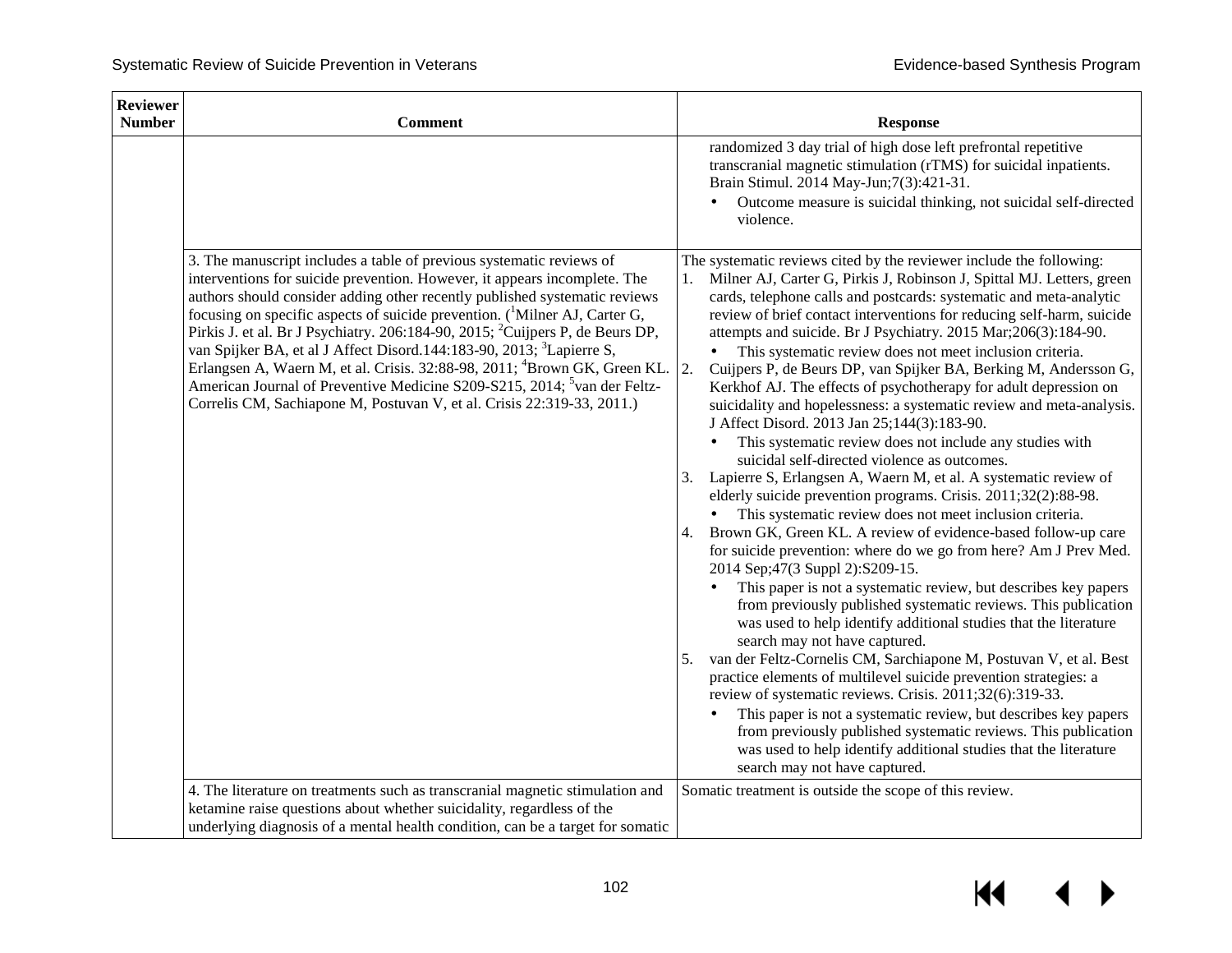| Reviewer Number | Comment | Response |
|---|---|---|
| | | randomized 3 day trial of high dose left prefrontal repetitive transcranial magnetic stimulation (rTMS) for suicidal inpatients. Brain Stimul. 2014 May-Jun;7(3):421-31.<br>• Outcome measure is suicidal thinking, not suicidal self-directed violence. |
| | 3. The manuscript includes a table of previous systematic reviews of interventions for suicide prevention. However, it appears incomplete. The authors should consider adding other recently published systematic reviews focusing on specific aspects of suicide prevention. ([1]Milner AJ, Carter G, Pirkis J. et al. Br J Psychiatry. 206:184-90, 2015; [2]Cuijpers P, de Beurs DP, van Spijker BA, et al J Affect Disord.144:183-90, 2013; [3]Lapierre S, Erlangsen A, Waern M, et al. Crisis. 32:88-98, 2011; [4]Brown GK, Green KL. American Journal of Preventive Medicine S209-S215, 2014; [5]van der Feltz-Correlis CM, Sachiapone M, Postuvan V, et al. Crisis 22:319-33, 2011.) | The systematic reviews cited by the reviewer include the following:<br>1. Milner AJ, Carter G, Pirkis J, Robinson J, Spittal MJ. Letters, green cards, telephone calls and postcards: systematic and meta-analytic review of brief contact interventions for reducing self-harm, suicide attempts and suicide. Br J Psychiatry. 2015 Mar;206(3):184-90.<br>• This systematic review does not meet inclusion criteria.<br>2. Cuijpers P, de Beurs DP, van Spijker BA, Berking M, Andersson G, Kerkhof AJ. The effects of psychotherapy for adult depression on suicidality and hopelessness: a systematic review and meta-analysis. J Affect Disord. 2013 Jan 25;144(3):183-90.<br>• This systematic review does not include any studies with suicidal self-directed violence as outcomes.<br>3. Lapierre S, Erlangsen A, Waern M, et al. A systematic review of elderly suicide prevention programs. Crisis. 2011;32(2):88-98.<br>• This systematic review does not meet inclusion criteria.<br>4. Brown GK, Green KL. A review of evidence-based follow-up care for suicide prevention: where do we go from here? Am J Prev Med. 2014 Sep;47(3 Suppl 2):S209-15.<br>• This paper is not a systematic review, but describes key papers from previously published systematic reviews. This publication was used to help identify additional studies that the literature search may not have captured.<br>5. van der Feltz-Cornelis CM, Sarchiapone M, Postuvan V, et al. Best practice elements of multilevel suicide prevention strategies: a review of systematic reviews. Crisis. 2011;32(6):319-33.<br>• This paper is not a systematic review, but describes key papers from previously published systematic reviews. This publication was used to help identify additional studies that the literature search may not have captured. |
| | 4. The literature on treatments such as transcranial magnetic stimulation and ketamine raise questions about whether suicidality, regardless of the underlying diagnosis of a mental health condition, can be a target for somatic | Somatic treatment is outside the scope of this review. |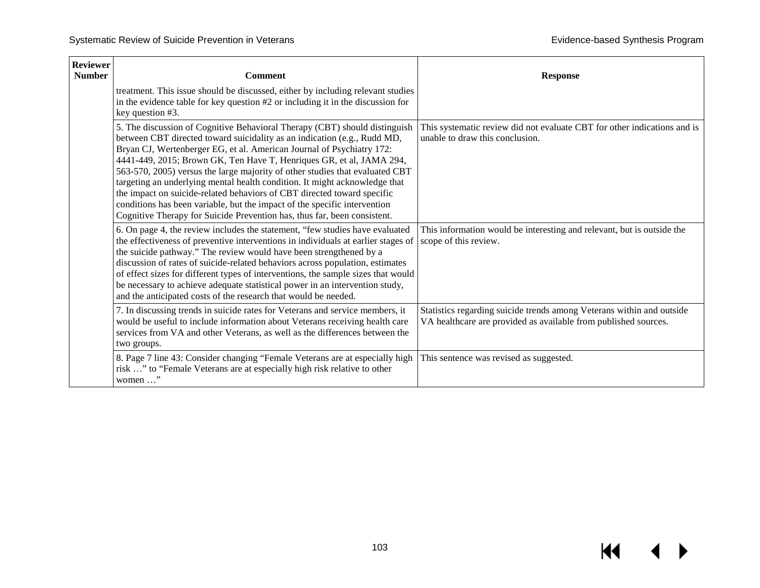| Reviewer Number | Comment | Response |
|---|---|---|
| | treatment. This issue should be discussed, either by including relevant studies in the evidence table for key question #2 or including it in the discussion for key question #3. | |
| | 5. The discussion of Cognitive Behavioral Therapy (CBT) should distinguish between CBT directed toward suicidality as an indication (e.g., Rudd MD, Bryan CJ, Wertenberger EG, et al. American Journal of Psychiatry 172: 4441-449, 2015; Brown GK, Ten Have T, Henriques GR, et al, JAMA 294, 563-570, 2005) versus the large majority of other studies that evaluated CBT targeting an underlying mental health condition. It might acknowledge that the impact on suicide-related behaviors of CBT directed toward specific conditions has been variable, but the impact of the specific intervention Cognitive Therapy for Suicide Prevention has, thus far, been consistent. | This systematic review did not evaluate CBT for other indications and is unable to draw this conclusion. |
| | 6. On page 4, the review includes the statement, "few studies have evaluated the effectiveness of preventive interventions in individuals at earlier stages of the suicide pathway." The review would have been strengthened by a discussion of rates of suicide-related behaviors across population, estimates of effect sizes for different types of interventions, the sample sizes that would be necessary to achieve adequate statistical power in an intervention study, and the anticipated costs of the research that would be needed. | This information would be interesting and relevant, but is outside the scope of this review. |
| | 7. In discussing trends in suicide rates for Veterans and service members, it would be useful to include information about Veterans receiving health care services from VA and other Veterans, as well as the differences between the two groups. | Statistics regarding suicide trends among Veterans within and outside VA healthcare are provided as available from published sources. |
| | 8. Page 7 line 43: Consider changing "Female Veterans are at especially high risk …" to "Female Veterans are at especially high risk relative to other women …" | This sentence was revised as suggested. |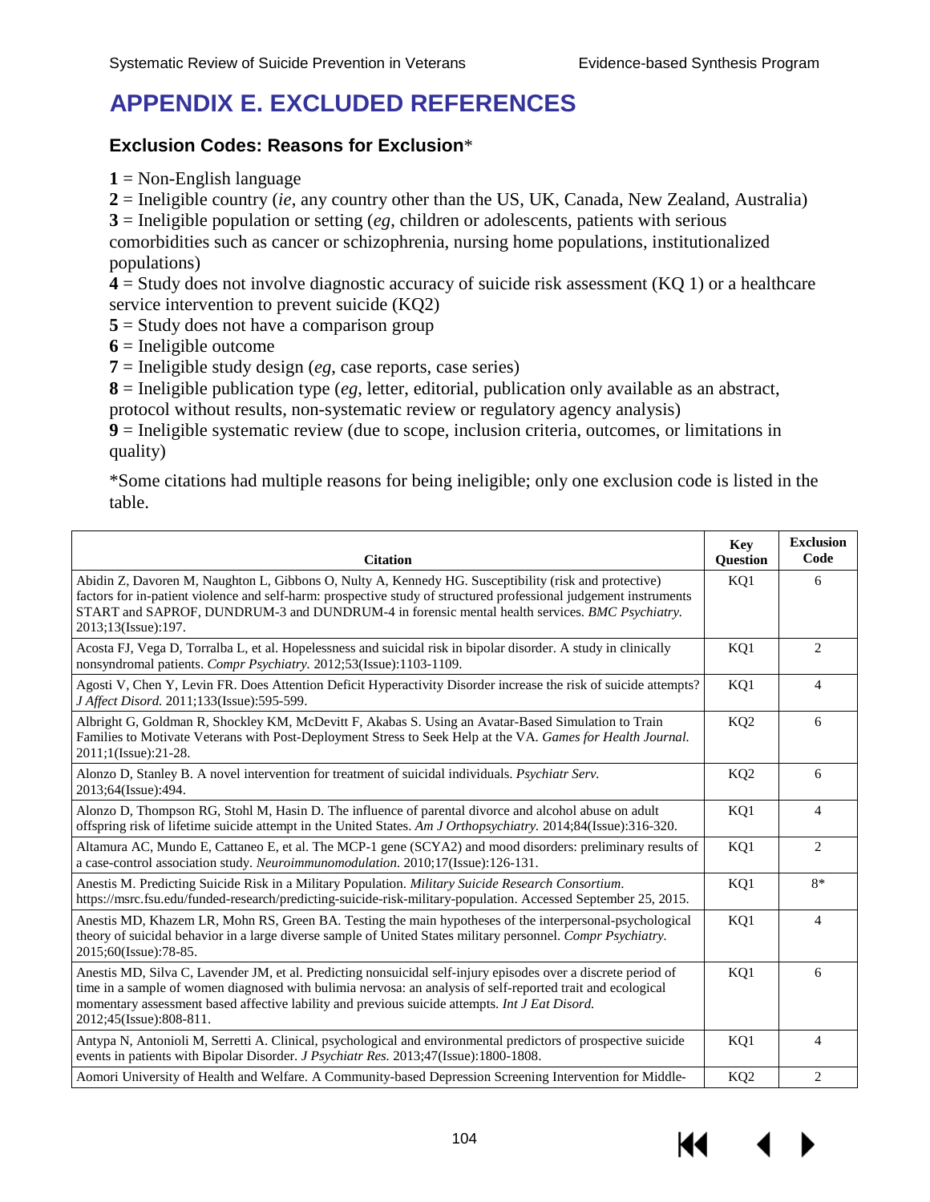# APPENDIX E. EXCLUDED REFERENCES

### Exclusion Codes: Reasons for Exclusion*

**1** = Non-English language
**2** = Ineligible country (*ie*, any country other than the US, UK, Canada, New Zealand, Australia)
**3** = Ineligible population or setting (*eg*, children or adolescents, patients with serious comorbidities such as cancer or schizophrenia, nursing home populations, institutionalized populations)
**4** = Study does not involve diagnostic accuracy of suicide risk assessment (KQ 1) or a healthcare service intervention to prevent suicide (KQ2)
**5** = Study does not have a comparison group
**6** = Ineligible outcome
**7** = Ineligible study design (*eg*, case reports, case series)
**8** = Ineligible publication type (*eg*, letter, editorial, publication only available as an abstract, protocol without results, non-systematic review or regulatory agency analysis)
**9** = Ineligible systematic review (due to scope, inclusion criteria, outcomes, or limitations in quality)

*Some citations had multiple reasons for being ineligible; only one exclusion code is listed in the table.

| Citation | Key Question | Exclusion Code |
|---|---|---|
| Abidin Z, Davoren M, Naughton L, Gibbons O, Nulty A, Kennedy HG. Susceptibility (risk and protective) factors for in-patient violence and self-harm: prospective study of structured professional judgement instruments START and SAPROF, DUNDRUM-3 and DUNDRUM-4 in forensic mental health services. *BMC Psychiatry.* 2013;13(Issue):197. | KQ1 | 6 |
| Acosta FJ, Vega D, Torralba L, et al. Hopelessness and suicidal risk in bipolar disorder. A study in clinically nonsyndromal patients. *Compr Psychiatry.* 2012;53(Issue):1103-1109. | KQ1 | 2 |
| Agosti V, Chen Y, Levin FR. Does Attention Deficit Hyperactivity Disorder increase the risk of suicide attempts? *J Affect Disord.* 2011;133(Issue):595-599. | KQ1 | 4 |
| Albright G, Goldman R, Shockley KM, McDevitt F, Akabas S. Using an Avatar-Based Simulation to Train Families to Motivate Veterans with Post-Deployment Stress to Seek Help at the VA. *Games for Health Journal.* 2011;1(Issue):21-28. | KQ2 | 6 |
| Alonzo D, Stanley B. A novel intervention for treatment of suicidal individuals. *Psychiatr Serv.* 2013;64(Issue):494. | KQ2 | 6 |
| Alonzo D, Thompson RG, Stohl M, Hasin D. The influence of parental divorce and alcohol abuse on adult offspring risk of lifetime suicide attempt in the United States. *Am J Orthopsychiatry.* 2014;84(Issue):316-320. | KQ1 | 4 |
| Altamura AC, Mundo E, Cattaneo E, et al. The MCP-1 gene (SCYA2) and mood disorders: preliminary results of a case-control association study. *Neuroimmunomodulation.* 2010;17(Issue):126-131. | KQ1 | 2 |
| Anestis M. Predicting Suicide Risk in a Military Population. *Military Suicide Research Consortium.* https://msrc.fsu.edu/funded-research/predicting-suicide-risk-military-population. Accessed September 25, 2015. | KQ1 | 8* |
| Anestis MD, Khazem LR, Mohn RS, Green BA. Testing the main hypotheses of the interpersonal-psychological theory of suicidal behavior in a large diverse sample of United States military personnel. *Compr Psychiatry.* 2015;60(Issue):78-85. | KQ1 | 4 |
| Anestis MD, Silva C, Lavender JM, et al. Predicting nonsuicidal self-injury episodes over a discrete period of time in a sample of women diagnosed with bulimia nervosa: an analysis of self-reported trait and ecological momentary assessment based affective lability and previous suicide attempts. *Int J Eat Disord.* 2012;45(Issue):808-811. | KQ1 | 6 |
| Antypa N, Antonioli M, Serretti A. Clinical, psychological and environmental predictors of prospective suicide events in patients with Bipolar Disorder. *J Psychiatr Res.* 2013;47(Issue):1800-1808. | KQ1 | 4 |
| Aomori University of Health and Welfare. A Community-based Depression Screening Intervention for Middle- | KQ2 | 2 |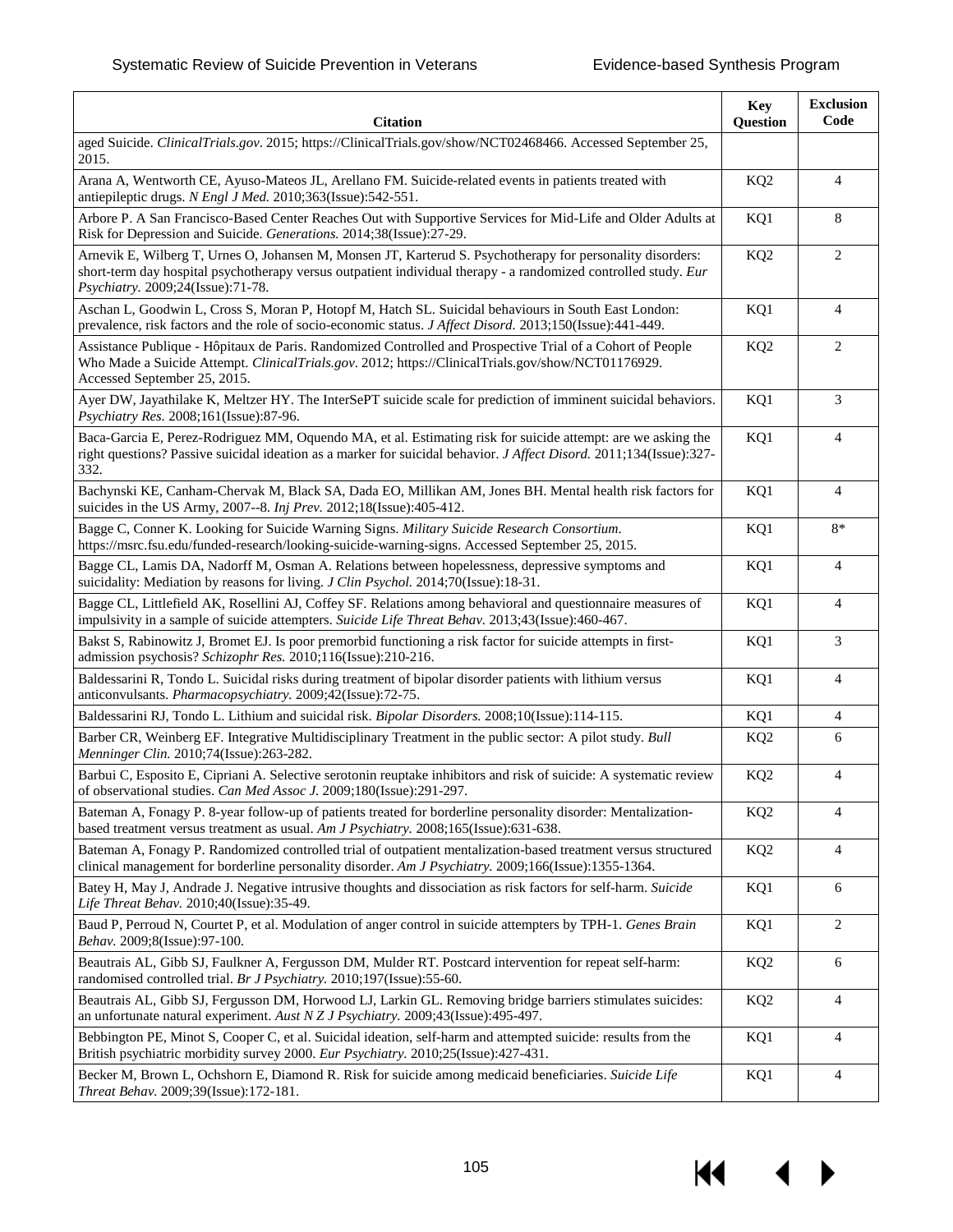| Citation | Key Question | Exclusion Code |
|---|---|---|
| aged Suicide. *ClinicalTrials.gov*. 2015; https://ClinicalTrials.gov/show/NCT02468466. Accessed September 25, 2015. | | |
| Arana A, Wentworth CE, Ayuso-Mateos JL, Arellano FM. Suicide-related events in patients treated with antiepileptic drugs. *N Engl J Med.* 2010;363(Issue):542-551. | KQ2 | 4 |
| Arbore P. A San Francisco-Based Center Reaches Out with Supportive Services for Mid-Life and Older Adults at Risk for Depression and Suicide. *Generations.* 2014;38(Issue):27-29. | KQ1 | 8 |
| Arnevik E, Wilberg T, Urnes O, Johansen M, Monsen JT, Karterud S. Psychotherapy for personality disorders: short-term day hospital psychotherapy versus outpatient individual therapy - a randomized controlled study. *Eur Psychiatry.* 2009;24(Issue):71-78. | KQ2 | 2 |
| Aschan L, Goodwin L, Cross S, Moran P, Hotopf M, Hatch SL. Suicidal behaviours in South East London: prevalence, risk factors and the role of socio-economic status. *J Affect Disord.* 2013;150(Issue):441-449. | KQ1 | 4 |
| Assistance Publique - Hôpitaux de Paris. Randomized Controlled and Prospective Trial of a Cohort of People Who Made a Suicide Attempt. *ClinicalTrials.gov*. 2012; https://ClinicalTrials.gov/show/NCT01176929. Accessed September 25, 2015. | KQ2 | 2 |
| Ayer DW, Jayathilake K, Meltzer HY. The InterSePT suicide scale for prediction of imminent suicidal behaviors. *Psychiatry Res.* 2008;161(Issue):87-96. | KQ1 | 3 |
| Baca-Garcia E, Perez-Rodriguez MM, Oquendo MA, et al. Estimating risk for suicide attempt: are we asking the right questions? Passive suicidal ideation as a marker for suicidal behavior. *J Affect Disord.* 2011;134(Issue):327-332. | KQ1 | 4 |
| Bachynski KE, Canham-Chervak M, Black SA, Dada EO, Millikan AM, Jones BH. Mental health risk factors for suicides in the US Army, 2007--8. *Inj Prev.* 2012;18(Issue):405-412. | KQ1 | 4 |
| Bagge C, Conner K. Looking for Suicide Warning Signs. *Military Suicide Research Consortium.* https://msrc.fsu.edu/funded-research/looking-suicide-warning-signs. Accessed September 25, 2015. | KQ1 | 8* |
| Bagge CL, Lamis DA, Nadorff M, Osman A. Relations between hopelessness, depressive symptoms and suicidality: Mediation by reasons for living. *J Clin Psychol.* 2014;70(Issue):18-31. | KQ1 | 4 |
| Bagge CL, Littlefield AK, Rosellini AJ, Coffey SF. Relations among behavioral and questionnaire measures of impulsivity in a sample of suicide attempters. *Suicide Life Threat Behav.* 2013;43(Issue):460-467. | KQ1 | 4 |
| Bakst S, Rabinowitz J, Bromet EJ. Is poor premorbid functioning a risk factor for suicide attempts in first-admission psychosis? *Schizophr Res.* 2010;116(Issue):210-216. | KQ1 | 3 |
| Baldessarini R, Tondo L. Suicidal risks during treatment of bipolar disorder patients with lithium versus anticonvulsants. *Pharmacopsychiatry.* 2009;42(Issue):72-75. | KQ1 | 4 |
| Baldessarini RJ, Tondo L. Lithium and suicidal risk. *Bipolar Disorders.* 2008;10(Issue):114-115. | KQ1 | 4 |
| Barber CR, Weinberg EF. Integrative Multidisciplinary Treatment in the public sector: A pilot study. *Bull Menninger Clin.* 2010;74(Issue):263-282. | KQ2 | 6 |
| Barbui C, Esposito E, Cipriani A. Selective serotonin reuptake inhibitors and risk of suicide: A systematic review of observational studies. *Can Med Assoc J.* 2009;180(Issue):291-297. | KQ2 | 4 |
| Bateman A, Fonagy P. 8-year follow-up of patients treated for borderline personality disorder: Mentalization-based treatment versus treatment as usual. *Am J Psychiatry.* 2008;165(Issue):631-638. | KQ2 | 4 |
| Bateman A, Fonagy P. Randomized controlled trial of outpatient mentalization-based treatment versus structured clinical management for borderline personality disorder. *Am J Psychiatry.* 2009;166(Issue):1355-1364. | KQ2 | 4 |
| Batey H, May J, Andrade J. Negative intrusive thoughts and dissociation as risk factors for self-harm. *Suicide Life Threat Behav.* 2010;40(Issue):35-49. | KQ1 | 6 |
| Baud P, Perroud N, Courtet P, et al. Modulation of anger control in suicide attempters by TPH-1. *Genes Brain Behav.* 2009;8(Issue):97-100. | KQ1 | 2 |
| Beautrais AL, Gibb SJ, Faulkner A, Fergusson DM, Mulder RT. Postcard intervention for repeat self-harm: randomised controlled trial. *Br J Psychiatry.* 2010;197(Issue):55-60. | KQ2 | 6 |
| Beautrais AL, Gibb SJ, Fergusson DM, Horwood LJ, Larkin GL. Removing bridge barriers stimulates suicides: an unfortunate natural experiment. *Aust N Z J Psychiatry.* 2009;43(Issue):495-497. | KQ2 | 4 |
| Bebbington PE, Minot S, Cooper C, et al. Suicidal ideation, self-harm and attempted suicide: results from the British psychiatric morbidity survey 2000. *Eur Psychiatry.* 2010;25(Issue):427-431. | KQ1 | 4 |
| Becker M, Brown L, Ochshorn E, Diamond R. Risk for suicide among medicaid beneficiaries. *Suicide Life Threat Behav.* 2009;39(Issue):172-181. | KQ1 | 4 |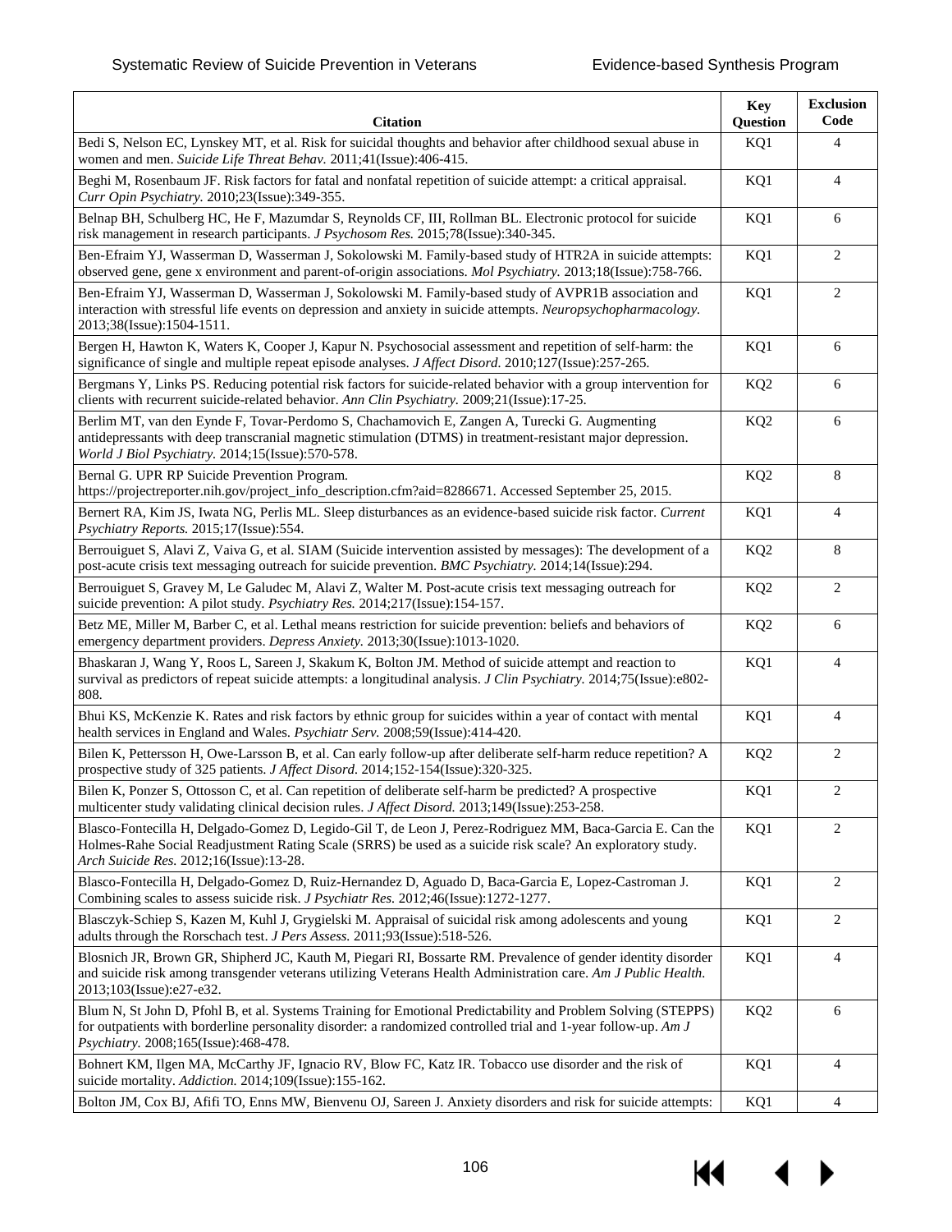| Citation | Key Question | Exclusion Code |
| --- | --- | --- |
| Bedi S, Nelson EC, Lynskey MT, et al. Risk for suicidal thoughts and behavior after childhood sexual abuse in women and men. *Suicide Life Threat Behav.* 2011;41(Issue):406-415. | KQ1 | 4 |
| Beghi M, Rosenbaum JF. Risk factors for fatal and nonfatal repetition of suicide attempt: a critical appraisal. *Curr Opin Psychiatry.* 2010;23(Issue):349-355. | KQ1 | 4 |
| Belnap BH, Schulberg HC, He F, Mazumdar S, Reynolds CF, III, Rollman BL. Electronic protocol for suicide risk management in research participants. *J Psychosom Res.* 2015;78(Issue):340-345. | KQ1 | 6 |
| Ben-Efraim YJ, Wasserman D, Wasserman J, Sokolowski M. Family-based study of HTR2A in suicide attempts: observed gene, gene x environment and parent-of-origin associations. *Mol Psychiatry.* 2013;18(Issue):758-766. | KQ1 | 2 |
| Ben-Efraim YJ, Wasserman D, Wasserman J, Sokolowski M. Family-based study of AVPR1B association and interaction with stressful life events on depression and anxiety in suicide attempts. *Neuropsychopharmacology.* 2013;38(Issue):1504-1511. | KQ1 | 2 |
| Bergen H, Hawton K, Waters K, Cooper J, Kapur N. Psychosocial assessment and repetition of self-harm: the significance of single and multiple repeat episode analyses. *J Affect Disord.* 2010;127(Issue):257-265. | KQ1 | 6 |
| Bergmans Y, Links PS. Reducing potential risk factors for suicide-related behavior with a group intervention for clients with recurrent suicide-related behavior. *Ann Clin Psychiatry.* 2009;21(Issue):17-25. | KQ2 | 6 |
| Berlim MT, van den Eynde F, Tovar-Perdomo S, Chachamovich E, Zangen A, Turecki G. Augmenting antidepressants with deep transcranial magnetic stimulation (DTMS) in treatment-resistant major depression. *World J Biol Psychiatry.* 2014;15(Issue):570-578. | KQ2 | 6 |
| Bernal G. UPR RP Suicide Prevention Program. https://projectreporter.nih.gov/project_info_description.cfm?aid=8286671. Accessed September 25, 2015. | KQ2 | 8 |
| Bernert RA, Kim JS, Iwata NG, Perlis ML. Sleep disturbances as an evidence-based suicide risk factor. *Current Psychiatry Reports.* 2015;17(Issue):554. | KQ1 | 4 |
| Berrouiguet S, Alavi Z, Vaiva G, et al. SIAM (Suicide intervention assisted by messages): The development of a post-acute crisis text messaging outreach for suicide prevention. *BMC Psychiatry.* 2014;14(Issue):294. | KQ2 | 8 |
| Berrouiguet S, Gravey M, Le Galudec M, Alavi Z, Walter M. Post-acute crisis text messaging outreach for suicide prevention: A pilot study. *Psychiatry Res.* 2014;217(Issue):154-157. | KQ2 | 2 |
| Betz ME, Miller M, Barber C, et al. Lethal means restriction for suicide prevention: beliefs and behaviors of emergency department providers. *Depress Anxiety.* 2013;30(Issue):1013-1020. | KQ2 | 6 |
| Bhaskaran J, Wang Y, Roos L, Sareen J, Skakum K, Bolton JM. Method of suicide attempt and reaction to survival as predictors of repeat suicide attempts: a longitudinal analysis. *J Clin Psychiatry.* 2014;75(Issue):e802-808. | KQ1 | 4 |
| Bhui KS, McKenzie K. Rates and risk factors by ethnic group for suicides within a year of contact with mental health services in England and Wales. *Psychiatr Serv.* 2008;59(Issue):414-420. | KQ1 | 4 |
| Bilen K, Pettersson H, Owe-Larsson B, et al. Can early follow-up after deliberate self-harm reduce repetition? A prospective study of 325 patients. *J Affect Disord.* 2014;152-154(Issue):320-325. | KQ2 | 2 |
| Bilen K, Ponzer S, Ottosson C, et al. Can repetition of deliberate self-harm be predicted? A prospective multicenter study validating clinical decision rules. *J Affect Disord.* 2013;149(Issue):253-258. | KQ1 | 2 |
| Blasco-Fontecilla H, Delgado-Gomez D, Legido-Gil T, de Leon J, Perez-Rodriguez MM, Baca-Garcia E. Can the Holmes-Rahe Social Readjustment Rating Scale (SRRS) be used as a suicide risk scale? An exploratory study. *Arch Suicide Res.* 2012;16(Issue):13-28. | KQ1 | 2 |
| Blasco-Fontecilla H, Delgado-Gomez D, Ruiz-Hernandez D, Aguado D, Baca-Garcia E, Lopez-Castroman J. Combining scales to assess suicide risk. *J Psychiatr Res.* 2012;46(Issue):1272-1277. | KQ1 | 2 |
| Blasczyk-Schiep S, Kazen M, Kuhl J, Grygielski M. Appraisal of suicidal risk among adolescents and young adults through the Rorschach test. *J Pers Assess.* 2011;93(Issue):518-526. | KQ1 | 2 |
| Blosnich JR, Brown GR, Shipherd JC, Kauth M, Piegari RI, Bossarte RM. Prevalence of gender identity disorder and suicide risk among transgender veterans utilizing Veterans Health Administration care. *Am J Public Health.* 2013;103(Issue):e27-e32. | KQ1 | 4 |
| Blum N, St John D, Pfohl B, et al. Systems Training for Emotional Predictability and Problem Solving (STEPPS) for outpatients with borderline personality disorder: a randomized controlled trial and 1-year follow-up. *Am J Psychiatry.* 2008;165(Issue):468-478. | KQ2 | 6 |
| Bohnert KM, Ilgen MA, McCarthy JF, Ignacio RV, Blow FC, Katz IR. Tobacco use disorder and the risk of suicide mortality. *Addiction.* 2014;109(Issue):155-162. | KQ1 | 4 |
| Bolton JM, Cox BJ, Afifi TO, Enns MW, Bienvenu OJ, Sareen J. Anxiety disorders and risk for suicide attempts: | KQ1 | 4 |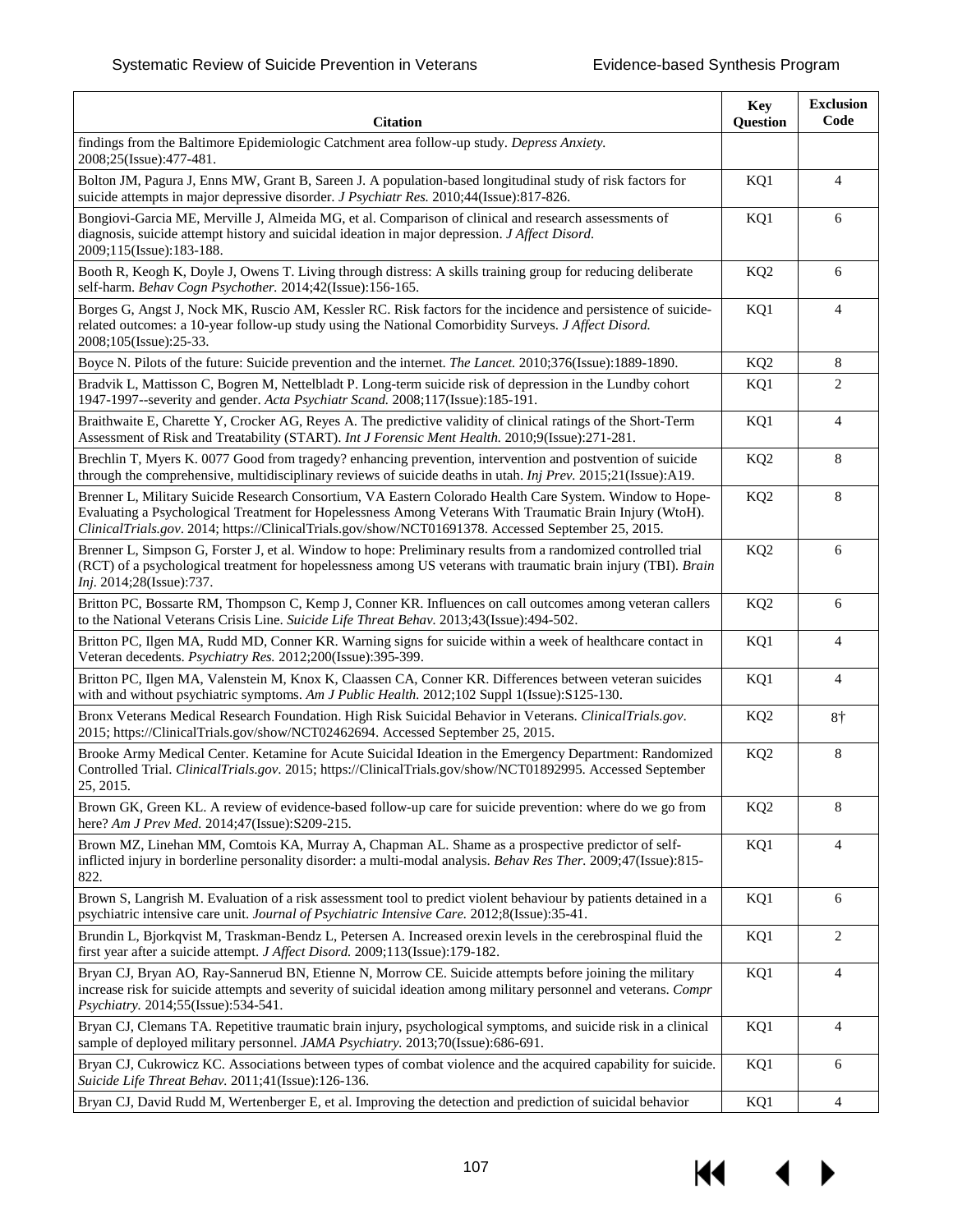| Citation | Key Question | Exclusion Code |
|---|---|---|
| findings from the Baltimore Epidemiologic Catchment area follow-up study. *Depress Anxiety.* 2008;25(Issue):477-481. | | |
| Bolton JM, Pagura J, Enns MW, Grant B, Sareen J. A population-based longitudinal study of risk factors for suicide attempts in major depressive disorder. *J Psychiatr Res.* 2010;44(Issue):817-826. | KQ1 | 4 |
| Bongiovi-Garcia ME, Merville J, Almeida MG, et al. Comparison of clinical and research assessments of diagnosis, suicide attempt history and suicidal ideation in major depression. *J Affect Disord.* 2009;115(Issue):183-188. | KQ1 | 6 |
| Booth R, Keogh K, Doyle J, Owens T. Living through distress: A skills training group for reducing deliberate self-harm. *Behav Cogn Psychother.* 2014;42(Issue):156-165. | KQ2 | 6 |
| Borges G, Angst J, Nock MK, Ruscio AM, Kessler RC. Risk factors for the incidence and persistence of suicide-related outcomes: a 10-year follow-up study using the National Comorbidity Surveys. *J Affect Disord.* 2008;105(Issue):25-33. | KQ1 | 4 |
| Boyce N. Pilots of the future: Suicide prevention and the internet. *The Lancet.* 2010;376(Issue):1889-1890. | KQ2 | 8 |
| Bradvik L, Mattisson C, Bogren M, Nettelbladt P. Long-term suicide risk of depression in the Lundby cohort 1947-1997--severity and gender. *Acta Psychiatr Scand.* 2008;117(Issue):185-191. | KQ1 | 2 |
| Braithwaite E, Charette Y, Crocker AG, Reyes A. The predictive validity of clinical ratings of the Short-Term Assessment of Risk and Treatability (START). *Int J Forensic Ment Health.* 2010;9(Issue):271-281. | KQ1 | 4 |
| Brechlin T, Myers K. 0077 Good from tragedy? enhancing prevention, intervention and postvention of suicide through the comprehensive, multidisciplinary reviews of suicide deaths in utah. *Inj Prev.* 2015;21(Issue):A19. | KQ2 | 8 |
| Brenner L, Military Suicide Research Consortium, VA Eastern Colorado Health Care System. Window to Hope-Evaluating a Psychological Treatment for Hopelessness Among Veterans With Traumatic Brain Injury (WtoH). *ClinicalTrials.gov*. 2014; https://ClinicalTrials.gov/show/NCT01691378. Accessed September 25, 2015. | KQ2 | 8 |
| Brenner L, Simpson G, Forster J, et al. Window to hope: Preliminary results from a randomized controlled trial (RCT) of a psychological treatment for hopelessness among US veterans with traumatic brain injury (TBI). *Brain Inj.* 2014;28(Issue):737. | KQ2 | 6 |
| Britton PC, Bossarte RM, Thompson C, Kemp J, Conner KR. Influences on call outcomes among veteran callers to the National Veterans Crisis Line. *Suicide Life Threat Behav.* 2013;43(Issue):494-502. | KQ2 | 6 |
| Britton PC, Ilgen MA, Rudd MD, Conner KR. Warning signs for suicide within a week of healthcare contact in Veteran decedents. *Psychiatry Res.* 2012;200(Issue):395-399. | KQ1 | 4 |
| Britton PC, Ilgen MA, Valenstein M, Knox K, Claassen CA, Conner KR. Differences between veteran suicides with and without psychiatric symptoms. *Am J Public Health.* 2012;102 Suppl 1(Issue):S125-130. | KQ1 | 4 |
| Bronx Veterans Medical Research Foundation. High Risk Suicidal Behavior in Veterans. *ClinicalTrials.gov*. 2015; https://ClinicalTrials.gov/show/NCT02462694. Accessed September 25, 2015. | KQ2 | 8† |
| Brooke Army Medical Center. Ketamine for Acute Suicidal Ideation in the Emergency Department: Randomized Controlled Trial. *ClinicalTrials.gov.* 2015; https://ClinicalTrials.gov/show/NCT01892995. Accessed September 25, 2015. | KQ2 | 8 |
| Brown GK, Green KL. A review of evidence-based follow-up care for suicide prevention: where do we go from here? *Am J Prev Med.* 2014;47(Issue):S209-215. | KQ2 | 8 |
| Brown MZ, Linehan MM, Comtois KA, Murray A, Chapman AL. Shame as a prospective predictor of self-inflicted injury in borderline personality disorder: a multi-modal analysis. *Behav Res Ther.* 2009;47(Issue):815-822. | KQ1 | 4 |
| Brown S, Langrish M. Evaluation of a risk assessment tool to predict violent behaviour by patients detained in a psychiatric intensive care unit. *Journal of Psychiatric Intensive Care.* 2012;8(Issue):35-41. | KQ1 | 6 |
| Brundin L, Bjorkqvist M, Traskman-Bendz L, Petersen A. Increased orexin levels in the cerebrospinal fluid the first year after a suicide attempt. *J Affect Disord.* 2009;113(Issue):179-182. | KQ1 | 2 |
| Bryan CJ, Bryan AO, Ray-Sannerud BN, Etienne N, Morrow CE. Suicide attempts before joining the military increase risk for suicide attempts and severity of suicidal ideation among military personnel and veterans. *Compr Psychiatry.* 2014;55(Issue):534-541. | KQ1 | 4 |
| Bryan CJ, Clemans TA. Repetitive traumatic brain injury, psychological symptoms, and suicide risk in a clinical sample of deployed military personnel. *JAMA Psychiatry.* 2013;70(Issue):686-691. | KQ1 | 4 |
| Bryan CJ, Cukrowicz KC. Associations between types of combat violence and the acquired capability for suicide. *Suicide Life Threat Behav.* 2011;41(Issue):126-136. | KQ1 | 6 |
| Bryan CJ, David Rudd M, Wertenberger E, et al. Improving the detection and prediction of suicidal behavior | KQ1 | 4 |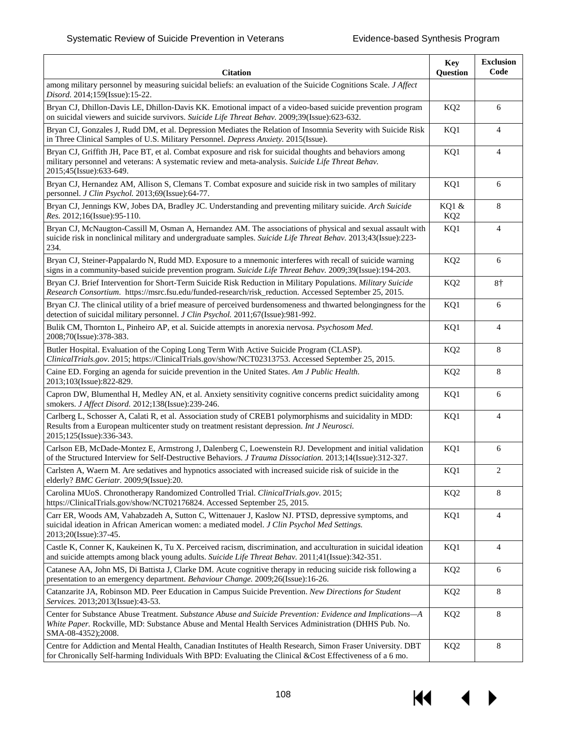| Citation | Key Question | Exclusion Code |
|---|---|---|
| among military personnel by measuring suicidal beliefs: an evaluation of the Suicide Cognitions Scale. *J Affect Disord.* 2014;159(Issue):15-22. | | |
| Bryan CJ, Dhillon-Davis LE, Dhillon-Davis KK. Emotional impact of a video-based suicide prevention program on suicidal viewers and suicide survivors. *Suicide Life Threat Behav.* 2009;39(Issue):623-632. | KQ2 | 6 |
| Bryan CJ, Gonzales J, Rudd DM, et al. Depression Mediates the Relation of Insomnia Severity with Suicide Risk in Three Clinical Samples of U.S. Military Personnel. *Depress Anxiety.* 2015(Issue). | KQ1 | 4 |
| Bryan CJ, Griffith JH, Pace BT, et al. Combat exposure and risk for suicidal thoughts and behaviors among military personnel and veterans: A systematic review and meta-analysis. *Suicide Life Threat Behav.* 2015;45(Issue):633-649. | KQ1 | 4 |
| Bryan CJ, Hernandez AM, Allison S, Clemans T. Combat exposure and suicide risk in two samples of military personnel. *J Clin Psychol.* 2013;69(Issue):64-77. | KQ1 | 6 |
| Bryan CJ, Jennings KW, Jobes DA, Bradley JC. Understanding and preventing military suicide. *Arch Suicide Res.* 2012;16(Issue):95-110. | KQ1 & KQ2 | 8 |
| Bryan CJ, McNaugton-Cassill M, Osman A, Hernandez AM. The associations of physical and sexual assault with suicide risk in nonclinical military and undergraduate samples. *Suicide Life Threat Behav.* 2013;43(Issue):223-234. | KQ1 | 4 |
| Bryan CJ, Steiner-Pappalardo N, Rudd MD. Exposure to a mnemonic interferes with recall of suicide warning signs in a community-based suicide prevention program. *Suicide Life Threat Behav.* 2009;39(Issue):194-203. | KQ2 | 6 |
| Bryan CJ. Brief Intervention for Short-Term Suicide Risk Reduction in Military Populations. *Military Suicide Research Consortium*. https://msrc.fsu.edu/funded-research/risk_reduction. Accessed September 25, 2015. | KQ2 | 8† |
| Bryan CJ. The clinical utility of a brief measure of perceived burdensomeness and thwarted belongingness for the detection of suicidal military personnel. *J Clin Psychol.* 2011;67(Issue):981-992. | KQ1 | 6 |
| Bulik CM, Thornton L, Pinheiro AP, et al. Suicide attempts in anorexia nervosa. *Psychosom Med.* 2008;70(Issue):378-383. | KQ1 | 4 |
| Butler Hospital. Evaluation of the Coping Long Term With Active Suicide Program (CLASP). *ClinicalTrials.gov*. 2015; https://ClinicalTrials.gov/show/NCT02313753. Accessed September 25, 2015. | KQ2 | 8 |
| Caine ED. Forging an agenda for suicide prevention in the United States. *Am J Public Health.* 2013;103(Issue):822-829. | KQ2 | 8 |
| Capron DW, Blumenthal H, Medley AN, et al. Anxiety sensitivity cognitive concerns predict suicidality among smokers. *J Affect Disord.* 2012;138(Issue):239-246. | KQ1 | 6 |
| Carlberg L, Schosser A, Calati R, et al. Association study of CREB1 polymorphisms and suicidality in MDD: Results from a European multicenter study on treatment resistant depression. *Int J Neurosci.* 2015;125(Issue):336-343. | KQ1 | 4 |
| Carlson EB, McDade-Montez E, Armstrong J, Dalenberg C, Loewenstein RJ. Development and initial validation of the Structured Interview for Self-Destructive Behaviors. *J Trauma Dissociation.* 2013;14(Issue):312-327. | KQ1 | 6 |
| Carlsten A, Waern M. Are sedatives and hypnotics associated with increased suicide risk of suicide in the elderly? *BMC Geriatr.* 2009;9(Issue):20. | KQ1 | 2 |
| Carolina MUoS. Chronotherapy Randomized Controlled Trial. *ClinicalTrials.gov*. 2015; https://ClinicalTrials.gov/show/NCT02176824. Accessed September 25, 2015. | KQ2 | 8 |
| Carr ER, Woods AM, Vahabzadeh A, Sutton C, Wittenauer J, Kaslow NJ. PTSD, depressive symptoms, and suicidal ideation in African American women: a mediated model. *J Clin Psychol Med Settings.* 2013;20(Issue):37-45. | KQ1 | 4 |
| Castle K, Conner K, Kaukeinen K, Tu X. Perceived racism, discrimination, and acculturation in suicidal ideation and suicide attempts among black young adults. *Suicide Life Threat Behav.* 2011;41(Issue):342-351. | KQ1 | 4 |
| Catanese AA, John MS, Di Battista J, Clarke DM. Acute cognitive therapy in reducing suicide risk following a presentation to an emergency department. *Behaviour Change.* 2009;26(Issue):16-26. | KQ2 | 6 |
| Catanzarite JA, Robinson MD. Peer Education in Campus Suicide Prevention. *New Directions for Student Services.* 2013;2013(Issue):43-53. | KQ2 | 8 |
| Center for Substance Abuse Treatment. *Substance Abuse and Suicide Prevention: Evidence and Implications—A White Paper.* Rockville, MD: Substance Abuse and Mental Health Services Administration (DHHS Pub. No. SMA-08-4352);2008. | KQ2 | 8 |
| Centre for Addiction and Mental Health, Canadian Institutes of Health Research, Simon Fraser University. DBT for Chronically Self-harming Individuals With BPD: Evaluating the Clinical &Cost Effectiveness of a 6 mo. | KQ2 | 8 |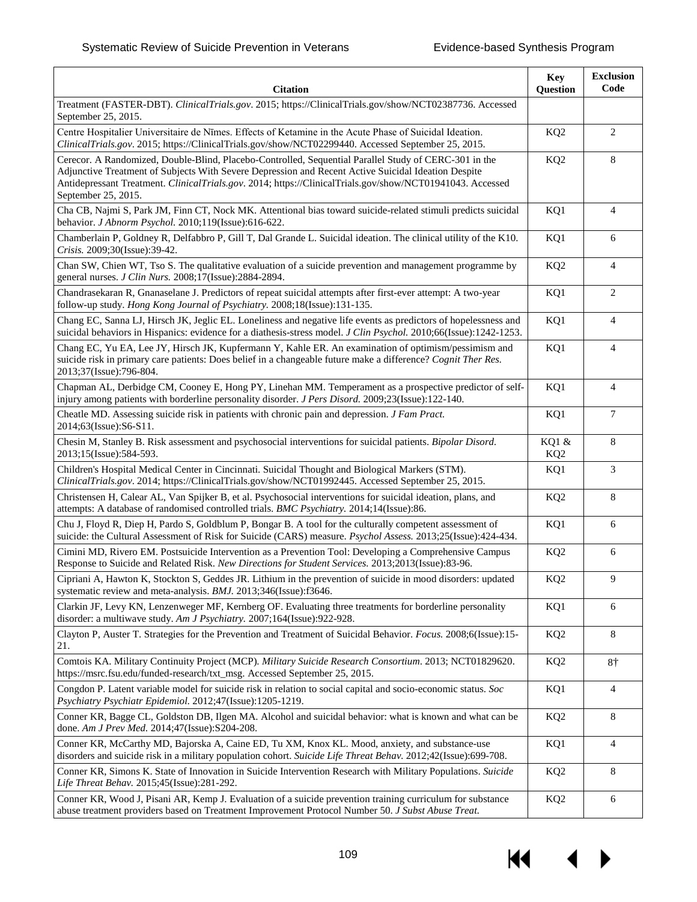| Citation | Key Question | Exclusion Code |
|---|---|---|
| Treatment (FASTER-DBT). *ClinicalTrials.gov*. 2015; https://ClinicalTrials.gov/show/NCT02387736. Accessed September 25, 2015. | | |
| Centre Hospitalier Universitaire de Nīmes. Effects of Ketamine in the Acute Phase of Suicidal Ideation. *ClinicalTrials.gov*. 2015; https://ClinicalTrials.gov/show/NCT02299440. Accessed September 25, 2015. | KQ2 | 2 |
| Cerecor. A Randomized, Double-Blind, Placebo-Controlled, Sequential Parallel Study of CERC-301 in the Adjunctive Treatment of Subjects With Severe Depression and Recent Active Suicidal Ideation Despite Antidepressant Treatment. *ClinicalTrials.gov*. 2014; https://ClinicalTrials.gov/show/NCT01941043. Accessed September 25, 2015. | KQ2 | 8 |
| Cha CB, Najmi S, Park JM, Finn CT, Nock MK. Attentional bias toward suicide-related stimuli predicts suicidal behavior. *J Abnorm Psychol.* 2010;119(Issue):616-622. | KQ1 | 4 |
| Chamberlain P, Goldney R, Delfabbro P, Gill T, Dal Grande L. Suicidal ideation. The clinical utility of the K10. *Crisis.* 2009;30(Issue):39-42. | KQ1 | 6 |
| Chan SW, Chien WT, Tso S. The qualitative evaluation of a suicide prevention and management programme by general nurses. *J Clin Nurs.* 2008;17(Issue):2884-2894. | KQ2 | 4 |
| Chandrasekaran R, Gnanaselane J. Predictors of repeat suicidal attempts after first-ever attempt: A two-year follow-up study. *Hong Kong Journal of Psychiatry.* 2008;18(Issue):131-135. | KQ1 | 2 |
| Chang EC, Sanna LJ, Hirsch JK, Jeglic EL. Loneliness and negative life events as predictors of hopelessness and suicidal behaviors in Hispanics: evidence for a diathesis-stress model. *J Clin Psychol.* 2010;66(Issue):1242-1253. | KQ1 | 4 |
| Chang EC, Yu EA, Lee JY, Hirsch JK, Kupfermann Y, Kahle ER. An examination of optimism/pessimism and suicide risk in primary care patients: Does belief in a changeable future make a difference? *Cognit Ther Res.* 2013;37(Issue):796-804. | KQ1 | 4 |
| Chapman AL, Derbidge CM, Cooney E, Hong PY, Linehan MM. Temperament as a prospective predictor of self-injury among patients with borderline personality disorder. *J Pers Disord.* 2009;23(Issue):122-140. | KQ1 | 4 |
| Cheatle MD. Assessing suicide risk in patients with chronic pain and depression. *J Fam Pract.* 2014;63(Issue):S6-S11. | KQ1 | 7 |
| Chesin M, Stanley B. Risk assessment and psychosocial interventions for suicidal patients. *Bipolar Disord.* 2013;15(Issue):584-593. | KQ1 & KQ2 | 8 |
| Children's Hospital Medical Center in Cincinnati. Suicidal Thought and Biological Markers (STM). *ClinicalTrials.gov*. 2014; https://ClinicalTrials.gov/show/NCT01992445. Accessed September 25, 2015. | KQ1 | 3 |
| Christensen H, Calear AL, Van Spijker B, et al. Psychosocial interventions for suicidal ideation, plans, and attempts: A database of randomised controlled trials. *BMC Psychiatry.* 2014;14(Issue):86. | KQ2 | 8 |
| Chu J, Floyd R, Diep H, Pardo S, Goldblum P, Bongar B. A tool for the culturally competent assessment of suicide: the Cultural Assessment of Risk for Suicide (CARS) measure. *Psychol Assess.* 2013;25(Issue):424-434. | KQ1 | 6 |
| Cimini MD, Rivero EM. Postsuicide Intervention as a Prevention Tool: Developing a Comprehensive Campus Response to Suicide and Related Risk. *New Directions for Student Services.* 2013;2013(Issue):83-96. | KQ2 | 6 |
| Cipriani A, Hawton K, Stockton S, Geddes JR. Lithium in the prevention of suicide in mood disorders: updated systematic review and meta-analysis. *BMJ.* 2013;346(Issue):f3646. | KQ2 | 9 |
| Clarkin JF, Levy KN, Lenzenweger MF, Kernberg OF. Evaluating three treatments for borderline personality disorder: a multiwave study. *Am J Psychiatry.* 2007;164(Issue):922-928. | KQ1 | 6 |
| Clayton P, Auster T. Strategies for the Prevention and Treatment of Suicidal Behavior. *Focus.* 2008;6(Issue):15-21. | KQ2 | 8 |
| Comtois KA. Military Continuity Project (MCP). *Military Suicide Research Consortium*. 2013; NCT01829620. https://msrc.fsu.edu/funded-research/txt_msg. Accessed September 25, 2015. | KQ2 | 8† |
| Congdon P. Latent variable model for suicide risk in relation to social capital and socio-economic status. *Soc Psychiatry Psychiatr Epidemiol.* 2012;47(Issue):1205-1219. | KQ1 | 4 |
| Conner KR, Bagge CL, Goldston DB, Ilgen MA. Alcohol and suicidal behavior: what is known and what can be done. *Am J Prev Med.* 2014;47(Issue):S204-208. | KQ2 | 8 |
| Conner KR, McCarthy MD, Bajorska A, Caine ED, Tu XM, Knox KL. Mood, anxiety, and substance-use disorders and suicide risk in a military population cohort. *Suicide Life Threat Behav.* 2012;42(Issue):699-708. | KQ1 | 4 |
| Conner KR, Simons K. State of Innovation in Suicide Intervention Research with Military Populations. *Suicide Life Threat Behav.* 2015;45(Issue):281-292. | KQ2 | 8 |
| Conner KR, Wood J, Pisani AR, Kemp J. Evaluation of a suicide prevention training curriculum for substance abuse treatment providers based on Treatment Improvement Protocol Number 50. *J Subst Abuse Treat.* | KQ2 | 6 |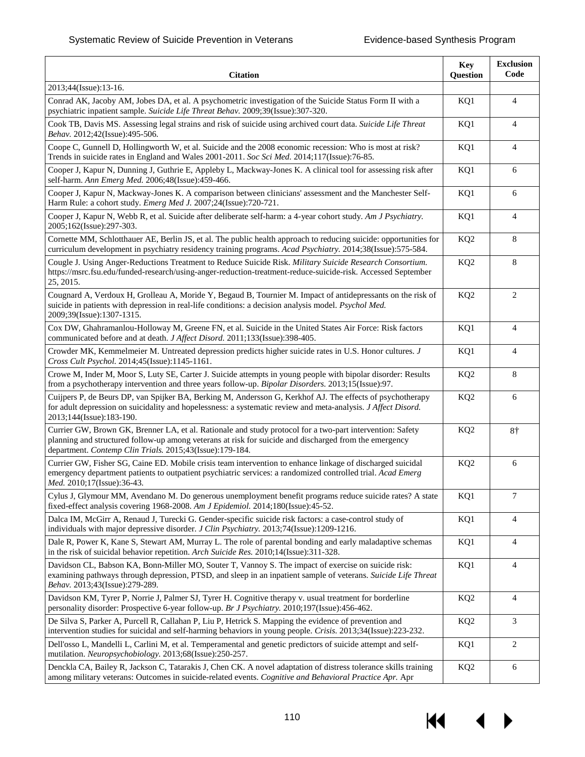| Citation | Key Question | Exclusion Code |
|---|---|---|
| 2013;44(Issue):13-16. | | |
| Conrad AK, Jacoby AM, Jobes DA, et al. A psychometric investigation of the Suicide Status Form II with a psychiatric inpatient sample. *Suicide Life Threat Behav.* 2009;39(Issue):307-320. | KQ1 | 4 |
| Cook TB, Davis MS. Assessing legal strains and risk of suicide using archived court data. *Suicide Life Threat Behav.* 2012;42(Issue):495-506. | KQ1 | 4 |
| Coope C, Gunnell D, Hollingworth W, et al. Suicide and the 2008 economic recession: Who is most at risk? Trends in suicide rates in England and Wales 2001-2011. *Soc Sci Med.* 2014;117(Issue):76-85. | KQ1 | 4 |
| Cooper J, Kapur N, Dunning J, Guthrie E, Appleby L, Mackway-Jones K. A clinical tool for assessing risk after self-harm. *Ann Emerg Med.* 2006;48(Issue):459-466. | KQ1 | 6 |
| Cooper J, Kapur N, Mackway-Jones K. A comparison between clinicians' assessment and the Manchester Self-Harm Rule: a cohort study. *Emerg Med J.* 2007;24(Issue):720-721. | KQ1 | 6 |
| Cooper J, Kapur N, Webb R, et al. Suicide after deliberate self-harm: a 4-year cohort study. *Am J Psychiatry.* 2005;162(Issue):297-303. | KQ1 | 4 |
| Cornette MM, Schlotthauer AE, Berlin JS, et al. The public health approach to reducing suicide: opportunities for curriculum development in psychiatry residency training programs. *Acad Psychiatry.* 2014;38(Issue):575-584. | KQ2 | 8 |
| Cougle J. Using Anger-Reductions Treatment to Reduce Suicide Risk. *Military Suicide Research Consortium.* https://msrc.fsu.edu/funded-research/using-anger-reduction-treatment-reduce-suicide-risk. Accessed September 25, 2015. | KQ2 | 8 |
| Cougnard A, Verdoux H, Grolleau A, Moride Y, Begaud B, Tournier M. Impact of antidepressants on the risk of suicide in patients with depression in real-life conditions: a decision analysis model. *Psychol Med.* 2009;39(Issue):1307-1315. | KQ2 | 2 |
| Cox DW, Ghahramanlou-Holloway M, Greene FN, et al. Suicide in the United States Air Force: Risk factors communicated before and at death. *J Affect Disord.* 2011;133(Issue):398-405. | KQ1 | 4 |
| Crowder MK, Kemmelmeier M. Untreated depression predicts higher suicide rates in U.S. Honor cultures. *J Cross Cult Psychol.* 2014;45(Issue):1145-1161. | KQ1 | 4 |
| Crowe M, Inder M, Moor S, Luty SE, Carter J. Suicide attempts in young people with bipolar disorder: Results from a psychotherapy intervention and three years follow-up. *Bipolar Disorders.* 2013;15(Issue):97. | KQ2 | 8 |
| Cuijpers P, de Beurs DP, van Spijker BA, Berking M, Andersson G, Kerkhof AJ. The effects of psychotherapy for adult depression on suicidality and hopelessness: a systematic review and meta-analysis. *J Affect Disord.* 2013;144(Issue):183-190. | KQ2 | 6 |
| Currier GW, Brown GK, Brenner LA, et al. Rationale and study protocol for a two-part intervention: Safety planning and structured follow-up among veterans at risk for suicide and discharged from the emergency department. *Contemp Clin Trials.* 2015;43(Issue):179-184. | KQ2 | 8† |
| Currier GW, Fisher SG, Caine ED. Mobile crisis team intervention to enhance linkage of discharged suicidal emergency department patients to outpatient psychiatric services: a randomized controlled trial. *Acad Emerg Med.* 2010;17(Issue):36-43. | KQ2 | 6 |
| Cylus J, Glymour MM, Avendano M. Do generous unemployment benefit programs reduce suicide rates? A state fixed-effect analysis covering 1968-2008. *Am J Epidemiol.* 2014;180(Issue):45-52. | KQ1 | 7 |
| Dalca IM, McGirr A, Renaud J, Turecki G. Gender-specific suicide risk factors: a case-control study of individuals with major depressive disorder. *J Clin Psychiatry.* 2013;74(Issue):1209-1216. | KQ1 | 4 |
| Dale R, Power K, Kane S, Stewart AM, Murray L. The role of parental bonding and early maladaptive schemas in the risk of suicidal behavior repetition. *Arch Suicide Res.* 2010;14(Issue):311-328. | KQ1 | 4 |
| Davidson CL, Babson KA, Bonn-Miller MO, Souter T, Vannoy S. The impact of exercise on suicide risk: examining pathways through depression, PTSD, and sleep in an inpatient sample of veterans. *Suicide Life Threat Behav.* 2013;43(Issue):279-289. | KQ1 | 4 |
| Davidson KM, Tyrer P, Norrie J, Palmer SJ, Tyrer H. Cognitive therapy v. usual treatment for borderline personality disorder: Prospective 6-year follow-up. *Br J Psychiatry.* 2010;197(Issue):456-462. | KQ2 | 4 |
| De Silva S, Parker A, Purcell R, Callahan P, Liu P, Hetrick S. Mapping the evidence of prevention and intervention studies for suicidal and self-harming behaviors in young people. *Crisis.* 2013;34(Issue):223-232. | KQ2 | 3 |
| Dell'osso L, Mandelli L, Carlini M, et al. Temperamental and genetic predictors of suicide attempt and self-mutilation. *Neuropsychobiology.* 2013;68(Issue):250-257. | KQ1 | 2 |
| Dencka CA, Bailey R, Jackson C, Tatarakis J, Chen CK. A novel adaptation of distress tolerance skills training among military veterans: Outcomes in suicide-related events. *Cognitive and Behavioral Practice Apr.* Apr | KQ2 | 6 |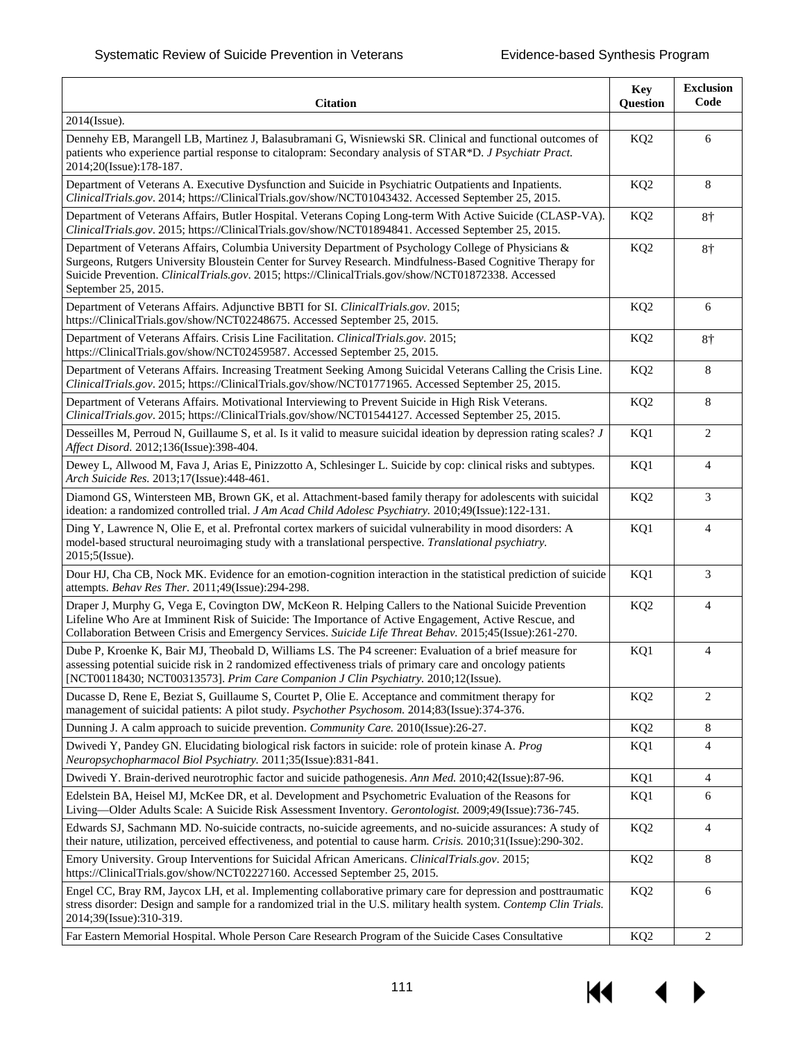| Citation | Key Question | Exclusion Code |
|---|---|---|
| 2014(Issue). | | |
| Dennehy EB, Marangell LB, Martinez J, Balasubramani G, Wisniewski SR. Clinical and functional outcomes of patients who experience partial response to citalopram: Secondary analysis of STAR*D. *J Psychiatr Pract.* 2014;20(Issue):178-187. | KQ2 | 6 |
| Department of Veterans A. Executive Dysfunction and Suicide in Psychiatric Outpatients and Inpatients. *ClinicalTrials.gov*. 2014; https://ClinicalTrials.gov/show/NCT01043432. Accessed September 25, 2015. | KQ2 | 8 |
| Department of Veterans Affairs, Butler Hospital. Veterans Coping Long-term With Active Suicide (CLASP-VA). *ClinicalTrials.gov*. 2015; https://ClinicalTrials.gov/show/NCT01894841. Accessed September 25, 2015. | KQ2 | 8† |
| Department of Veterans Affairs, Columbia University Department of Psychology College of Physicians & Surgeons, Rutgers University Bloustein Center for Survey Research. Mindfulness-Based Cognitive Therapy for Suicide Prevention. *ClinicalTrials.gov*. 2015; https://ClinicalTrials.gov/show/NCT01872338. Accessed September 25, 2015. | KQ2 | 8† |
| Department of Veterans Affairs. Adjunctive BBTI for SI. *ClinicalTrials.gov*. 2015; https://ClinicalTrials.gov/show/NCT02248675. Accessed September 25, 2015. | KQ2 | 6 |
| Department of Veterans Affairs. Crisis Line Facilitation. *ClinicalTrials.gov*. 2015; https://ClinicalTrials.gov/show/NCT02459587. Accessed September 25, 2015. | KQ2 | 8† |
| Department of Veterans Affairs. Increasing Treatment Seeking Among Suicidal Veterans Calling the Crisis Line. *ClinicalTrials.gov*. 2015; https://ClinicalTrials.gov/show/NCT01771965. Accessed September 25, 2015. | KQ2 | 8 |
| Department of Veterans Affairs. Motivational Interviewing to Prevent Suicide in High Risk Veterans. *ClinicalTrials.gov*. 2015; https://ClinicalTrials.gov/show/NCT01544127. Accessed September 25, 2015. | KQ2 | 8 |
| Desseilles M, Perroud N, Guillaume S, et al. Is it valid to measure suicidal ideation by depression rating scales? *J Affect Disord.* 2012;136(Issue):398-404. | KQ1 | 2 |
| Dewey L, Allwood M, Fava J, Arias E, Pinizzotto A, Schlesinger L. Suicide by cop: clinical risks and subtypes. *Arch Suicide Res.* 2013;17(Issue):448-461. | KQ1 | 4 |
| Diamond GS, Wintersteen MB, Brown GK, et al. Attachment-based family therapy for adolescents with suicidal ideation: a randomized controlled trial. *J Am Acad Child Adolesc Psychiatry.* 2010;49(Issue):122-131. | KQ2 | 3 |
| Ding Y, Lawrence N, Olie E, et al. Prefrontal cortex markers of suicidal vulnerability in mood disorders: A model-based structural neuroimaging study with a translational perspective. *Translational psychiatry.* 2015;5(Issue). | KQ1 | 4 |
| Dour HJ, Cha CB, Nock MK. Evidence for an emotion-cognition interaction in the statistical prediction of suicide attempts. *Behav Res Ther.* 2011;49(Issue):294-298. | KQ1 | 3 |
| Draper J, Murphy G, Vega E, Covington DW, McKeon R. Helping Callers to the National Suicide Prevention Lifeline Who Are at Imminent Risk of Suicide: The Importance of Active Engagement, Active Rescue, and Collaboration Between Crisis and Emergency Services. *Suicide Life Threat Behav.* 2015;45(Issue):261-270. | KQ2 | 4 |
| Dube P, Kroenke K, Bair MJ, Theobald D, Williams LS. The P4 screener: Evaluation of a brief measure for assessing potential suicide risk in 2 randomized effectiveness trials of primary care and oncology patients [NCT00118430; NCT00313573]. *Prim Care Companion J Clin Psychiatry.* 2010;12(Issue). | KQ1 | 4 |
| Ducasse D, Rene E, Beziat S, Guillaume S, Courtet P, Olie E. Acceptance and commitment therapy for management of suicidal patients: A pilot study. *Psychother Psychosom.* 2014;83(Issue):374-376. | KQ2 | 2 |
| Dunning J. A calm approach to suicide prevention. *Community Care.* 2010(Issue):26-27. | KQ2 | 8 |
| Dwivedi Y, Pandey GN. Elucidating biological risk factors in suicide: role of protein kinase A. *Prog Neuropsychopharmacol Biol Psychiatry.* 2011;35(Issue):831-841. | KQ1 | 4 |
| Dwivedi Y. Brain-derived neurotrophic factor and suicide pathogenesis. *Ann Med.* 2010;42(Issue):87-96. | KQ1 | 4 |
| Edelstein BA, Heisel MJ, McKee DR, et al. Development and Psychometric Evaluation of the Reasons for Living—Older Adults Scale: A Suicide Risk Assessment Inventory. *Gerontologist.* 2009;49(Issue):736-745. | KQ1 | 6 |
| Edwards SJ, Sachmann MD. No-suicide contracts, no-suicide agreements, and no-suicide assurances: A study of their nature, utilization, perceived effectiveness, and potential to cause harm. *Crisis.* 2010;31(Issue):290-302. | KQ2 | 4 |
| Emory University. Group Interventions for Suicidal African Americans. *ClinicalTrials.gov*. 2015; https://ClinicalTrials.gov/show/NCT02227160. Accessed September 25, 2015. | KQ2 | 8 |
| Engel CC, Bray RM, Jaycox LH, et al. Implementing collaborative primary care for depression and posttraumatic stress disorder: Design and sample for a randomized trial in the U.S. military health system. *Contemp Clin Trials.* 2014;39(Issue):310-319. | KQ2 | 6 |
| Far Eastern Memorial Hospital. Whole Person Care Research Program of the Suicide Cases Consultative | KQ2 | 2 |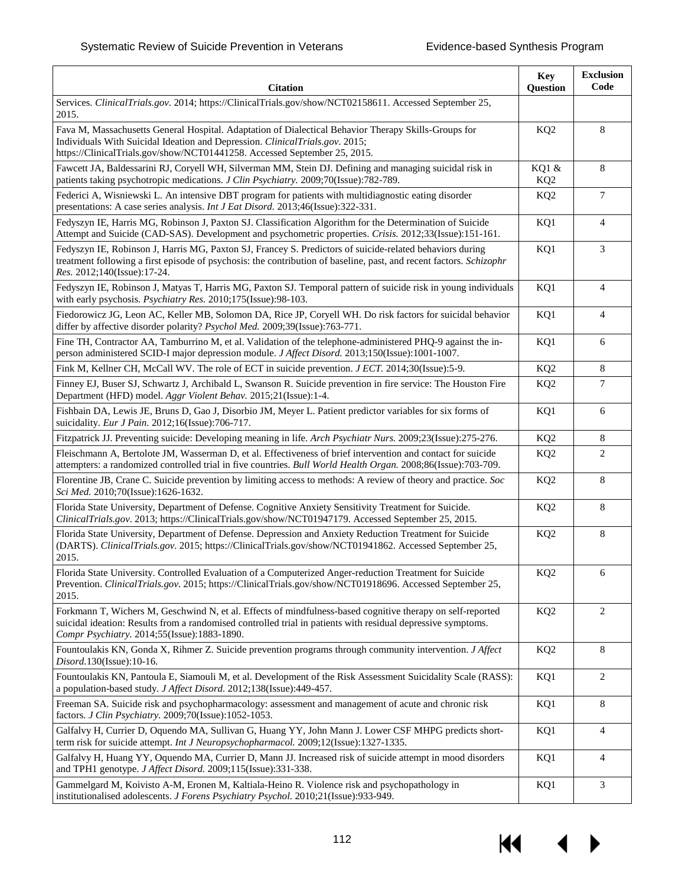| Citation | Key Question | Exclusion Code |
|---|---|---|
| Services. *ClinicalTrials.gov*. 2014; https://ClinicalTrials.gov/show/NCT02158611. Accessed September 25, 2015. | | |
| Fava M, Massachusetts General Hospital. Adaptation of Dialectical Behavior Therapy Skills-Groups for Individuals With Suicidal Ideation and Depression. *ClinicalTrials.gov*. 2015; https://ClinicalTrials.gov/show/NCT01441258. Accessed September 25, 2015. | KQ2 | 8 |
| Fawcett JA, Baldessarini RJ, Coryell WH, Silverman MM, Stein DJ. Defining and managing suicidal risk in patients taking psychotropic medications. *J Clin Psychiatry.* 2009;70(Issue):782-789. | KQ1 & KQ2 | 8 |
| Federici A, Wisniewski L. An intensive DBT program for patients with multidiagnostic eating disorder presentations: A case series analysis. *Int J Eat Disord.* 2013;46(Issue):322-331. | KQ2 | 7 |
| Fedyszyn IE, Harris MG, Robinson J, Paxton SJ. Classification Algorithm for the Determination of Suicide Attempt and Suicide (CAD-SAS). Development and psychometric properties. *Crisis.* 2012;33(Issue):151-161. | KQ1 | 4 |
| Fedyszyn IE, Robinson J, Harris MG, Paxton SJ, Francey S. Predictors of suicide-related behaviors during treatment following a first episode of psychosis: the contribution of baseline, past, and recent factors. *Schizophr Res.* 2012;140(Issue):17-24. | KQ1 | 3 |
| Fedyszyn IE, Robinson J, Matyas T, Harris MG, Paxton SJ. Temporal pattern of suicide risk in young individuals with early psychosis. *Psychiatry Res.* 2010;175(Issue):98-103. | KQ1 | 4 |
| Fiedorowicz JG, Leon AC, Keller MB, Solomon DA, Rice JP, Coryell WH. Do risk factors for suicidal behavior differ by affective disorder polarity? *Psychol Med.* 2009;39(Issue):763-771. | KQ1 | 4 |
| Fine TH, Contractor AA, Tamburrino M, et al. Validation of the telephone-administered PHQ-9 against the in-person administered SCID-I major depression module. *J Affect Disord.* 2013;150(Issue):1001-1007. | KQ1 | 6 |
| Fink M, Kellner CH, McCall WV. The role of ECT in suicide prevention. *J ECT.* 2014;30(Issue):5-9. | KQ2 | 8 |
| Finney EJ, Buser SJ, Schwartz J, Archibald L, Swanson R. Suicide prevention in fire service: The Houston Fire Department (HFD) model. *Aggr Violent Behav.* 2015;21(Issue):1-4. | KQ2 | 7 |
| Fishbain DA, Lewis JE, Bruns D, Gao J, Disorbio JM, Meyer L. Patient predictor variables for six forms of suicidality. *Eur J Pain.* 2012;16(Issue):706-717. | KQ1 | 6 |
| Fitzpatrick JJ. Preventing suicide: Developing meaning in life. *Arch Psychiatr Nurs.* 2009;23(Issue):275-276. | KQ2 | 8 |
| Fleischmann A, Bertolote JM, Wasserman D, et al. Effectiveness of brief intervention and contact for suicide attempters: a randomized controlled trial in five countries. *Bull World Health Organ.* 2008;86(Issue):703-709. | KQ2 | 2 |
| Florentine JB, Crane C. Suicide prevention by limiting access to methods: A review of theory and practice. *Soc Sci Med.* 2010;70(Issue):1626-1632. | KQ2 | 8 |
| Florida State University, Department of Defense. Cognitive Anxiety Sensitivity Treatment for Suicide. *ClinicalTrials.gov*. 2013; https://ClinicalTrials.gov/show/NCT01947179. Accessed September 25, 2015. | KQ2 | 8 |
| Florida State University, Department of Defense. Depression and Anxiety Reduction Treatment for Suicide (DARTS). *ClinicalTrials.gov*. 2015; https://ClinicalTrials.gov/show/NCT01941862. Accessed September 25, 2015. | KQ2 | 8 |
| Florida State University. Controlled Evaluation of a Computerized Anger-reduction Treatment for Suicide Prevention. *ClinicalTrials.gov*. 2015; https://ClinicalTrials.gov/show/NCT01918696. Accessed September 25, 2015. | KQ2 | 6 |
| Forkmann T, Wichers M, Geschwind N, et al. Effects of mindfulness-based cognitive therapy on self-reported suicidal ideation: Results from a randomised controlled trial in patients with residual depressive symptoms. *Compr Psychiatry.* 2014;55(Issue):1883-1890. | KQ2 | 2 |
| Fountoulakis KN, Gonda X, Rihmer Z. Suicide prevention programs through community intervention. *J Affect Disord.*130(Issue):10-16. | KQ2 | 8 |
| Fountoulakis KN, Pantoula E, Siamouli M, et al. Development of the Risk Assessment Suicidality Scale (RASS): a population-based study. *J Affect Disord.* 2012;138(Issue):449-457. | KQ1 | 2 |
| Freeman SA. Suicide risk and psychopharmacology: assessment and management of acute and chronic risk factors. *J Clin Psychiatry.* 2009;70(Issue):1052-1053. | KQ1 | 8 |
| Galfalvy H, Currier D, Oquendo MA, Sullivan G, Huang YY, John Mann J. Lower CSF MHPG predicts short-term risk for suicide attempt. *Int J Neuropsychopharmacol.* 2009;12(Issue):1327-1335. | KQ1 | 4 |
| Galfalvy H, Huang YY, Oquendo MA, Currier D, Mann JJ. Increased risk of suicide attempt in mood disorders and TPH1 genotype. *J Affect Disord.* 2009;115(Issue):331-338. | KQ1 | 4 |
| Gammelgard M, Koivisto A-M, Eronen M, Kaltiala-Heino R. Violence risk and psychopathology in institutionalised adolescents. *J Forens Psychiatry Psychol.* 2010;21(Issue):933-949. | KQ1 | 3 |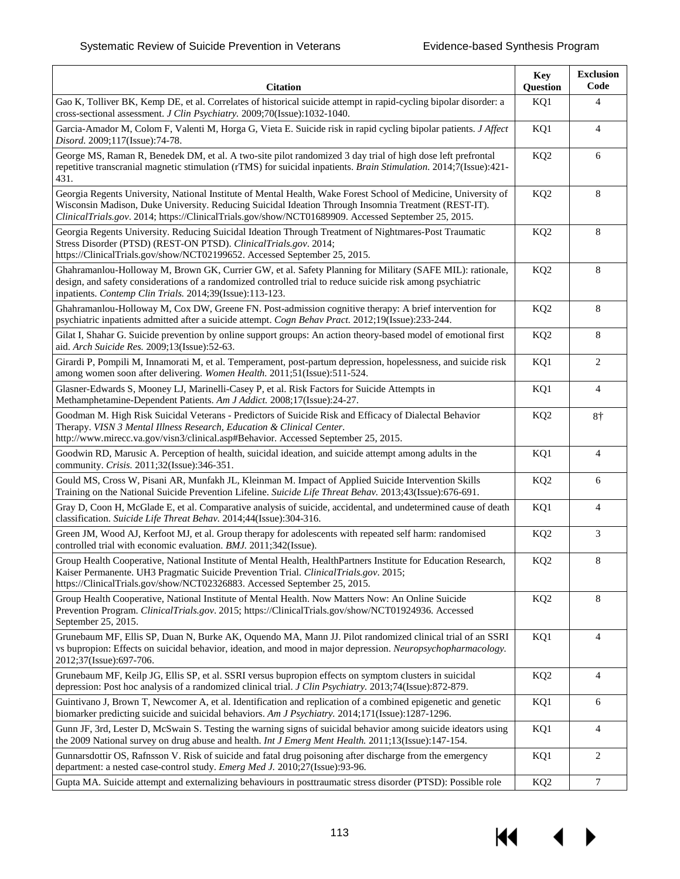| Citation | Key Question | Exclusion Code |
|---|---|---|
| Gao K, Tolliver BK, Kemp DE, et al. Correlates of historical suicide attempt in rapid-cycling bipolar disorder: a cross-sectional assessment. *J Clin Psychiatry.* 2009;70(Issue):1032-1040. | KQ1 | 4 |
| Garcia-Amador M, Colom F, Valenti M, Horga G, Vieta E. Suicide risk in rapid cycling bipolar patients. *J Affect Disord.* 2009;117(Issue):74-78. | KQ1 | 4 |
| George MS, Raman R, Benedek DM, et al. A two-site pilot randomized 3 day trial of high dose left prefrontal repetitive transcranial magnetic stimulation (rTMS) for suicidal inpatients. *Brain Stimulation.* 2014;7(Issue):421-431. | KQ2 | 6 |
| Georgia Regents University, National Institute of Mental Health, Wake Forest School of Medicine, University of Wisconsin Madison, Duke University. Reducing Suicidal Ideation Through Insomnia Treatment (REST-IT). *ClinicalTrials.gov*. 2014; https://ClinicalTrials.gov/show/NCT01689909. Accessed September 25, 2015. | KQ2 | 8 |
| Georgia Regents University. Reducing Suicidal Ideation Through Treatment of Nightmares-Post Traumatic Stress Disorder (PTSD) (REST-ON PTSD). *ClinicalTrials.gov*. 2014; https://ClinicalTrials.gov/show/NCT02199652. Accessed September 25, 2015. | KQ2 | 8 |
| Ghahramanlou-Holloway M, Brown GK, Currier GW, et al. Safety Planning for Military (SAFE MIL): rationale, design, and safety considerations of a randomized controlled trial to reduce suicide risk among psychiatric inpatients. *Contemp Clin Trials.* 2014;39(Issue):113-123. | KQ2 | 8 |
| Ghahramanlou-Holloway M, Cox DW, Greene FN. Post-admission cognitive therapy: A brief intervention for psychiatric inpatients admitted after a suicide attempt. *Cogn Behav Pract.* 2012;19(Issue):233-244. | KQ2 | 8 |
| Gilat I, Shahar G. Suicide prevention by online support groups: An action theory-based model of emotional first aid. *Arch Suicide Res.* 2009;13(Issue):52-63. | KQ2 | 8 |
| Girardi P, Pompili M, Innamorati M, et al. Temperament, post-partum depression, hopelessness, and suicide risk among women soon after delivering. *Women Health.* 2011;51(Issue):511-524. | KQ1 | 2 |
| Glasner-Edwards S, Mooney LJ, Marinelli-Casey P, et al. Risk Factors for Suicide Attempts in Methamphetamine-Dependent Patients. *Am J Addict.* 2008;17(Issue):24-27. | KQ1 | 4 |
| Goodman M. High Risk Suicidal Veterans - Predictors of Suicide Risk and Efficacy of Dialectal Behavior Therapy. *VISN 3 Mental Illness Research, Education & Clinical Center*. http://www.mirecc.va.gov/visn3/clinical.asp#Behavior. Accessed September 25, 2015. | KQ2 | 8† |
| Goodwin RD, Marusic A. Perception of health, suicidal ideation, and suicide attempt among adults in the community. *Crisis.* 2011;32(Issue):346-351. | KQ1 | 4 |
| Gould MS, Cross W, Pisani AR, Munfakh JL, Kleinman M. Impact of Applied Suicide Intervention Skills Training on the National Suicide Prevention Lifeline. *Suicide Life Threat Behav.* 2013;43(Issue):676-691. | KQ2 | 6 |
| Gray D, Coon H, McGlade E, et al. Comparative analysis of suicide, accidental, and undetermined cause of death classification. *Suicide Life Threat Behav.* 2014;44(Issue):304-316. | KQ1 | 4 |
| Green JM, Wood AJ, Kerfoot MJ, et al. Group therapy for adolescents with repeated self harm: randomised controlled trial with economic evaluation. *BMJ.* 2011;342(Issue). | KQ2 | 3 |
| Group Health Cooperative, National Institute of Mental Health, HealthPartners Institute for Education Research, Kaiser Permanente. UH3 Pragmatic Suicide Prevention Trial. *ClinicalTrials.gov*. 2015; https://ClinicalTrials.gov/show/NCT02326883. Accessed September 25, 2015. | KQ2 | 8 |
| Group Health Cooperative, National Institute of Mental Health. Now Matters Now: An Online Suicide Prevention Program. *ClinicalTrials.gov*. 2015; https://ClinicalTrials.gov/show/NCT01924936. Accessed September 25, 2015. | KQ2 | 8 |
| Grunebaum MF, Ellis SP, Duan N, Burke AK, Oquendo MA, Mann JJ. Pilot randomized clinical trial of an SSRI vs bupropion: Effects on suicidal behavior, ideation, and mood in major depression. *Neuropsychopharmacology.* 2012;37(Issue):697-706. | KQ1 | 4 |
| Grunebaum MF, Keilp JG, Ellis SP, et al. SSRI versus bupropion effects on symptom clusters in suicidal depression: Post hoc analysis of a randomized clinical trial. *J Clin Psychiatry.* 2013;74(Issue):872-879. | KQ2 | 4 |
| Guintivano J, Brown T, Newcomer A, et al. Identification and replication of a combined epigenetic and genetic biomarker predicting suicide and suicidal behaviors. *Am J Psychiatry.* 2014;171(Issue):1287-1296. | KQ1 | 6 |
| Gunn JF, 3rd, Lester D, McSwain S. Testing the warning signs of suicidal behavior among suicide ideators using the 2009 National survey on drug abuse and health. *Int J Emerg Ment Health.* 2011;13(Issue):147-154. | KQ1 | 4 |
| Gunnarsdottir OS, Rafnsson V. Risk of suicide and fatal drug poisoning after discharge from the emergency department: a nested case-control study. *Emerg Med J.* 2010;27(Issue):93-96. | KQ1 | 2 |
| Gupta MA. Suicide attempt and externalizing behaviours in posttraumatic stress disorder (PTSD): Possible role | KQ2 | 7 |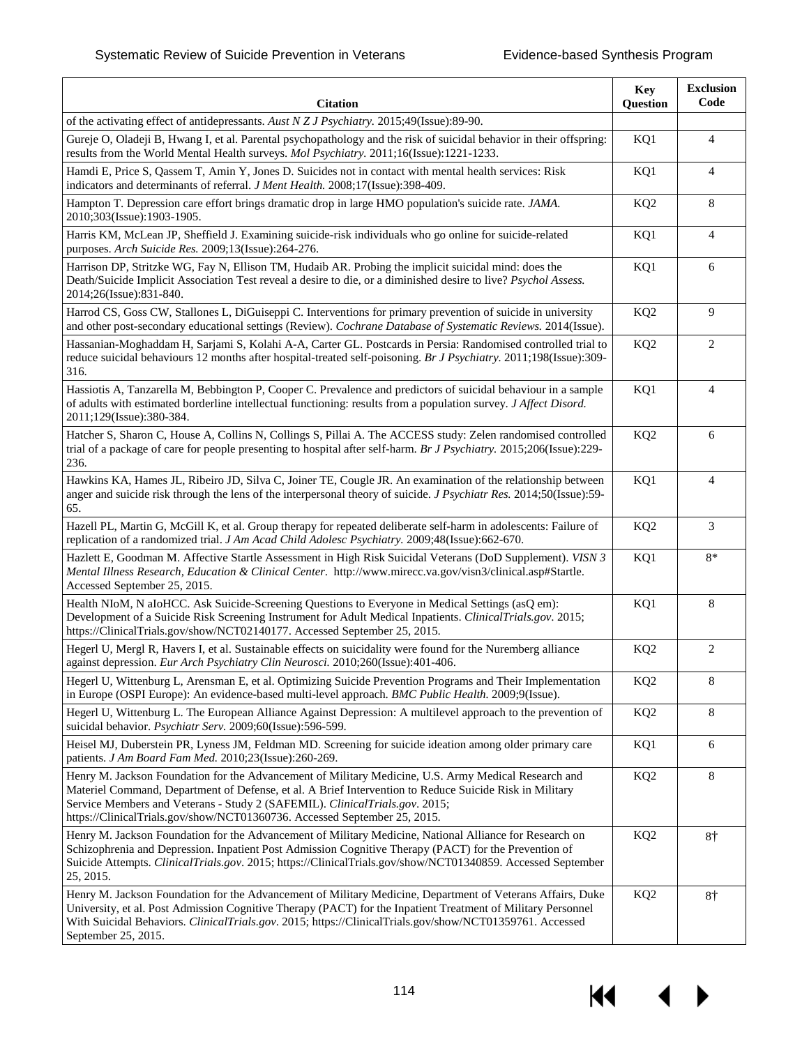| Citation | Key Question | Exclusion Code |
| --- | --- | --- |
| of the activating effect of antidepressants. *Aust N Z J Psychiatry.* 2015;49(Issue):89-90. | | |
| Gureje O, Oladeji B, Hwang I, et al. Parental psychopathology and the risk of suicidal behavior in their offspring: results from the World Mental Health surveys. *Mol Psychiatry.* 2011;16(Issue):1221-1233. | KQ1 | 4 |
| Hamdi E, Price S, Qassem T, Amin Y, Jones D. Suicides not in contact with mental health services: Risk indicators and determinants of referral. *J Ment Health.* 2008;17(Issue):398-409. | KQ1 | 4 |
| Hampton T. Depression care effort brings dramatic drop in large HMO population's suicide rate. *JAMA.* 2010;303(Issue):1903-1905. | KQ2 | 8 |
| Harris KM, McLean JP, Sheffield J. Examining suicide-risk individuals who go online for suicide-related purposes. *Arch Suicide Res.* 2009;13(Issue):264-276. | KQ1 | 4 |
| Harrison DP, Stritzke WG, Fay N, Ellison TM, Hudaib AR. Probing the implicit suicidal mind: does the Death/Suicide Implicit Association Test reveal a desire to die, or a diminished desire to live? *Psychol Assess.* 2014;26(Issue):831-840. | KQ1 | 6 |
| Harrod CS, Goss CW, Stallones L, DiGuiseppi C. Interventions for primary prevention of suicide in university and other post-secondary educational settings (Review). *Cochrane Database of Systematic Reviews.* 2014(Issue). | KQ2 | 9 |
| Hassanian-Moghaddam H, Sarjami S, Kolahi A-A, Carter GL. Postcards in Persia: Randomised controlled trial to reduce suicidal behaviours 12 months after hospital-treated self-poisoning. *Br J Psychiatry.* 2011;198(Issue):309-316. | KQ2 | 2 |
| Hassiotis A, Tanzarella M, Bebbington P, Cooper C. Prevalence and predictors of suicidal behaviour in a sample of adults with estimated borderline intellectual functioning: results from a population survey. *J Affect Disord.* 2011;129(Issue):380-384. | KQ1 | 4 |
| Hatcher S, Sharon C, House A, Collins N, Collings S, Pillai A. The ACCESS study: Zelen randomised controlled trial of a package of care for people presenting to hospital after self-harm. *Br J Psychiatry.* 2015;206(Issue):229-236. | KQ2 | 6 |
| Hawkins KA, Hames JL, Ribeiro JD, Silva C, Joiner TE, Cougle JR. An examination of the relationship between anger and suicide risk through the lens of the interpersonal theory of suicide. *J Psychiatr Res.* 2014;50(Issue):59-65. | KQ1 | 4 |
| Hazell PL, Martin G, McGill K, et al. Group therapy for repeated deliberate self-harm in adolescents: Failure of replication of a randomized trial. *J Am Acad Child Adolesc Psychiatry.* 2009;48(Issue):662-670. | KQ2 | 3 |
| Hazlett E, Goodman M. Affective Startle Assessment in High Risk Suicidal Veterans (DoD Supplement). *VISN 3 Mental Illness Research, Education & Clinical Center.* http://www.mirecc.va.gov/visn3/clinical.asp#Startle. Accessed September 25, 2015. | KQ1 | 8* |
| Health NIoM, N aIoHCC. Ask Suicide-Screening Questions to Everyone in Medical Settings (asQ em): Development of a Suicide Risk Screening Instrument for Adult Medical Inpatients. *ClinicalTrials.gov*. 2015; https://ClinicalTrials.gov/show/NCT02140177. Accessed September 25, 2015. | KQ1 | 8 |
| Hegerl U, Mergl R, Havers I, et al. Sustainable effects on suicidality were found for the Nuremberg alliance against depression. *Eur Arch Psychiatry Clin Neurosci.* 2010;260(Issue):401-406. | KQ2 | 2 |
| Hegerl U, Wittenburg L, Arensman E, et al. Optimizing Suicide Prevention Programs and Their Implementation in Europe (OSPI Europe): An evidence-based multi-level approach. *BMC Public Health.* 2009;9(Issue). | KQ2 | 8 |
| Hegerl U, Wittenburg L. The European Alliance Against Depression: A multilevel approach to the prevention of suicidal behavior. *Psychiatr Serv.* 2009;60(Issue):596-599. | KQ2 | 8 |
| Heisel MJ, Duberstein PR, Lyness JM, Feldman MD. Screening for suicide ideation among older primary care patients. *J Am Board Fam Med.* 2010;23(Issue):260-269. | KQ1 | 6 |
| Henry M. Jackson Foundation for the Advancement of Military Medicine, U.S. Army Medical Research and Materiel Command, Department of Defense, et al. A Brief Intervention to Reduce Suicide Risk in Military Service Members and Veterans - Study 2 (SAFEMIL). *ClinicalTrials.gov*. 2015; https://ClinicalTrials.gov/show/NCT01360736. Accessed September 25, 2015. | KQ2 | 8 |
| Henry M. Jackson Foundation for the Advancement of Military Medicine, National Alliance for Research on Schizophrenia and Depression. Inpatient Post Admission Cognitive Therapy (PACT) for the Prevention of Suicide Attempts. *ClinicalTrials.gov*. 2015; https://ClinicalTrials.gov/show/NCT01340859. Accessed September 25, 2015. | KQ2 | 8† |
| Henry M. Jackson Foundation for the Advancement of Military Medicine, Department of Veterans Affairs, Duke University, et al. Post Admission Cognitive Therapy (PACT) for the Inpatient Treatment of Military Personnel With Suicidal Behaviors. *ClinicalTrials.gov*. 2015; https://ClinicalTrials.gov/show/NCT01359761. Accessed September 25, 2015. | KQ2 | 8† |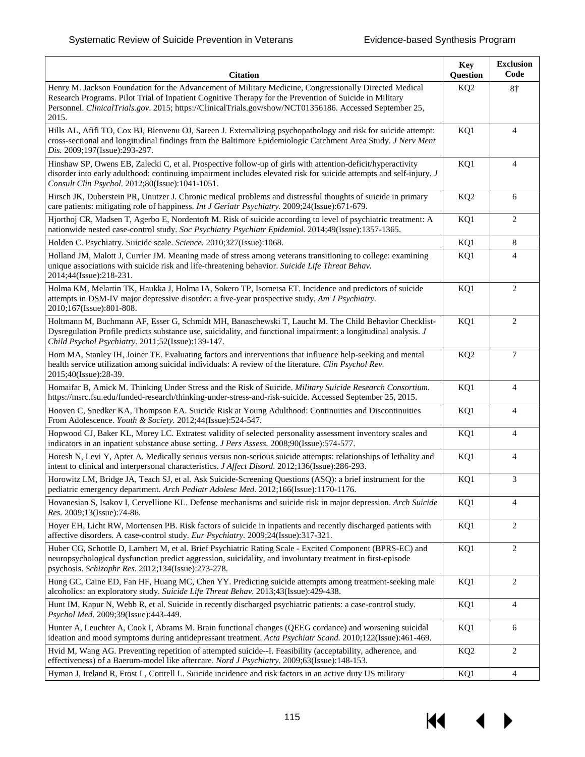| Citation | Key Question | Exclusion Code |
|---|---|---|
| Henry M. Jackson Foundation for the Advancement of Military Medicine, Congressionally Directed Medical Research Programs. Pilot Trial of Inpatient Cognitive Therapy for the Prevention of Suicide in Military Personnel. *ClinicalTrials.gov*. 2015; https://ClinicalTrials.gov/show/NCT01356186. Accessed September 25, 2015. | KQ2 | 8† |
| Hills AL, Afifi TO, Cox BJ, Bienvenu OJ, Sareen J. Externalizing psychopathology and risk for suicide attempt: cross-sectional and longitudinal findings from the Baltimore Epidemiologic Catchment Area Study. *J Nerv Ment Dis.* 2009;197(Issue):293-297. | KQ1 | 4 |
| Hinshaw SP, Owens EB, Zalecki C, et al. Prospective follow-up of girls with attention-deficit/hyperactivity disorder into early adulthood: continuing impairment includes elevated risk for suicide attempts and self-injury. *J Consult Clin Psychol.* 2012;80(Issue):1041-1051. | KQ1 | 4 |
| Hirsch JK, Duberstein PR, Unutzer J. Chronic medical problems and distressful thoughts of suicide in primary care patients: mitigating role of happiness. *Int J Geriatr Psychiatry.* 2009;24(Issue):671-679. | KQ2 | 6 |
| Hjorthoj CR, Madsen T, Agerbo E, Nordentoft M. Risk of suicide according to level of psychiatric treatment: A nationwide nested case-control study. *Soc Psychiatry Psychiatr Epidemiol.* 2014;49(Issue):1357-1365. | KQ1 | 2 |
| Holden C. Psychiatry. Suicide scale. *Science.* 2010;327(Issue):1068. | KQ1 | 8 |
| Holland JM, Malott J, Currier JM. Meaning made of stress among veterans transitioning to college: examining unique associations with suicide risk and life-threatening behavior. *Suicide Life Threat Behav.* 2014;44(Issue):218-231. | KQ1 | 4 |
| Holma KM, Melartin TK, Haukka J, Holma IA, Sokero TP, Isometsa ET. Incidence and predictors of suicide attempts in DSM-IV major depressive disorder: a five-year prospective study. *Am J Psychiatry.* 2010;167(Issue):801-808. | KQ1 | 2 |
| Holtmann M, Buchmann AF, Esser G, Schmidt MH, Banaschewski T, Laucht M. The Child Behavior Checklist-Dysregulation Profile predicts substance use, suicidality, and functional impairment: a longitudinal analysis. *J Child Psychol Psychiatry.* 2011;52(Issue):139-147. | KQ1 | 2 |
| Hom MA, Stanley IH, Joiner TE. Evaluating factors and interventions that influence help-seeking and mental health service utilization among suicidal individuals: A review of the literature. *Clin Psychol Rev.* 2015;40(Issue):28-39. | KQ2 | 7 |
| Homaifar B, Amick M. Thinking Under Stress and the Risk of Suicide. *Military Suicide Research Consortium.* https://msrc.fsu.edu/funded-research/thinking-under-stress-and-risk-suicide. Accessed September 25, 2015. | KQ1 | 4 |
| Hooven C, Snedker KA, Thompson EA. Suicide Risk at Young Adulthood: Continuities and Discontinuities From Adolescence. *Youth & Society.* 2012;44(Issue):524-547. | KQ1 | 4 |
| Hopwood CJ, Baker KL, Morey LC. Extratest validity of selected personality assessment inventory scales and indicators in an inpatient substance abuse setting. *J Pers Assess.* 2008;90(Issue):574-577. | KQ1 | 4 |
| Horesh N, Levi Y, Apter A. Medically serious versus non-serious suicide attempts: relationships of lethality and intent to clinical and interpersonal characteristics. *J Affect Disord.* 2012;136(Issue):286-293. | KQ1 | 4 |
| Horowitz LM, Bridge JA, Teach SJ, et al. Ask Suicide-Screening Questions (ASQ): a brief instrument for the pediatric emergency department. *Arch Pediatr Adolesc Med.* 2012;166(Issue):1170-1176. | KQ1 | 3 |
| Hovanesian S, Isakov I, Cervellione KL. Defense mechanisms and suicide risk in major depression. *Arch Suicide Res.* 2009;13(Issue):74-86. | KQ1 | 4 |
| Hoyer EH, Licht RW, Mortensen PB. Risk factors of suicide in inpatients and recently discharged patients with affective disorders. A case-control study. *Eur Psychiatry.* 2009;24(Issue):317-321. | KQ1 | 2 |
| Huber CG, Schottle D, Lambert M, et al. Brief Psychiatric Rating Scale - Excited Component (BPRS-EC) and neuropsychological dysfunction predict aggression, suicidality, and involuntary treatment in first-episode psychosis. *Schizophr Res.* 2012;134(Issue):273-278. | KQ1 | 2 |
| Hung GC, Caine ED, Fan HF, Huang MC, Chen YY. Predicting suicide attempts among treatment-seeking male alcoholics: an exploratory study. *Suicide Life Threat Behav.* 2013;43(Issue):429-438. | KQ1 | 2 |
| Hunt IM, Kapur N, Webb R, et al. Suicide in recently discharged psychiatric patients: a case-control study. *Psychol Med.* 2009;39(Issue):443-449. | KQ1 | 4 |
| Hunter A, Leuchter A, Cook I, Abrams M. Brain functional changes (QEEG cordance) and worsening suicidal ideation and mood symptoms during antidepressant treatment. *Acta Psychiatr Scand.* 2010;122(Issue):461-469. | KQ1 | 6 |
| Hvid M, Wang AG. Preventing repetition of attempted suicide--I. Feasibility (acceptability, adherence, and effectiveness) of a Baerum-model like aftercare. *Nord J Psychiatry.* 2009;63(Issue):148-153. | KQ2 | 2 |
| Hyman J, Ireland R, Frost L, Cottrell L. Suicide incidence and risk factors in an active duty US military | KQ1 | 4 |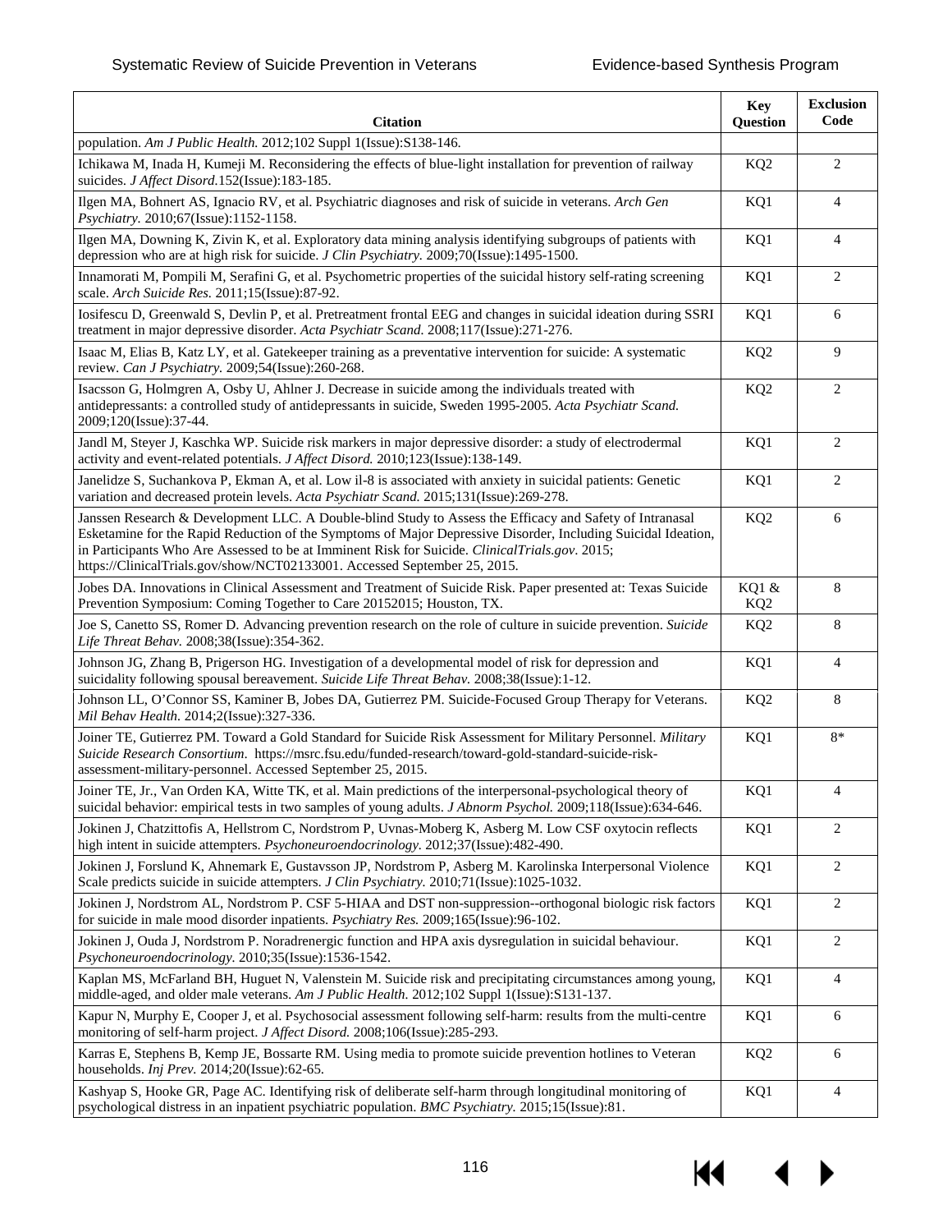| Citation | Key Question | Exclusion Code |
|---|---|---|
| population. *Am J Public Health.* 2012;102 Suppl 1(Issue):S138-146. | | |
| Ichikawa M, Inada H, Kumeji M. Reconsidering the effects of blue-light installation for prevention of railway suicides. *J Affect Disord.*152(Issue):183-185. | KQ2 | 2 |
| Ilgen MA, Bohnert AS, Ignacio RV, et al. Psychiatric diagnoses and risk of suicide in veterans. *Arch Gen Psychiatry.* 2010;67(Issue):1152-1158. | KQ1 | 4 |
| Ilgen MA, Downing K, Zivin K, et al. Exploratory data mining analysis identifying subgroups of patients with depression who are at high risk for suicide. *J Clin Psychiatry.* 2009;70(Issue):1495-1500. | KQ1 | 4 |
| Innamorati M, Pompili M, Serafini G, et al. Psychometric properties of the suicidal history self-rating screening scale. *Arch Suicide Res.* 2011;15(Issue):87-92. | KQ1 | 2 |
| Iosifescu D, Greenwald S, Devlin P, et al. Pretreatment frontal EEG and changes in suicidal ideation during SSRI treatment in major depressive disorder. *Acta Psychiatr Scand.* 2008;117(Issue):271-276. | KQ1 | 6 |
| Isaac M, Elias B, Katz LY, et al. Gatekeeper training as a preventative intervention for suicide: A systematic review. *Can J Psychiatry.* 2009;54(Issue):260-268. | KQ2 | 9 |
| Isacsson G, Holmgren A, Osby U, Ahlner J. Decrease in suicide among the individuals treated with antidepressants: a controlled study of antidepressants in suicide, Sweden 1995-2005. *Acta Psychiatr Scand.* 2009;120(Issue):37-44. | KQ2 | 2 |
| Jandl M, Steyer J, Kaschka WP. Suicide risk markers in major depressive disorder: a study of electrodermal activity and event-related potentials. *J Affect Disord.* 2010;123(Issue):138-149. | KQ1 | 2 |
| Janelidze S, Suchankova P, Ekman A, et al. Low il-8 is associated with anxiety in suicidal patients: Genetic variation and decreased protein levels. *Acta Psychiatr Scand.* 2015;131(Issue):269-278. | KQ1 | 2 |
| Janssen Research & Development LLC. A Double-blind Study to Assess the Efficacy and Safety of Intranasal Esketamine for the Rapid Reduction of the Symptoms of Major Depressive Disorder, Including Suicidal Ideation, in Participants Who Are Assessed to be at Imminent Risk for Suicide. *ClinicalTrials.gov*. 2015; https://ClinicalTrials.gov/show/NCT02133001. Accessed September 25, 2015. | KQ2 | 6 |
| Jobes DA. Innovations in Clinical Assessment and Treatment of Suicide Risk. Paper presented at: Texas Suicide Prevention Symposium: Coming Together to Care 20152015; Houston, TX. | KQ1 & KQ2 | 8 |
| Joe S, Canetto SS, Romer D. Advancing prevention research on the role of culture in suicide prevention. *Suicide Life Threat Behav.* 2008;38(Issue):354-362. | KQ2 | 8 |
| Johnson JG, Zhang B, Prigerson HG. Investigation of a developmental model of risk for depression and suicidality following spousal bereavement. *Suicide Life Threat Behav.* 2008;38(Issue):1-12. | KQ1 | 4 |
| Johnson LL, O'Connor SS, Kaminer B, Jobes DA, Gutierrez PM. Suicide-Focused Group Therapy for Veterans. *Mil Behav Health.* 2014;2(Issue):327-336. | KQ2 | 8 |
| Joiner TE, Gutierrez PM. Toward a Gold Standard for Suicide Risk Assessment for Military Personnel. *Military Suicide Research Consortium.* https://msrc.fsu.edu/funded-research/toward-gold-standard-suicide-risk-assessment-military-personnel. Accessed September 25, 2015. | KQ1 | 8* |
| Joiner TE, Jr., Van Orden KA, Witte TK, et al. Main predictions of the interpersonal-psychological theory of suicidal behavior: empirical tests in two samples of young adults. *J Abnorm Psychol.* 2009;118(Issue):634-646. | KQ1 | 4 |
| Jokinen J, Chatzittofis A, Hellstrom C, Nordstrom P, Uvnas-Moberg K, Asberg M. Low CSF oxytocin reflects high intent in suicide attempters. *Psychoneuroendocrinology.* 2012;37(Issue):482-490. | KQ1 | 2 |
| Jokinen J, Forslund K, Ahnemark E, Gustavsson JP, Nordstrom P, Asberg M. Karolinska Interpersonal Violence Scale predicts suicide in suicide attempters. *J Clin Psychiatry.* 2010;71(Issue):1025-1032. | KQ1 | 2 |
| Jokinen J, Nordstrom AL, Nordstrom P. CSF 5-HIAA and DST non-suppression--orthogonal biologic risk factors for suicide in male mood disorder inpatients. *Psychiatry Res.* 2009;165(Issue):96-102. | KQ1 | 2 |
| Jokinen J, Ouda J, Nordstrom P. Noradrenergic function and HPA axis dysregulation in suicidal behaviour. *Psychoneuroendocrinology.* 2010;35(Issue):1536-1542. | KQ1 | 2 |
| Kaplan MS, McFarland BH, Huguet N, Valenstein M. Suicide risk and precipitating circumstances among young, middle-aged, and older male veterans. *Am J Public Health.* 2012;102 Suppl 1(Issue):S131-137. | KQ1 | 4 |
| Kapur N, Murphy E, Cooper J, et al. Psychosocial assessment following self-harm: results from the multi-centre monitoring of self-harm project. *J Affect Disord.* 2008;106(Issue):285-293. | KQ1 | 6 |
| Karras E, Stephens B, Kemp JE, Bossarte RM. Using media to promote suicide prevention hotlines to Veteran households. *Inj Prev.* 2014;20(Issue):62-65. | KQ2 | 6 |
| Kashyap S, Hooke GR, Page AC. Identifying risk of deliberate self-harm through longitudinal monitoring of psychological distress in an inpatient psychiatric population. *BMC Psychiatry.* 2015;15(Issue):81. | KQ1 | 4 |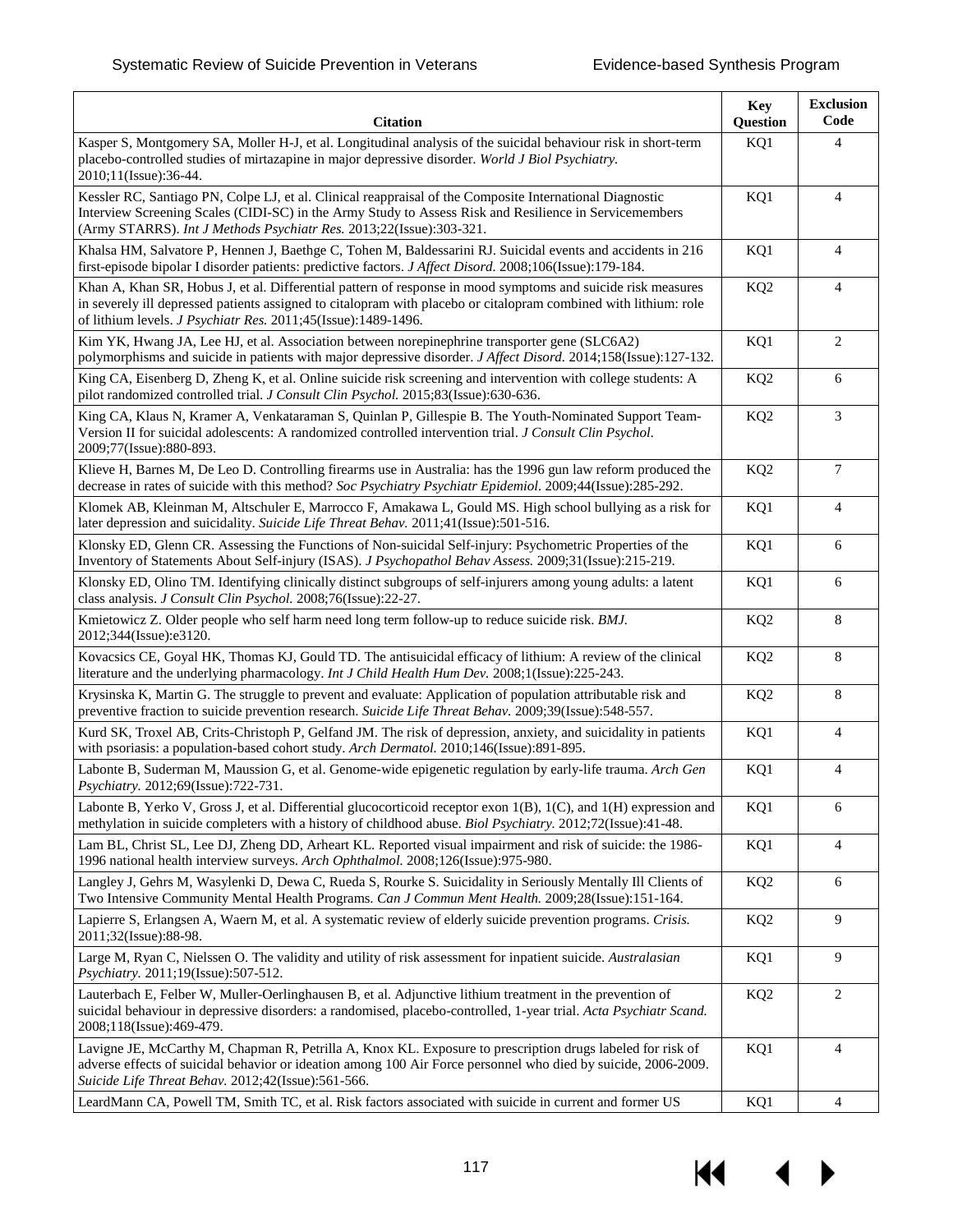| Citation | Key Question | Exclusion Code |
|---|---|---|
| Kasper S, Montgomery SA, Moller H-J, et al. Longitudinal analysis of the suicidal behaviour risk in short-term placebo-controlled studies of mirtazapine in major depressive disorder. *World J Biol Psychiatry.* 2010;11(Issue):36-44. | KQ1 | 4 |
| Kessler RC, Santiago PN, Colpe LJ, et al. Clinical reappraisal of the Composite International Diagnostic Interview Screening Scales (CIDI-SC) in the Army Study to Assess Risk and Resilience in Servicemembers (Army STARRS). *Int J Methods Psychiatr Res.* 2013;22(Issue):303-321. | KQ1 | 4 |
| Khalsa HM, Salvatore P, Hennen J, Baethge C, Tohen M, Baldessarini RJ. Suicidal events and accidents in 216 first-episode bipolar I disorder patients: predictive factors. *J Affect Disord.* 2008;106(Issue):179-184. | KQ1 | 4 |
| Khan A, Khan SR, Hobus J, et al. Differential pattern of response in mood symptoms and suicide risk measures in severely ill depressed patients assigned to citalopram with placebo or citalopram combined with lithium: role of lithium levels. *J Psychiatr Res.* 2011;45(Issue):1489-1496. | KQ2 | 4 |
| Kim YK, Hwang JA, Lee HJ, et al. Association between norepinephrine transporter gene (SLC6A2) polymorphisms and suicide in patients with major depressive disorder. *J Affect Disord.* 2014;158(Issue):127-132. | KQ1 | 2 |
| King CA, Eisenberg D, Zheng K, et al. Online suicide risk screening and intervention with college students: A pilot randomized controlled trial. *J Consult Clin Psychol.* 2015;83(Issue):630-636. | KQ2 | 6 |
| King CA, Klaus N, Kramer A, Venkataraman S, Quinlan P, Gillespie B. The Youth-Nominated Support Team-Version II for suicidal adolescents: A randomized controlled intervention trial. *J Consult Clin Psychol.* 2009;77(Issue):880-893. | KQ2 | 3 |
| Klieve H, Barnes M, De Leo D. Controlling firearms use in Australia: has the 1996 gun law reform produced the decrease in rates of suicide with this method? *Soc Psychiatry Psychiatr Epidemiol.* 2009;44(Issue):285-292. | KQ2 | 7 |
| Klomek AB, Kleinman M, Altschuler E, Marrocco F, Amakawa L, Gould MS. High school bullying as a risk for later depression and suicidality. *Suicide Life Threat Behav.* 2011;41(Issue):501-516. | KQ1 | 4 |
| Klonsky ED, Glenn CR. Assessing the Functions of Non-suicidal Self-injury: Psychometric Properties of the Inventory of Statements About Self-injury (ISAS). *J Psychopathol Behav Assess.* 2009;31(Issue):215-219. | KQ1 | 6 |
| Klonsky ED, Olino TM. Identifying clinically distinct subgroups of self-injurers among young adults: a latent class analysis. *J Consult Clin Psychol.* 2008;76(Issue):22-27. | KQ1 | 6 |
| Kmietowicz Z. Older people who self harm need long term follow-up to reduce suicide risk. *BMJ.* 2012;344(Issue):e3120. | KQ2 | 8 |
| Kovacsics CE, Goyal HK, Thomas KJ, Gould TD. The antisuicidal efficacy of lithium: A review of the clinical literature and the underlying pharmacology. *Int J Child Health Hum Dev.* 2008;1(Issue):225-243. | KQ2 | 8 |
| Krysinska K, Martin G. The struggle to prevent and evaluate: Application of population attributable risk and preventive fraction to suicide prevention research. *Suicide Life Threat Behav.* 2009;39(Issue):548-557. | KQ2 | 8 |
| Kurd SK, Troxel AB, Crits-Christoph P, Gelfand JM. The risk of depression, anxiety, and suicidality in patients with psoriasis: a population-based cohort study. *Arch Dermatol.* 2010;146(Issue):891-895. | KQ1 | 4 |
| Labonte B, Suderman M, Maussion G, et al. Genome-wide epigenetic regulation by early-life trauma. *Arch Gen Psychiatry.* 2012;69(Issue):722-731. | KQ1 | 4 |
| Labonte B, Yerko V, Gross J, et al. Differential glucocorticoid receptor exon 1(B), 1(C), and 1(H) expression and methylation in suicide completers with a history of childhood abuse. *Biol Psychiatry.* 2012;72(Issue):41-48. | KQ1 | 6 |
| Lam BL, Christ SL, Lee DJ, Zheng DD, Arheart KL. Reported visual impairment and risk of suicide: the 1986-1996 national health interview surveys. *Arch Ophthalmol.* 2008;126(Issue):975-980. | KQ1 | 4 |
| Langley J, Gehrs M, Wasylenki D, Dewa C, Rueda S, Rourke S. Suicidality in Seriously Mentally Ill Clients of Two Intensive Community Mental Health Programs. *Can J Commun Ment Health.* 2009;28(Issue):151-164. | KQ2 | 6 |
| Lapierre S, Erlangsen A, Waern M, et al. A systematic review of elderly suicide prevention programs. *Crisis.* 2011;32(Issue):88-98. | KQ2 | 9 |
| Large M, Ryan C, Nielssen O. The validity and utility of risk assessment for inpatient suicide. *Australasian Psychiatry.* 2011;19(Issue):507-512. | KQ1 | 9 |
| Lauterbach E, Felber W, Muller-Oerlinghausen B, et al. Adjunctive lithium treatment in the prevention of suicidal behaviour in depressive disorders: a randomised, placebo-controlled, 1-year trial. *Acta Psychiatr Scand.* 2008;118(Issue):469-479. | KQ2 | 2 |
| Lavigne JE, McCarthy M, Chapman R, Petrilla A, Knox KL. Exposure to prescription drugs labeled for risk of adverse effects of suicidal behavior or ideation among 100 Air Force personnel who died by suicide, 2006-2009. *Suicide Life Threat Behav.* 2012;42(Issue):561-566. | KQ1 | 4 |
| LeardMann CA, Powell TM, Smith TC, et al. Risk factors associated with suicide in current and former US | KQ1 | 4 |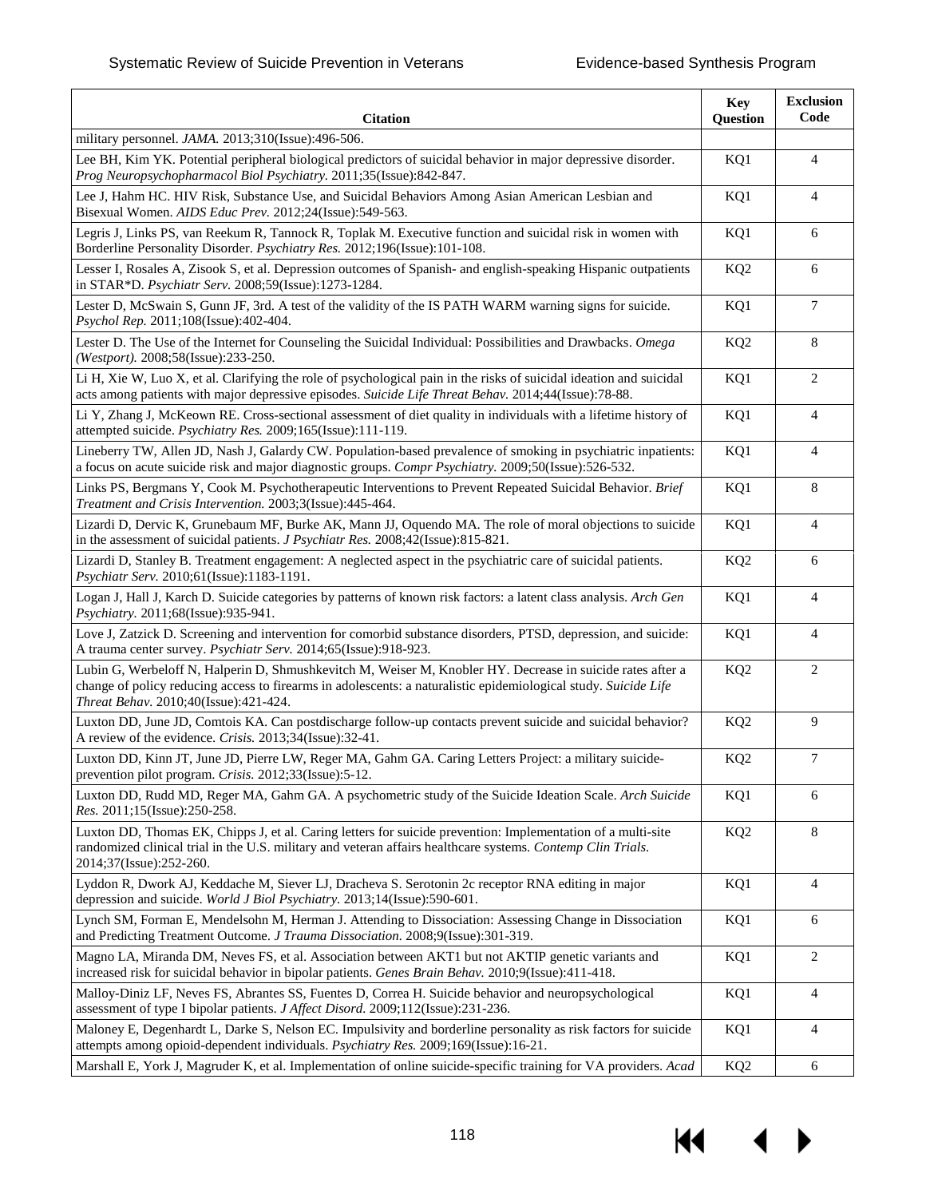| Citation | Key Question | Exclusion Code |
|---|---|---|
| military personnel. *JAMA.* 2013;310(Issue):496-506. | | |
| Lee BH, Kim YK. Potential peripheral biological predictors of suicidal behavior in major depressive disorder. *Prog Neuropsychopharmacol Biol Psychiatry.* 2011;35(Issue):842-847. | KQ1 | 4 |
| Lee J, Hahm HC. HIV Risk, Substance Use, and Suicidal Behaviors Among Asian American Lesbian and Bisexual Women. *AIDS Educ Prev.* 2012;24(Issue):549-563. | KQ1 | 4 |
| Legris J, Links PS, van Reekum R, Tannock R, Toplak M. Executive function and suicidal risk in women with Borderline Personality Disorder. *Psychiatry Res.* 2012;196(Issue):101-108. | KQ1 | 6 |
| Lesser I, Rosales A, Zisook S, et al. Depression outcomes of Spanish- and english-speaking Hispanic outpatients in STAR*D. *Psychiatr Serv.* 2008;59(Issue):1273-1284. | KQ2 | 6 |
| Lester D, McSwain S, Gunn JF, 3rd. A test of the validity of the IS PATH WARM warning signs for suicide. *Psychol Rep.* 2011;108(Issue):402-404. | KQ1 | 7 |
| Lester D. The Use of the Internet for Counseling the Suicidal Individual: Possibilities and Drawbacks. *Omega (Westport).* 2008;58(Issue):233-250. | KQ2 | 8 |
| Li H, Xie W, Luo X, et al. Clarifying the role of psychological pain in the risks of suicidal ideation and suicidal acts among patients with major depressive episodes. *Suicide Life Threat Behav.* 2014;44(Issue):78-88. | KQ1 | 2 |
| Li Y, Zhang J, McKeown RE. Cross-sectional assessment of diet quality in individuals with a lifetime history of attempted suicide. *Psychiatry Res.* 2009;165(Issue):111-119. | KQ1 | 4 |
| Lineberry TW, Allen JD, Nash J, Galardy CW. Population-based prevalence of smoking in psychiatric inpatients: a focus on acute suicide risk and major diagnostic groups. *Compr Psychiatry.* 2009;50(Issue):526-532. | KQ1 | 4 |
| Links PS, Bergmans Y, Cook M. Psychotherapeutic Interventions to Prevent Repeated Suicidal Behavior. *Brief Treatment and Crisis Intervention.* 2003;3(Issue):445-464. | KQ1 | 8 |
| Lizardi D, Dervic K, Grunebaum MF, Burke AK, Mann JJ, Oquendo MA. The role of moral objections to suicide in the assessment of suicidal patients. *J Psychiatr Res.* 2008;42(Issue):815-821. | KQ1 | 4 |
| Lizardi D, Stanley B. Treatment engagement: A neglected aspect in the psychiatric care of suicidal patients. *Psychiatr Serv.* 2010;61(Issue):1183-1191. | KQ2 | 6 |
| Logan J, Hall J, Karch D. Suicide categories by patterns of known risk factors: a latent class analysis. *Arch Gen Psychiatry.* 2011;68(Issue):935-941. | KQ1 | 4 |
| Love J, Zatzick D. Screening and intervention for comorbid substance disorders, PTSD, depression, and suicide: A trauma center survey. *Psychiatr Serv.* 2014;65(Issue):918-923. | KQ1 | 4 |
| Lubin G, Werbeloff N, Halperin D, Shmushkevitch M, Weiser M, Knobler HY. Decrease in suicide rates after a change of policy reducing access to firearms in adolescents: a naturalistic epidemiological study. *Suicide Life Threat Behav.* 2010;40(Issue):421-424. | KQ2 | 2 |
| Luxton DD, June JD, Comtois KA. Can postdischarge follow-up contacts prevent suicide and suicidal behavior? A review of the evidence. *Crisis.* 2013;34(Issue):32-41. | KQ2 | 9 |
| Luxton DD, Kinn JT, June JD, Pierre LW, Reger MA, Gahm GA. Caring Letters Project: a military suicide-prevention pilot program. *Crisis.* 2012;33(Issue):5-12. | KQ2 | 7 |
| Luxton DD, Rudd MD, Reger MA, Gahm GA. A psychometric study of the Suicide Ideation Scale. *Arch Suicide Res.* 2011;15(Issue):250-258. | KQ1 | 6 |
| Luxton DD, Thomas EK, Chipps J, et al. Caring letters for suicide prevention: Implementation of a multi-site randomized clinical trial in the U.S. military and veteran affairs healthcare systems. *Contemp Clin Trials.* 2014;37(Issue):252-260. | KQ2 | 8 |
| Lyddon R, Dwork AJ, Keddache M, Siever LJ, Dracheva S. Serotonin 2c receptor RNA editing in major depression and suicide. *World J Biol Psychiatry.* 2013;14(Issue):590-601. | KQ1 | 4 |
| Lynch SM, Forman E, Mendelsohn M, Herman J. Attending to Dissociation: Assessing Change in Dissociation and Predicting Treatment Outcome. *J Trauma Dissociation.* 2008;9(Issue):301-319. | KQ1 | 6 |
| Magno LA, Miranda DM, Neves FS, et al. Association between AKT1 but not AKTIP genetic variants and increased risk for suicidal behavior in bipolar patients. *Genes Brain Behav.* 2010;9(Issue):411-418. | KQ1 | 2 |
| Malloy-Diniz LF, Neves FS, Abrantes SS, Fuentes D, Correa H. Suicide behavior and neuropsychological assessment of type I bipolar patients. *J Affect Disord.* 2009;112(Issue):231-236. | KQ1 | 4 |
| Maloney E, Degenhardt L, Darke S, Nelson EC. Impulsivity and borderline personality as risk factors for suicide attempts among opioid-dependent individuals. *Psychiatry Res.* 2009;169(Issue):16-21. | KQ1 | 4 |
| Marshall E, York J, Magruder K, et al. Implementation of online suicide-specific training for VA providers. *Acad* | KQ2 | 6 |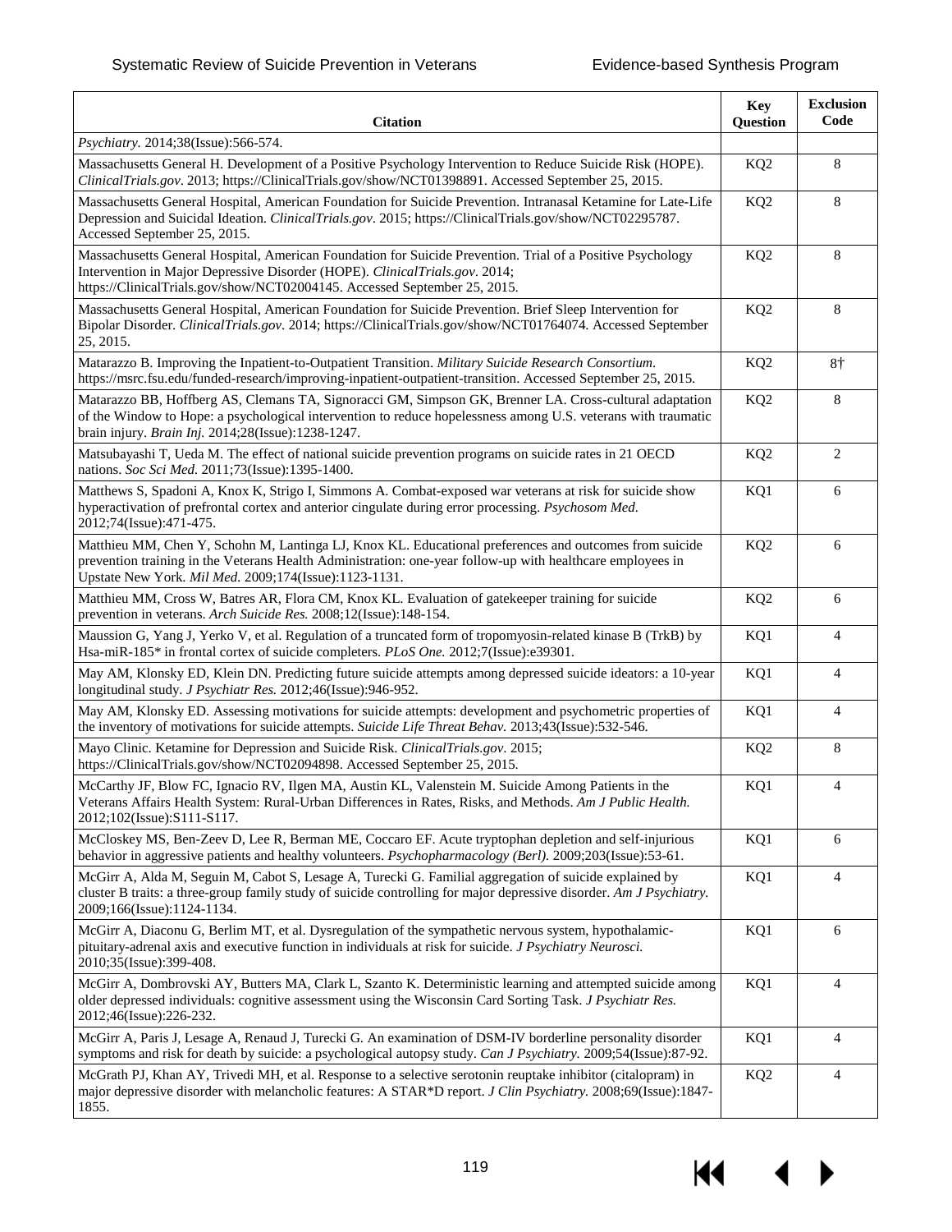| Citation | Key Question | Exclusion Code |
|---|---|---|
| *Psychiatry.* 2014;38(Issue):566-574. | | |
| Massachusetts General H. Development of a Positive Psychology Intervention to Reduce Suicide Risk (HOPE). *ClinicalTrials.gov*. 2013; https://ClinicalTrials.gov/show/NCT01398891. Accessed September 25, 2015. | KQ2 | 8 |
| Massachusetts General Hospital, American Foundation for Suicide Prevention. Intranasal Ketamine for Late-Life Depression and Suicidal Ideation. *ClinicalTrials.gov*. 2015; https://ClinicalTrials.gov/show/NCT02295787. Accessed September 25, 2015. | KQ2 | 8 |
| Massachusetts General Hospital, American Foundation for Suicide Prevention. Trial of a Positive Psychology Intervention in Major Depressive Disorder (HOPE). *ClinicalTrials.gov*. 2014; https://ClinicalTrials.gov/show/NCT02004145. Accessed September 25, 2015. | KQ2 | 8 |
| Massachusetts General Hospital, American Foundation for Suicide Prevention. Brief Sleep Intervention for Bipolar Disorder. *ClinicalTrials.gov*. 2014; https://ClinicalTrials.gov/show/NCT01764074. Accessed September 25, 2015. | KQ2 | 8 |
| Matarazzo B. Improving the Inpatient-to-Outpatient Transition. *Military Suicide Research Consortium*. https://msrc.fsu.edu/funded-research/improving-inpatient-outpatient-transition. Accessed September 25, 2015. | KQ2 | 8† |
| Matarazzo BB, Hoffberg AS, Clemans TA, Signoracci GM, Simpson GK, Brenner LA. Cross-cultural adaptation of the Window to Hope: a psychological intervention to reduce hopelessness among U.S. veterans with traumatic brain injury. *Brain Inj.* 2014;28(Issue):1238-1247. | KQ2 | 8 |
| Matsubayashi T, Ueda M. The effect of national suicide prevention programs on suicide rates in 21 OECD nations. *Soc Sci Med.* 2011;73(Issue):1395-1400. | KQ2 | 2 |
| Matthews S, Spadoni A, Knox K, Strigo I, Simmons A. Combat-exposed war veterans at risk for suicide show hyperactivation of prefrontal cortex and anterior cingulate during error processing. *Psychosom Med.* 2012;74(Issue):471-475. | KQ1 | 6 |
| Matthieu MM, Chen Y, Schohn M, Lantinga LJ, Knox KL. Educational preferences and outcomes from suicide prevention training in the Veterans Health Administration: one-year follow-up with healthcare employees in Upstate New York. *Mil Med.* 2009;174(Issue):1123-1131. | KQ2 | 6 |
| Matthieu MM, Cross W, Batres AR, Flora CM, Knox KL. Evaluation of gatekeeper training for suicide prevention in veterans. *Arch Suicide Res.* 2008;12(Issue):148-154. | KQ2 | 6 |
| Maussion G, Yang J, Yerko V, et al. Regulation of a truncated form of tropomyosin-related kinase B (TrkB) by Hsa-miR-185* in frontal cortex of suicide completers. *PLoS One.* 2012;7(Issue):e39301. | KQ1 | 4 |
| May AM, Klonsky ED, Klein DN. Predicting future suicide attempts among depressed suicide ideators: a 10-year longitudinal study. *J Psychiatr Res.* 2012;46(Issue):946-952. | KQ1 | 4 |
| May AM, Klonsky ED. Assessing motivations for suicide attempts: development and psychometric properties of the inventory of motivations for suicide attempts. *Suicide Life Threat Behav.* 2013;43(Issue):532-546. | KQ1 | 4 |
| Mayo Clinic. Ketamine for Depression and Suicide Risk. *ClinicalTrials.gov*. 2015; https://ClinicalTrials.gov/show/NCT02094898. Accessed September 25, 2015. | KQ2 | 8 |
| McCarthy JF, Blow FC, Ignacio RV, Ilgen MA, Austin KL, Valenstein M. Suicide Among Patients in the Veterans Affairs Health System: Rural-Urban Differences in Rates, Risks, and Methods. *Am J Public Health.* 2012;102(Issue):S111-S117. | KQ1 | 4 |
| McCloskey MS, Ben-Zeev D, Lee R, Berman ME, Coccaro EF. Acute tryptophan depletion and self-injurious behavior in aggressive patients and healthy volunteers. *Psychopharmacology (Berl).* 2009;203(Issue):53-61. | KQ1 | 6 |
| McGirr A, Alda M, Seguin M, Cabot S, Lesage A, Turecki G. Familial aggregation of suicide explained by cluster B traits: a three-group family study of suicide controlling for major depressive disorder. *Am J Psychiatry.* 2009;166(Issue):1124-1134. | KQ1 | 4 |
| McGirr A, Diaconu G, Berlim MT, et al. Dysregulation of the sympathetic nervous system, hypothalamic-pituitary-adrenal axis and executive function in individuals at risk for suicide. *J Psychiatry Neurosci.* 2010;35(Issue):399-408. | KQ1 | 6 |
| McGirr A, Dombrovski AY, Butters MA, Clark L, Szanto K. Deterministic learning and attempted suicide among older depressed individuals: cognitive assessment using the Wisconsin Card Sorting Task. *J Psychiatr Res.* 2012;46(Issue):226-232. | KQ1 | 4 |
| McGirr A, Paris J, Lesage A, Renaud J, Turecki G. An examination of DSM-IV borderline personality disorder symptoms and risk for death by suicide: a psychological autopsy study. *Can J Psychiatry.* 2009;54(Issue):87-92. | KQ1 | 4 |
| McGrath PJ, Khan AY, Trivedi MH, et al. Response to a selective serotonin reuptake inhibitor (citalopram) in major depressive disorder with melancholic features: A STAR*D report. *J Clin Psychiatry.* 2008;69(Issue):1847-1855. | KQ2 | 4 |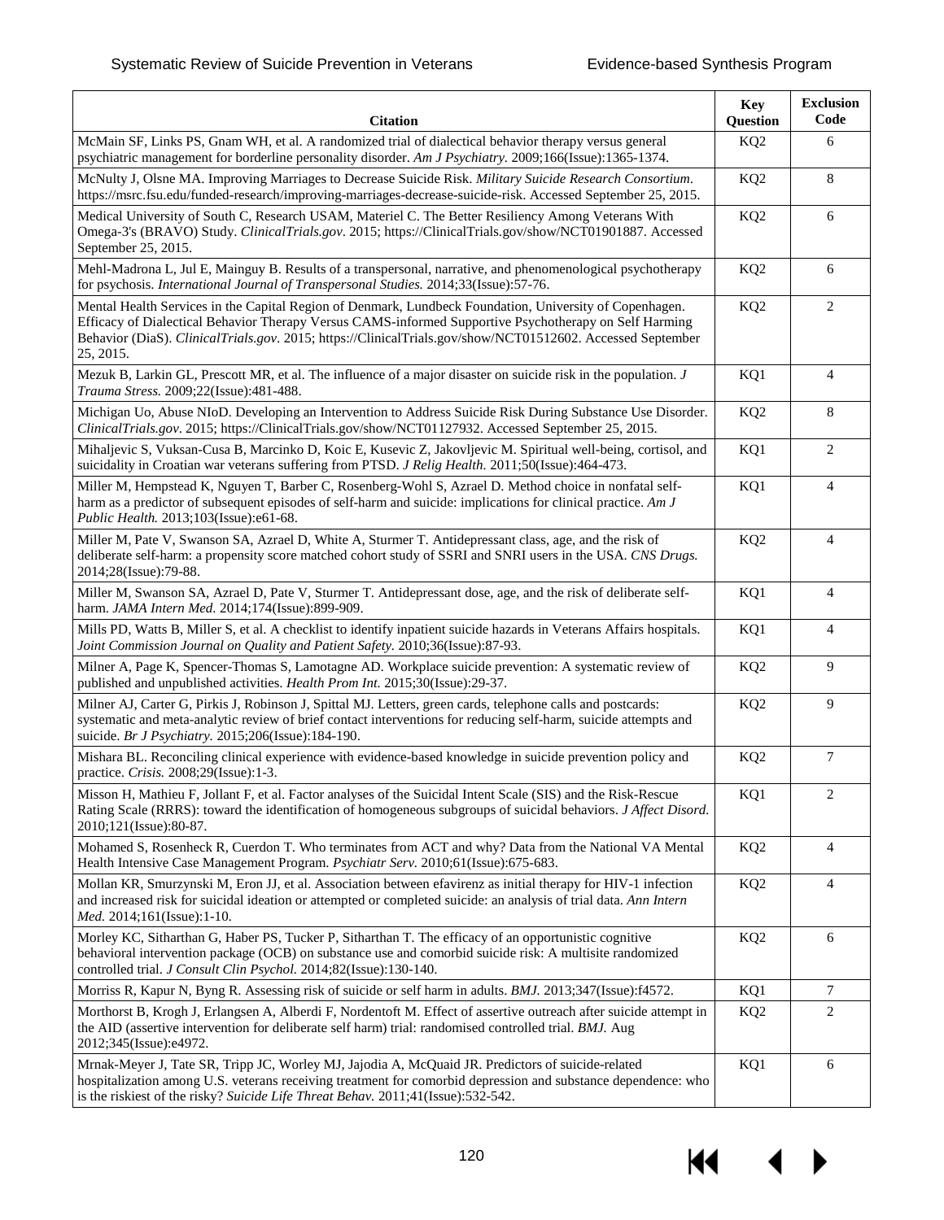| Citation | Key Question | Exclusion Code |
| --- | --- | --- |
| McMain SF, Links PS, Gnam WH, et al. A randomized trial of dialectical behavior therapy versus general psychiatric management for borderline personality disorder. *Am J Psychiatry.* 2009;166(Issue):1365-1374. | KQ2 | 6 |
| McNulty J, Olsne MA. Improving Marriages to Decrease Suicide Risk. *Military Suicide Research Consortium*. https://msrc.fsu.edu/funded-research/improving-marriages-decrease-suicide-risk. Accessed September 25, 2015. | KQ2 | 8 |
| Medical University of South C, Research USAM, Materiel C. The Better Resiliency Among Veterans With Omega-3's (BRAVO) Study. *ClinicalTrials.gov*. 2015; https://ClinicalTrials.gov/show/NCT01901887. Accessed September 25, 2015. | KQ2 | 6 |
| Mehl-Madrona L, Jul E, Mainguy B. Results of a transpersonal, narrative, and phenomenological psychotherapy for psychosis. *International Journal of Transpersonal Studies.* 2014;33(Issue):57-76. | KQ2 | 6 |
| Mental Health Services in the Capital Region of Denmark, Lundbeck Foundation, University of Copenhagen. Efficacy of Dialectical Behavior Therapy Versus CAMS-informed Supportive Psychotherapy on Self Harming Behavior (DiaS). *ClinicalTrials.gov*. 2015; https://ClinicalTrials.gov/show/NCT01512602. Accessed September 25, 2015. | KQ2 | 2 |
| Mezuk B, Larkin GL, Prescott MR, et al. The influence of a major disaster on suicide risk in the population. *J Trauma Stress.* 2009;22(Issue):481-488. | KQ1 | 4 |
| Michigan Uo, Abuse NIoD. Developing an Intervention to Address Suicide Risk During Substance Use Disorder. *ClinicalTrials.gov*. 2015; https://ClinicalTrials.gov/show/NCT01127932. Accessed September 25, 2015. | KQ2 | 8 |
| Mihaljevic S, Vuksan-Cusa B, Marcinko D, Koic E, Kusevic Z, Jakovljevic M. Spiritual well-being, cortisol, and suicidality in Croatian war veterans suffering from PTSD. *J Relig Health.* 2011;50(Issue):464-473. | KQ1 | 2 |
| Miller M, Hempstead K, Nguyen T, Barber C, Rosenberg-Wohl S, Azrael D. Method choice in nonfatal self-harm as a predictor of subsequent episodes of self-harm and suicide: implications for clinical practice. *Am J Public Health.* 2013;103(Issue):e61-68. | KQ1 | 4 |
| Miller M, Pate V, Swanson SA, Azrael D, White A, Sturmer T. Antidepressant class, age, and the risk of deliberate self-harm: a propensity score matched cohort study of SSRI and SNRI users in the USA. *CNS Drugs.* 2014;28(Issue):79-88. | KQ2 | 4 |
| Miller M, Swanson SA, Azrael D, Pate V, Sturmer T. Antidepressant dose, age, and the risk of deliberate self-harm. *JAMA Intern Med.* 2014;174(Issue):899-909. | KQ1 | 4 |
| Mills PD, Watts B, Miller S, et al. A checklist to identify inpatient suicide hazards in Veterans Affairs hospitals. *Joint Commission Journal on Quality and Patient Safety.* 2010;36(Issue):87-93. | KQ1 | 4 |
| Milner A, Page K, Spencer-Thomas S, Lamotagne AD. Workplace suicide prevention: A systematic review of published and unpublished activities. *Health Prom Int.* 2015;30(Issue):29-37. | KQ2 | 9 |
| Milner AJ, Carter G, Pirkis J, Robinson J, Spittal MJ. Letters, green cards, telephone calls and postcards: systematic and meta-analytic review of brief contact interventions for reducing self-harm, suicide attempts and suicide. *Br J Psychiatry.* 2015;206(Issue):184-190. | KQ2 | 9 |
| Mishara BL. Reconciling clinical experience with evidence-based knowledge in suicide prevention policy and practice. *Crisis.* 2008;29(Issue):1-3. | KQ2 | 7 |
| Misson H, Mathieu F, Jollant F, et al. Factor analyses of the Suicidal Intent Scale (SIS) and the Risk-Rescue Rating Scale (RRRS): toward the identification of homogeneous subgroups of suicidal behaviors. *J Affect Disord.* 2010;121(Issue):80-87. | KQ1 | 2 |
| Mohamed S, Rosenheck R, Cuerdon T. Who terminates from ACT and why? Data from the National VA Mental Health Intensive Case Management Program. *Psychiatr Serv.* 2010;61(Issue):675-683. | KQ2 | 4 |
| Mollan KR, Smurzynski M, Eron JJ, et al. Association between efavirenz as initial therapy for HIV-1 infection and increased risk for suicidal ideation or attempted or completed suicide: an analysis of trial data. *Ann Intern Med.* 2014;161(Issue):1-10. | KQ2 | 4 |
| Morley KC, Sitharthan G, Haber PS, Tucker P, Sitharthan T. The efficacy of an opportunistic cognitive behavioral intervention package (OCB) on substance use and comorbid suicide risk: A multisite randomized controlled trial. *J Consult Clin Psychol.* 2014;82(Issue):130-140. | KQ2 | 6 |
| Morriss R, Kapur N, Byng R. Assessing risk of suicide or self harm in adults. *BMJ.* 2013;347(Issue):f4572. | KQ1 | 7 |
| Morthorst B, Krogh J, Erlangsen A, Alberdi F, Nordentoft M. Effect of assertive outreach after suicide attempt in the AID (assertive intervention for deliberate self harm) trial: randomised controlled trial. *BMJ.* Aug 2012;345(Issue):e4972. | KQ2 | 2 |
| Mrnak-Meyer J, Tate SR, Tripp JC, Worley MJ, Jajodia A, McQuaid JR. Predictors of suicide-related hospitalization among U.S. veterans receiving treatment for comorbid depression and substance dependence: who is the riskiest of the risky? *Suicide Life Threat Behav.* 2011;41(Issue):532-542. | KQ1 | 6 |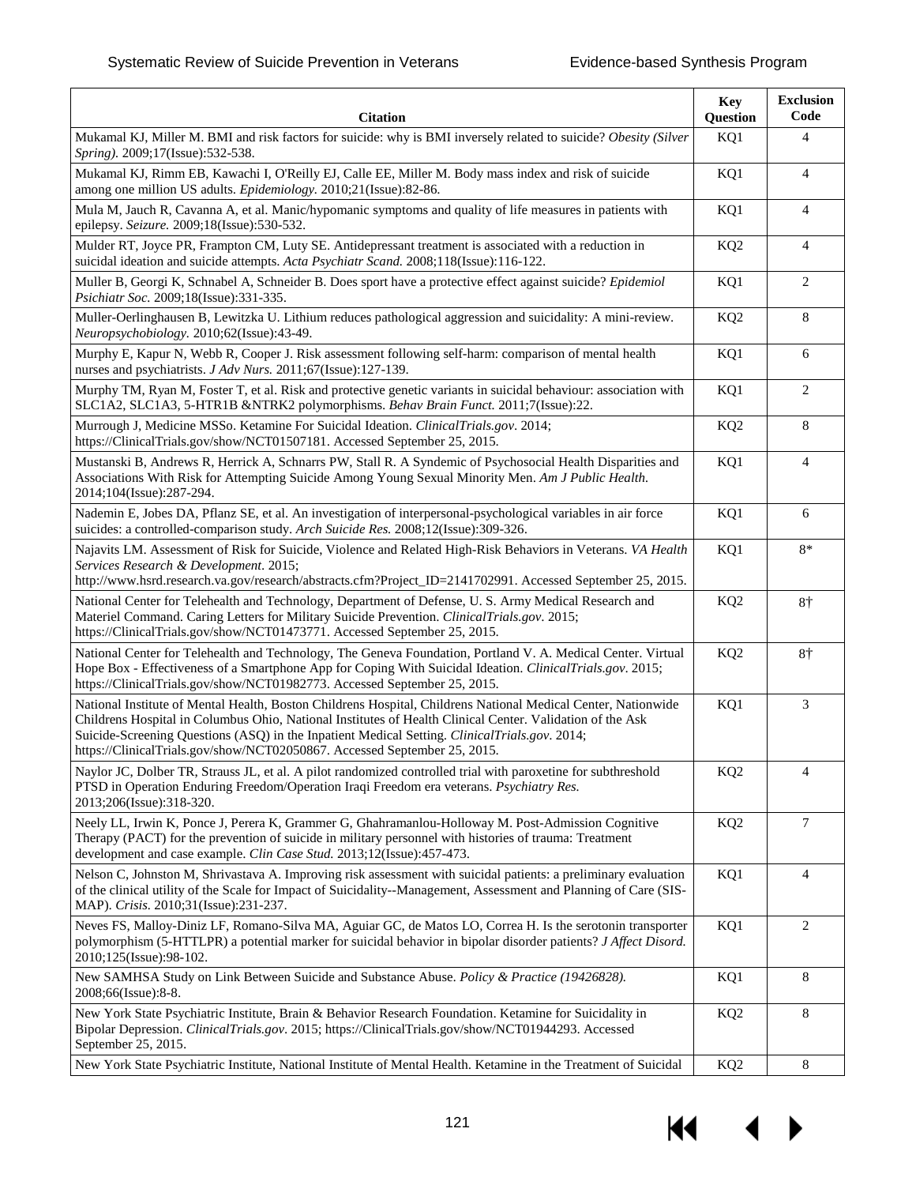| Citation | Key Question | Exclusion Code |
|---|---|---|
| Mukamal KJ, Miller M. BMI and risk factors for suicide: why is BMI inversely related to suicide? *Obesity (Silver Spring).* 2009;17(Issue):532-538. | KQ1 | 4 |
| Mukamal KJ, Rimm EB, Kawachi I, O'Reilly EJ, Calle EE, Miller M. Body mass index and risk of suicide among one million US adults. *Epidemiology.* 2010;21(Issue):82-86. | KQ1 | 4 |
| Mula M, Jauch R, Cavanna A, et al. Manic/hypomanic symptoms and quality of life measures in patients with epilepsy. *Seizure.* 2009;18(Issue):530-532. | KQ1 | 4 |
| Mulder RT, Joyce PR, Frampton CM, Luty SE. Antidepressant treatment is associated with a reduction in suicidal ideation and suicide attempts. *Acta Psychiatr Scand.* 2008;118(Issue):116-122. | KQ2 | 4 |
| Muller B, Georgi K, Schnabel A, Schneider B. Does sport have a protective effect against suicide? *Epidemiol Psichiatr Soc.* 2009;18(Issue):331-335. | KQ1 | 2 |
| Muller-Oerlinghausen B, Lewitzka U. Lithium reduces pathological aggression and suicidality: A mini-review. *Neuropsychobiology.* 2010;62(Issue):43-49. | KQ2 | 8 |
| Murphy E, Kapur N, Webb R, Cooper J. Risk assessment following self-harm: comparison of mental health nurses and psychiatrists. *J Adv Nurs.* 2011;67(Issue):127-139. | KQ1 | 6 |
| Murphy TM, Ryan M, Foster T, et al. Risk and protective genetic variants in suicidal behaviour: association with SLC1A2, SLC1A3, 5-HTR1B &NTRK2 polymorphisms. *Behav Brain Funct.* 2011;7(Issue):22. | KQ1 | 2 |
| Murrough J, Medicine MSSo. Ketamine For Suicidal Ideation. *ClinicalTrials.gov*. 2014; https://ClinicalTrials.gov/show/NCT01507181. Accessed September 25, 2015. | KQ2 | 8 |
| Mustanski B, Andrews R, Herrick A, Schnarrs PW, Stall R. A Syndemic of Psychosocial Health Disparities and Associations With Risk for Attempting Suicide Among Young Sexual Minority Men. *Am J Public Health.* 2014;104(Issue):287-294. | KQ1 | 4 |
| Nademin E, Jobes DA, Pflanz SE, et al. An investigation of interpersonal-psychological variables in air force suicides: a controlled-comparison study. *Arch Suicide Res.* 2008;12(Issue):309-326. | KQ1 | 6 |
| Najavits LM. Assessment of Risk for Suicide, Violence and Related High-Risk Behaviors in Veterans. *VA Health Services Research & Development*. 2015; http://www.hsrd.research.va.gov/research/abstracts.cfm?Project_ID=2141702991. Accessed September 25, 2015. | KQ1 | 8* |
| National Center for Telehealth and Technology, Department of Defense, U. S. Army Medical Research and Materiel Command. Caring Letters for Military Suicide Prevention. *ClinicalTrials.gov*. 2015; https://ClinicalTrials.gov/show/NCT01473771. Accessed September 25, 2015. | KQ2 | 8† |
| National Center for Telehealth and Technology, The Geneva Foundation, Portland V. A. Medical Center. Virtual Hope Box - Effectiveness of a Smartphone App for Coping With Suicidal Ideation. *ClinicalTrials.gov*. 2015; https://ClinicalTrials.gov/show/NCT01982773. Accessed September 25, 2015. | KQ2 | 8† |
| National Institute of Mental Health, Boston Childrens Hospital, Childrens National Medical Center, Nationwide Childrens Hospital in Columbus Ohio, National Institutes of Health Clinical Center. Validation of the Ask Suicide-Screening Questions (ASQ) in the Inpatient Medical Setting. *ClinicalTrials.gov*. 2014; https://ClinicalTrials.gov/show/NCT02050867. Accessed September 25, 2015. | KQ1 | 3 |
| Naylor JC, Dolber TR, Strauss JL, et al. A pilot randomized controlled trial with paroxetine for subthreshold PTSD in Operation Enduring Freedom/Operation Iraqi Freedom era veterans. *Psychiatry Res.* 2013;206(Issue):318-320. | KQ2 | 4 |
| Neely LL, Irwin K, Ponce J, Perera K, Grammer G, Ghahramanlou-Holloway M. Post-Admission Cognitive Therapy (PACT) for the prevention of suicide in military personnel with histories of trauma: Treatment development and case example. *Clin Case Stud.* 2013;12(Issue):457-473. | KQ2 | 7 |
| Nelson C, Johnston M, Shrivastava A. Improving risk assessment with suicidal patients: a preliminary evaluation of the clinical utility of the Scale for Impact of Suicidality--Management, Assessment and Planning of Care (SIS-MAP). *Crisis.* 2010;31(Issue):231-237. | KQ1 | 4 |
| Neves FS, Malloy-Diniz LF, Romano-Silva MA, Aguiar GC, de Matos LO, Correa H. Is the serotonin transporter polymorphism (5-HTTLPR) a potential marker for suicidal behavior in bipolar disorder patients? *J Affect Disord.* 2010;125(Issue):98-102. | KQ1 | 2 |
| New SAMHSA Study on Link Between Suicide and Substance Abuse. *Policy & Practice (19426828).* 2008;66(Issue):8-8. | KQ1 | 8 |
| New York State Psychiatric Institute, Brain & Behavior Research Foundation. Ketamine for Suicidality in Bipolar Depression. *ClinicalTrials.gov*. 2015; https://ClinicalTrials.gov/show/NCT01944293. Accessed September 25, 2015. | KQ2 | 8 |
| New York State Psychiatric Institute, National Institute of Mental Health. Ketamine in the Treatment of Suicidal | KQ2 | 8 |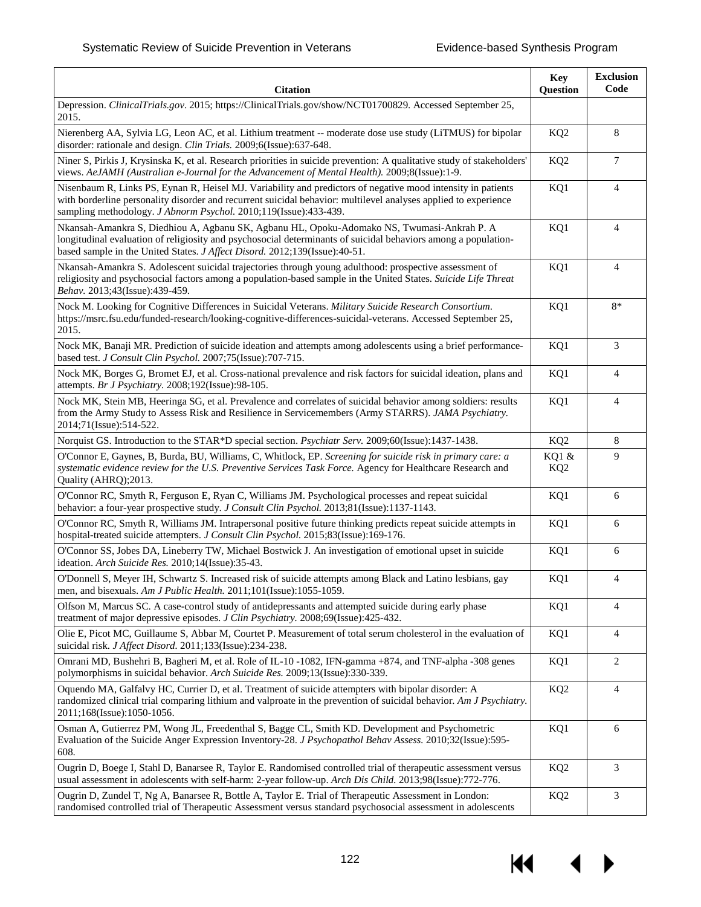| Citation | Key Question | Exclusion Code |
|---|---|---|
| Depression. *ClinicalTrials.gov*. 2015; https://ClinicalTrials.gov/show/NCT01700829. Accessed September 25, 2015. | | |
| Nierenberg AA, Sylvia LG, Leon AC, et al. Lithium treatment -- moderate dose use study (LiTMUS) for bipolar disorder: rationale and design. *Clin Trials.* 2009;6(Issue):637-648. | KQ2 | 8 |
| Niner S, Pirkis J, Krysinska K, et al. Research priorities in suicide prevention: A qualitative study of stakeholders' views. *AeJAMH (Australian e-Journal for the Advancement of Mental Health).* 2009;8(Issue):1-9. | KQ2 | 7 |
| Nisenbaum R, Links PS, Eynan R, Heisel MJ. Variability and predictors of negative mood intensity in patients with borderline personality disorder and recurrent suicidal behavior: multilevel analyses applied to experience sampling methodology. *J Abnorm Psychol.* 2010;119(Issue):433-439. | KQ1 | 4 |
| Nkansah-Amankra S, Diedhiou A, Agbanu SK, Agbanu HL, Opoku-Adomako NS, Twumasi-Ankrah P. A longitudinal evaluation of religiosity and psychosocial determinants of suicidal behaviors among a population-based sample in the United States. *J Affect Disord.* 2012;139(Issue):40-51. | KQ1 | 4 |
| Nkansah-Amankra S. Adolescent suicidal trajectories through young adulthood: prospective assessment of religiosity and psychosocial factors among a population-based sample in the United States. *Suicide Life Threat Behav.* 2013;43(Issue):439-459. | KQ1 | 4 |
| Nock M. Looking for Cognitive Differences in Suicidal Veterans. *Military Suicide Research Consortium*. https://msrc.fsu.edu/funded-research/looking-cognitive-differences-suicidal-veterans. Accessed September 25, 2015. | KQ1 | 8* |
| Nock MK, Banaji MR. Prediction of suicide ideation and attempts among adolescents using a brief performance-based test. *J Consult Clin Psychol.* 2007;75(Issue):707-715. | KQ1 | 3 |
| Nock MK, Borges G, Bromet EJ, et al. Cross-national prevalence and risk factors for suicidal ideation, plans and attempts. *Br J Psychiatry.* 2008;192(Issue):98-105. | KQ1 | 4 |
| Nock MK, Stein MB, Heeringa SG, et al. Prevalence and correlates of suicidal behavior among soldiers: results from the Army Study to Assess Risk and Resilience in Servicemembers (Army STARRS). *JAMA Psychiatry.* 2014;71(Issue):514-522. | KQ1 | 4 |
| Norquist GS. Introduction to the STAR*D special section. *Psychiatr Serv.* 2009;60(Issue):1437-1438. | KQ2 | 8 |
| O'Connor E, Gaynes, B, Burda, BU, Williams, C, Whitlock, EP. *Screening for suicide risk in primary care: a systematic evidence review for the U.S. Preventive Services Task Force.* Agency for Healthcare Research and Quality (AHRQ);2013. | KQ1 & KQ2 | 9 |
| O'Connor RC, Smyth R, Ferguson E, Ryan C, Williams JM. Psychological processes and repeat suicidal behavior: a four-year prospective study. *J Consult Clin Psychol.* 2013;81(Issue):1137-1143. | KQ1 | 6 |
| O'Connor RC, Smyth R, Williams JM. Intrapersonal positive future thinking predicts repeat suicide attempts in hospital-treated suicide attempters. *J Consult Clin Psychol.* 2015;83(Issue):169-176. | KQ1 | 6 |
| O'Connor SS, Jobes DA, Lineberry TW, Michael Bostwick J. An investigation of emotional upset in suicide ideation. *Arch Suicide Res.* 2010;14(Issue):35-43. | KQ1 | 6 |
| O'Donnell S, Meyer IH, Schwartz S. Increased risk of suicide attempts among Black and Latino lesbians, gay men, and bisexuals. *Am J Public Health.* 2011;101(Issue):1055-1059. | KQ1 | 4 |
| Olfson M, Marcus SC. A case-control study of antidepressants and attempted suicide during early phase treatment of major depressive episodes. *J Clin Psychiatry.* 2008;69(Issue):425-432. | KQ1 | 4 |
| Olie E, Picot MC, Guillaume S, Abbar M, Courtet P. Measurement of total serum cholesterol in the evaluation of suicidal risk. *J Affect Disord.* 2011;133(Issue):234-238. | KQ1 | 4 |
| Omrani MD, Bushehri B, Bagheri M, et al. Role of IL-10 -1082, IFN-gamma +874, and TNF-alpha -308 genes polymorphisms in suicidal behavior. *Arch Suicide Res.* 2009;13(Issue):330-339. | KQ1 | 2 |
| Oquendo MA, Galfalvy HC, Currier D, et al. Treatment of suicide attempters with bipolar disorder: A randomized clinical trial comparing lithium and valproate in the prevention of suicidal behavior. *Am J Psychiatry.* 2011;168(Issue):1050-1056. | KQ2 | 4 |
| Osman A, Gutierrez PM, Wong JL, Freedenthal S, Bagge CL, Smith KD. Development and Psychometric Evaluation of the Suicide Anger Expression Inventory-28. *J Psychopathol Behav Assess.* 2010;32(Issue):595-608. | KQ1 | 6 |
| Ougrin D, Boege I, Stahl D, Banarsee R, Taylor E. Randomised controlled trial of therapeutic assessment versus usual assessment in adolescents with self-harm: 2-year follow-up. *Arch Dis Child.* 2013;98(Issue):772-776. | KQ2 | 3 |
| Ougrin D, Zundel T, Ng A, Banarsee R, Bottle A, Taylor E. Trial of Therapeutic Assessment in London: randomised controlled trial of Therapeutic Assessment versus standard psychosocial assessment in adolescents | KQ2 | 3 |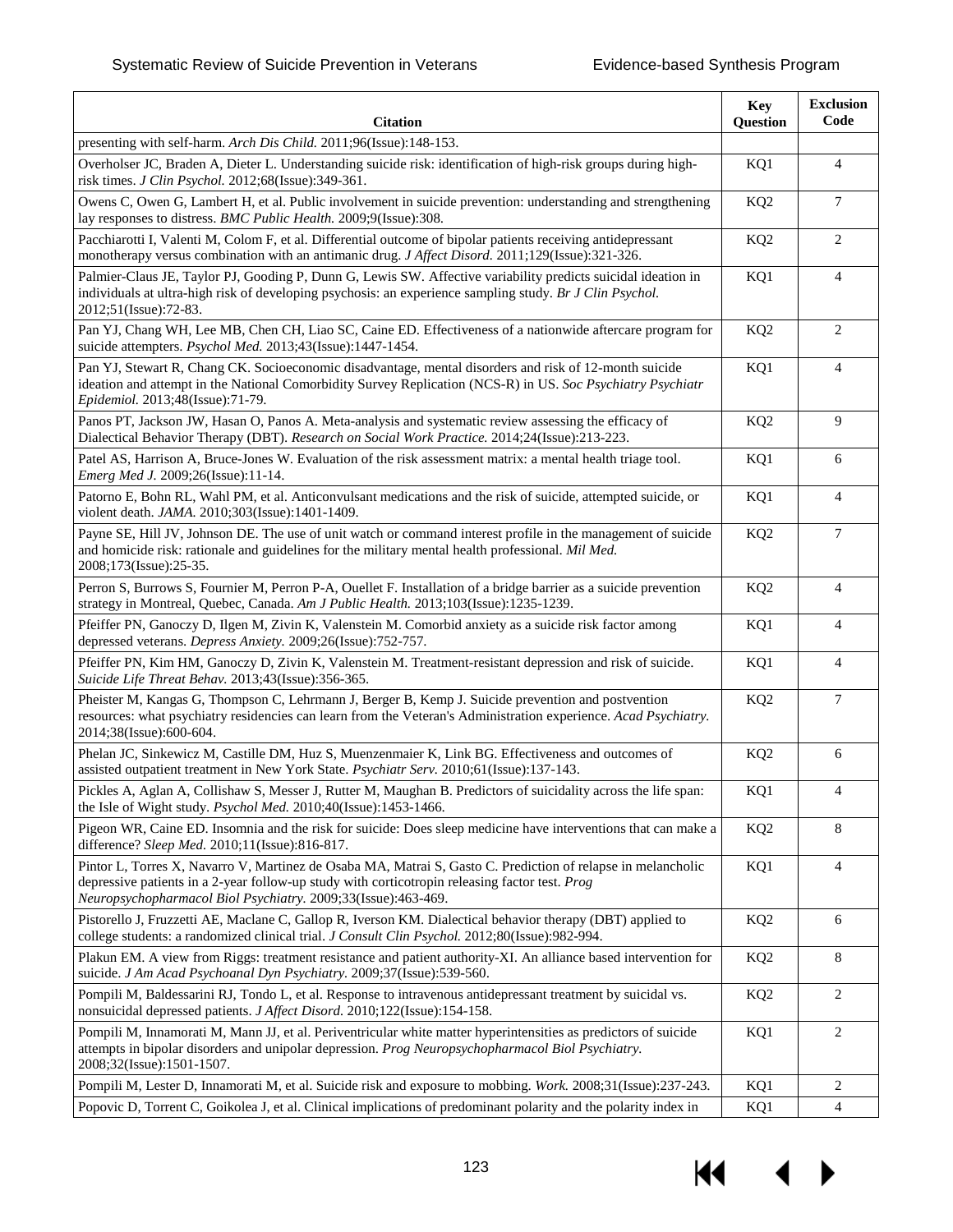| Citation | Key Question | Exclusion Code |
|---|---|---|
| presenting with self-harm. *Arch Dis Child.* 2011;96(Issue):148-153. | | |
| Overholser JC, Braden A, Dieter L. Understanding suicide risk: identification of high-risk groups during high-risk times. *J Clin Psychol.* 2012;68(Issue):349-361. | KQ1 | 4 |
| Owens C, Owen G, Lambert H, et al. Public involvement in suicide prevention: understanding and strengthening lay responses to distress. *BMC Public Health.* 2009;9(Issue):308. | KQ2 | 7 |
| Pacchiarotti I, Valenti M, Colom F, et al. Differential outcome of bipolar patients receiving antidepressant monotherapy versus combination with an antimanic drug. *J Affect Disord.* 2011;129(Issue):321-326. | KQ2 | 2 |
| Palmier-Claus JE, Taylor PJ, Gooding P, Dunn G, Lewis SW. Affective variability predicts suicidal ideation in individuals at ultra-high risk of developing psychosis: an experience sampling study. *Br J Clin Psychol.* 2012;51(Issue):72-83. | KQ1 | 4 |
| Pan YJ, Chang WH, Lee MB, Chen CH, Liao SC, Caine ED. Effectiveness of a nationwide aftercare program for suicide attempters. *Psychol Med.* 2013;43(Issue):1447-1454. | KQ2 | 2 |
| Pan YJ, Stewart R, Chang CK. Socioeconomic disadvantage, mental disorders and risk of 12-month suicide ideation and attempt in the National Comorbidity Survey Replication (NCS-R) in US. *Soc Psychiatry Psychiatr Epidemiol.* 2013;48(Issue):71-79. | KQ1 | 4 |
| Panos PT, Jackson JW, Hasan O, Panos A. Meta-analysis and systematic review assessing the efficacy of Dialectical Behavior Therapy (DBT). *Research on Social Work Practice.* 2014;24(Issue):213-223. | KQ2 | 9 |
| Patel AS, Harrison A, Bruce-Jones W. Evaluation of the risk assessment matrix: a mental health triage tool. *Emerg Med J.* 2009;26(Issue):11-14. | KQ1 | 6 |
| Patorno E, Bohn RL, Wahl PM, et al. Anticonvulsant medications and the risk of suicide, attempted suicide, or violent death. *JAMA.* 2010;303(Issue):1401-1409. | KQ1 | 4 |
| Payne SE, Hill JV, Johnson DE. The use of unit watch or command interest profile in the management of suicide and homicide risk: rationale and guidelines for the military mental health professional. *Mil Med.* 2008;173(Issue):25-35. | KQ2 | 7 |
| Perron S, Burrows S, Fournier M, Perron P-A, Ouellet F. Installation of a bridge barrier as a suicide prevention strategy in Montreal, Quebec, Canada. *Am J Public Health.* 2013;103(Issue):1235-1239. | KQ2 | 4 |
| Pfeiffer PN, Ganoczy D, Ilgen M, Zivin K, Valenstein M. Comorbid anxiety as a suicide risk factor among depressed veterans. *Depress Anxiety.* 2009;26(Issue):752-757. | KQ1 | 4 |
| Pfeiffer PN, Kim HM, Ganoczy D, Zivin K, Valenstein M. Treatment-resistant depression and risk of suicide. *Suicide Life Threat Behav.* 2013;43(Issue):356-365. | KQ1 | 4 |
| Pheister M, Kangas G, Thompson C, Lehrmann J, Berger B, Kemp J. Suicide prevention and postvention resources: what psychiatry residencies can learn from the Veteran's Administration experience. *Acad Psychiatry.* 2014;38(Issue):600-604. | KQ2 | 7 |
| Phelan JC, Sinkewicz M, Castille DM, Huz S, Muenzenmaier K, Link BG. Effectiveness and outcomes of assisted outpatient treatment in New York State. *Psychiatr Serv.* 2010;61(Issue):137-143. | KQ2 | 6 |
| Pickles A, Aglan A, Collishaw S, Messer J, Rutter M, Maughan B. Predictors of suicidality across the life span: the Isle of Wight study. *Psychol Med.* 2010;40(Issue):1453-1466. | KQ1 | 4 |
| Pigeon WR, Caine ED. Insomnia and the risk for suicide: Does sleep medicine have interventions that can make a difference? *Sleep Med.* 2010;11(Issue):816-817. | KQ2 | 8 |
| Pintor L, Torres X, Navarro V, Martinez de Osaba MA, Matrai S, Gasto C. Prediction of relapse in melancholic depressive patients in a 2-year follow-up study with corticotropin releasing factor test. *Prog Neuropsychopharmacol Biol Psychiatry.* 2009;33(Issue):463-469. | KQ1 | 4 |
| Pistorello J, Fruzzetti AE, Maclane C, Gallop R, Iverson KM. Dialectical behavior therapy (DBT) applied to college students: a randomized clinical trial. *J Consult Clin Psychol.* 2012;80(Issue):982-994. | KQ2 | 6 |
| Plakun EM. A view from Riggs: treatment resistance and patient authority-XI. An alliance based intervention for suicide. *J Am Acad Psychoanal Dyn Psychiatry.* 2009;37(Issue):539-560. | KQ2 | 8 |
| Pompili M, Baldessarini RJ, Tondo L, et al. Response to intravenous antidepressant treatment by suicidal vs. nonsuicidal depressed patients. *J Affect Disord.* 2010;122(Issue):154-158. | KQ2 | 2 |
| Pompili M, Innamorati M, Mann JJ, et al. Periventricular white matter hyperintensities as predictors of suicide attempts in bipolar disorders and unipolar depression. *Prog Neuropsychopharmacol Biol Psychiatry.* 2008;32(Issue):1501-1507. | KQ1 | 2 |
| Pompili M, Lester D, Innamorati M, et al. Suicide risk and exposure to mobbing. *Work.* 2008;31(Issue):237-243. | KQ1 | 2 |
| Popovic D, Torrent C, Goikolea J, et al. Clinical implications of predominant polarity and the polarity index in | KQ1 | 4 |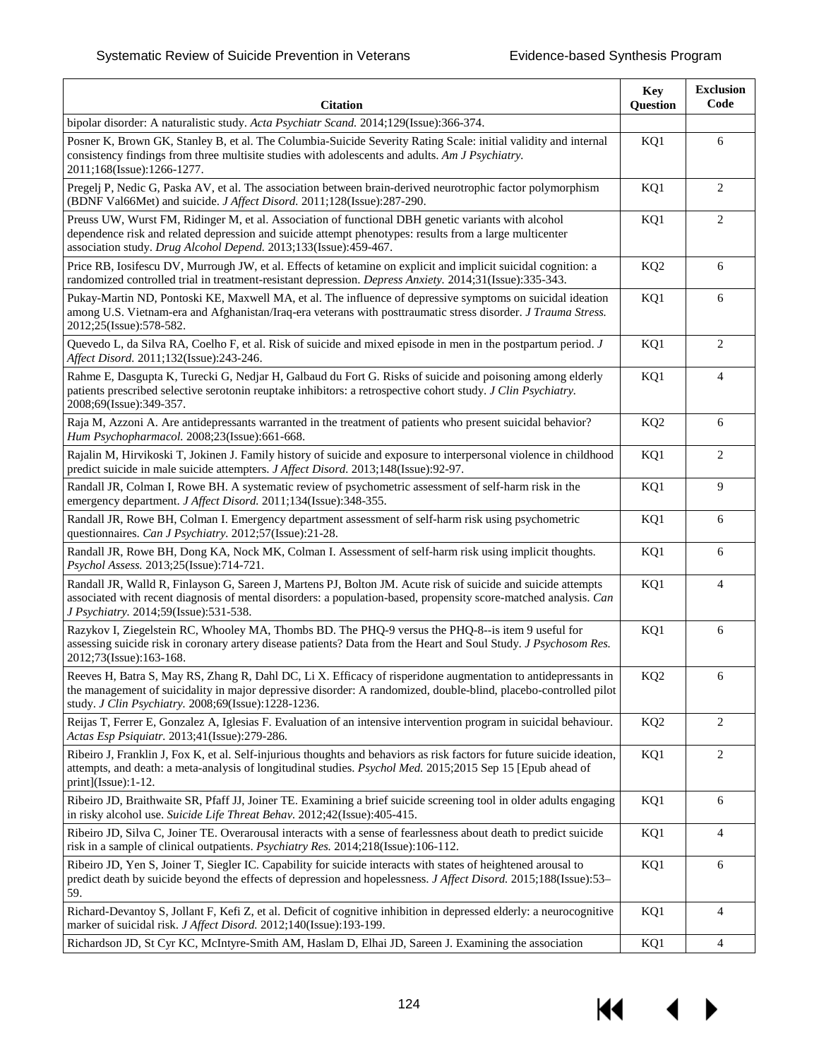| Citation | Key Question | Exclusion Code |
|---|---|---|
| bipolar disorder: A naturalistic study. *Acta Psychiatr Scand.* 2014;129(Issue):366-374. | | |
| Posner K, Brown GK, Stanley B, et al. The Columbia-Suicide Severity Rating Scale: initial validity and internal consistency findings from three multisite studies with adolescents and adults. *Am J Psychiatry.* 2011;168(Issue):1266-1277. | KQ1 | 6 |
| Pregelj P, Nedic G, Paska AV, et al. The association between brain-derived neurotrophic factor polymorphism (BDNF Val66Met) and suicide. *J Affect Disord.* 2011;128(Issue):287-290. | KQ1 | 2 |
| Preuss UW, Wurst FM, Ridinger M, et al. Association of functional DBH genetic variants with alcohol dependence risk and related depression and suicide attempt phenotypes: results from a large multicenter association study. *Drug Alcohol Depend.* 2013;133(Issue):459-467. | KQ1 | 2 |
| Price RB, Iosifescu DV, Murrough JW, et al. Effects of ketamine on explicit and implicit suicidal cognition: a randomized controlled trial in treatment-resistant depression. *Depress Anxiety.* 2014;31(Issue):335-343. | KQ2 | 6 |
| Pukay-Martin ND, Pontoski KE, Maxwell MA, et al. The influence of depressive symptoms on suicidal ideation among U.S. Vietnam-era and Afghanistan/Iraq-era veterans with posttraumatic stress disorder. *J Trauma Stress.* 2012;25(Issue):578-582. | KQ1 | 6 |
| Quevedo L, da Silva RA, Coelho F, et al. Risk of suicide and mixed episode in men in the postpartum period. *J Affect Disord.* 2011;132(Issue):243-246. | KQ1 | 2 |
| Rahme E, Dasgupta K, Turecki G, Nedjar H, Galbaud du Fort G. Risks of suicide and poisoning among elderly patients prescribed selective serotonin reuptake inhibitors: a retrospective cohort study. *J Clin Psychiatry.* 2008;69(Issue):349-357. | KQ1 | 4 |
| Raja M, Azzoni A. Are antidepressants warranted in the treatment of patients who present suicidal behavior? *Hum Psychopharmacol.* 2008;23(Issue):661-668. | KQ2 | 6 |
| Rajalin M, Hirvikoski T, Jokinen J. Family history of suicide and exposure to interpersonal violence in childhood predict suicide in male suicide attempters. *J Affect Disord.* 2013;148(Issue):92-97. | KQ1 | 2 |
| Randall JR, Colman I, Rowe BH. A systematic review of psychometric assessment of self-harm risk in the emergency department. *J Affect Disord.* 2011;134(Issue):348-355. | KQ1 | 9 |
| Randall JR, Rowe BH, Colman I. Emergency department assessment of self-harm risk using psychometric questionnaires. *Can J Psychiatry.* 2012;57(Issue):21-28. | KQ1 | 6 |
| Randall JR, Rowe BH, Dong KA, Nock MK, Colman I. Assessment of self-harm risk using implicit thoughts. *Psychol Assess.* 2013;25(Issue):714-721. | KQ1 | 6 |
| Randall JR, Walld R, Finlayson G, Sareen J, Martens PJ, Bolton JM. Acute risk of suicide and suicide attempts associated with recent diagnosis of mental disorders: a population-based, propensity score-matched analysis. *Can J Psychiatry.* 2014;59(Issue):531-538. | KQ1 | 4 |
| Razykov I, Ziegelstein RC, Whooley MA, Thombs BD. The PHQ-9 versus the PHQ-8--is item 9 useful for assessing suicide risk in coronary artery disease patients? Data from the Heart and Soul Study. *J Psychosom Res.* 2012;73(Issue):163-168. | KQ1 | 6 |
| Reeves H, Batra S, May RS, Zhang R, Dahl DC, Li X. Efficacy of risperidone augmentation to antidepressants in the management of suicidality in major depressive disorder: A randomized, double-blind, placebo-controlled pilot study. *J Clin Psychiatry.* 2008;69(Issue):1228-1236. | KQ2 | 6 |
| Reijas T, Ferrer E, Gonzalez A, Iglesias F. Evaluation of an intensive intervention program in suicidal behaviour. *Actas Esp Psiquiatr.* 2013;41(Issue):279-286. | KQ2 | 2 |
| Ribeiro J, Franklin J, Fox K, et al. Self-injurious thoughts and behaviors as risk factors for future suicide ideation, attempts, and death: a meta-analysis of longitudinal studies. *Psychol Med.* 2015;2015 Sep 15 [Epub ahead of print](Issue):1-12. | KQ1 | 2 |
| Ribeiro JD, Braithwaite SR, Pfaff JJ, Joiner TE. Examining a brief suicide screening tool in older adults engaging in risky alcohol use. *Suicide Life Threat Behav.* 2012;42(Issue):405-415. | KQ1 | 6 |
| Ribeiro JD, Silva C, Joiner TE. Overarousal interacts with a sense of fearlessness about death to predict suicide risk in a sample of clinical outpatients. *Psychiatry Res.* 2014;218(Issue):106-112. | KQ1 | 4 |
| Ribeiro JD, Yen S, Joiner T, Siegler IC. Capability for suicide interacts with states of heightened arousal to predict death by suicide beyond the effects of depression and hopelessness. *J Affect Disord.* 2015;188(Issue):53–59. | KQ1 | 6 |
| Richard-Devantoy S, Jollant F, Kefi Z, et al. Deficit of cognitive inhibition in depressed elderly: a neurocognitive marker of suicidal risk. *J Affect Disord.* 2012;140(Issue):193-199. | KQ1 | 4 |
| Richardson JD, St Cyr KC, McIntyre-Smith AM, Haslam D, Elhai JD, Sareen J. Examining the association | KQ1 | 4 |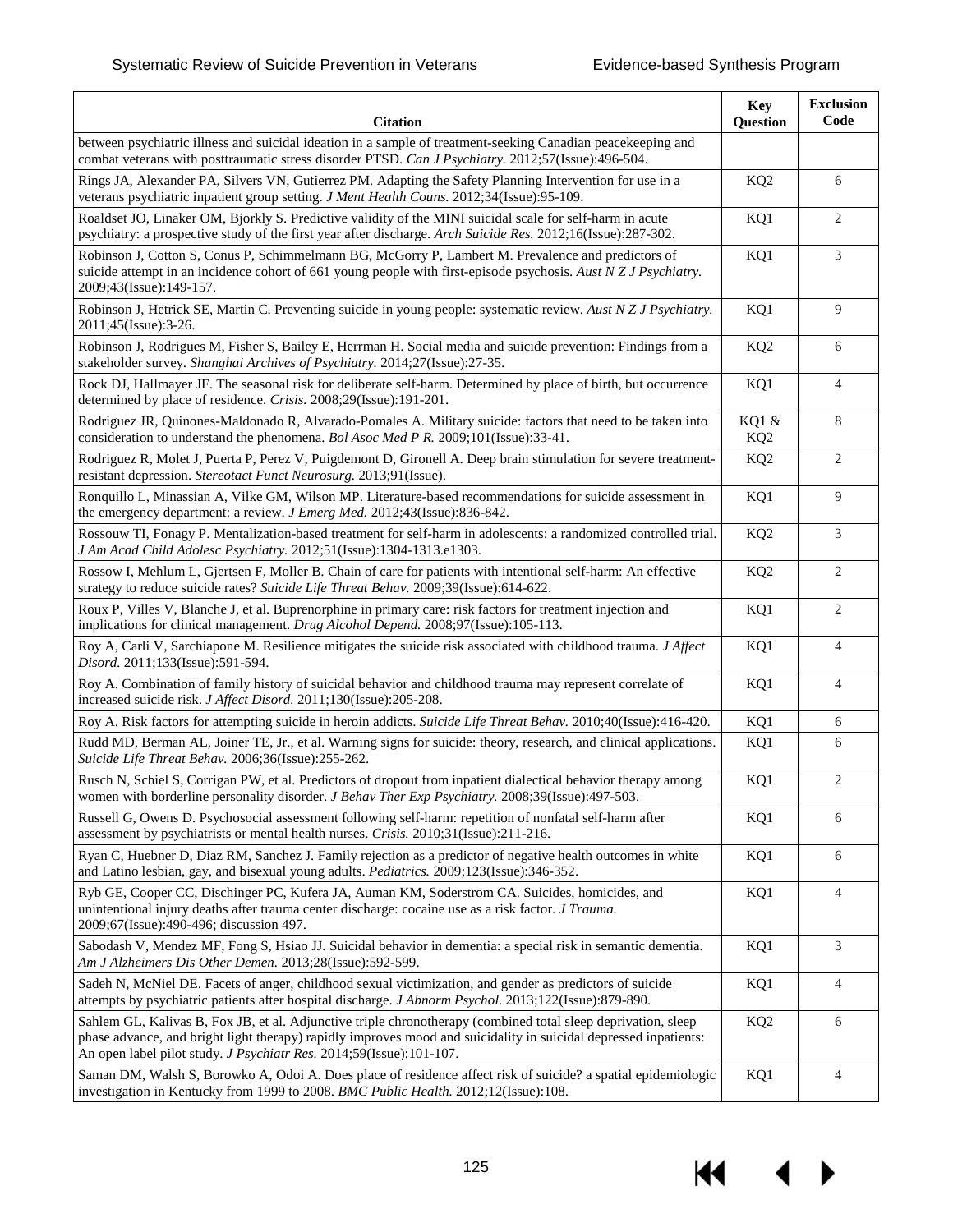| Citation | Key Question | Exclusion Code |
|---|---|---|
| between psychiatric illness and suicidal ideation in a sample of treatment-seeking Canadian peacekeeping and combat veterans with posttraumatic stress disorder PTSD. *Can J Psychiatry.* 2012;57(Issue):496-504. | | |
| Rings JA, Alexander PA, Silvers VN, Gutierrez PM. Adapting the Safety Planning Intervention for use in a veterans psychiatric inpatient group setting. *J Ment Health Couns.* 2012;34(Issue):95-109. | KQ2 | 6 |
| Roaldset JO, Linaker OM, Bjorkly S. Predictive validity of the MINI suicidal scale for self-harm in acute psychiatry: a prospective study of the first year after discharge. *Arch Suicide Res.* 2012;16(Issue):287-302. | KQ1 | 2 |
| Robinson J, Cotton S, Conus P, Schimmelmann BG, McGorry P, Lambert M. Prevalence and predictors of suicide attempt in an incidence cohort of 661 young people with first-episode psychosis. *Aust N Z J Psychiatry.* 2009;43(Issue):149-157. | KQ1 | 3 |
| Robinson J, Hetrick SE, Martin C. Preventing suicide in young people: systematic review. *Aust N Z J Psychiatry.* 2011;45(Issue):3-26. | KQ1 | 9 |
| Robinson J, Rodrigues M, Fisher S, Bailey E, Herrman H. Social media and suicide prevention: Findings from a stakeholder survey. *Shanghai Archives of Psychiatry.* 2014;27(Issue):27-35. | KQ2 | 6 |
| Rock DJ, Hallmayer JF. The seasonal risk for deliberate self-harm. Determined by place of birth, but occurrence determined by place of residence. *Crisis.* 2008;29(Issue):191-201. | KQ1 | 4 |
| Rodriguez JR, Quinones-Maldonado R, Alvarado-Pomales A. Military suicide: factors that need to be taken into consideration to understand the phenomena. *Bol Asoc Med P R.* 2009;101(Issue):33-41. | KQ1 & KQ2 | 8 |
| Rodriguez R, Molet J, Puerta P, Perez V, Puigdemont D, Gironell A. Deep brain stimulation for severe treatment-resistant depression. *Stereotact Funct Neurosurg.* 2013;91(Issue). | KQ2 | 2 |
| Ronquillo L, Minassian A, Vilke GM, Wilson MP. Literature-based recommendations for suicide assessment in the emergency department: a review. *J Emerg Med.* 2012;43(Issue):836-842. | KQ1 | 9 |
| Rossouw TI, Fonagy P. Mentalization-based treatment for self-harm in adolescents: a randomized controlled trial. *J Am Acad Child Adolesc Psychiatry.* 2012;51(Issue):1304-1313.e1303. | KQ2 | 3 |
| Rossow I, Mehlum L, Gjertsen F, Moller B. Chain of care for patients with intentional self-harm: An effective strategy to reduce suicide rates? *Suicide Life Threat Behav.* 2009;39(Issue):614-622. | KQ2 | 2 |
| Roux P, Villes V, Blanche J, et al. Buprenorphine in primary care: risk factors for treatment injection and implications for clinical management. *Drug Alcohol Depend.* 2008;97(Issue):105-113. | KQ1 | 2 |
| Roy A, Carli V, Sarchiapone M. Resilience mitigates the suicide risk associated with childhood trauma. *J Affect Disord.* 2011;133(Issue):591-594. | KQ1 | 4 |
| Roy A. Combination of family history of suicidal behavior and childhood trauma may represent correlate of increased suicide risk. *J Affect Disord.* 2011;130(Issue):205-208. | KQ1 | 4 |
| Roy A. Risk factors for attempting suicide in heroin addicts. *Suicide Life Threat Behav.* 2010;40(Issue):416-420. | KQ1 | 6 |
| Rudd MD, Berman AL, Joiner TE, Jr., et al. Warning signs for suicide: theory, research, and clinical applications. *Suicide Life Threat Behav.* 2006;36(Issue):255-262. | KQ1 | 6 |
| Rusch N, Schiel S, Corrigan PW, et al. Predictors of dropout from inpatient dialectical behavior therapy among women with borderline personality disorder. *J Behav Ther Exp Psychiatry.* 2008;39(Issue):497-503. | KQ1 | 2 |
| Russell G, Owens D. Psychosocial assessment following self-harm: repetition of nonfatal self-harm after assessment by psychiatrists or mental health nurses. *Crisis.* 2010;31(Issue):211-216. | KQ1 | 6 |
| Ryan C, Huebner D, Diaz RM, Sanchez J. Family rejection as a predictor of negative health outcomes in white and Latino lesbian, gay, and bisexual young adults. *Pediatrics.* 2009;123(Issue):346-352. | KQ1 | 6 |
| Ryb GE, Cooper CC, Dischinger PC, Kufera JA, Auman KM, Soderstrom CA. Suicides, homicides, and unintentional injury deaths after trauma center discharge: cocaine use as a risk factor. *J Trauma.* 2009;67(Issue):490-496; discussion 497. | KQ1 | 4 |
| Sabodash V, Mendez MF, Fong S, Hsiao JJ. Suicidal behavior in dementia: a special risk in semantic dementia. *Am J Alzheimers Dis Other Demen.* 2013;28(Issue):592-599. | KQ1 | 3 |
| Sadeh N, McNiel DE. Facets of anger, childhood sexual victimization, and gender as predictors of suicide attempts by psychiatric patients after hospital discharge. *J Abnorm Psychol.* 2013;122(Issue):879-890. | KQ1 | 4 |
| Sahlem GL, Kalivas B, Fox JB, et al. Adjunctive triple chronotherapy (combined total sleep deprivation, sleep phase advance, and bright light therapy) rapidly improves mood and suicidality in suicidal depressed inpatients: An open label pilot study. *J Psychiatr Res.* 2014;59(Issue):101-107. | KQ2 | 6 |
| Saman DM, Walsh S, Borowko A, Odoi A. Does place of residence affect risk of suicide? a spatial epidemiologic investigation in Kentucky from 1999 to 2008. *BMC Public Health.* 2012;12(Issue):108. | KQ1 | 4 |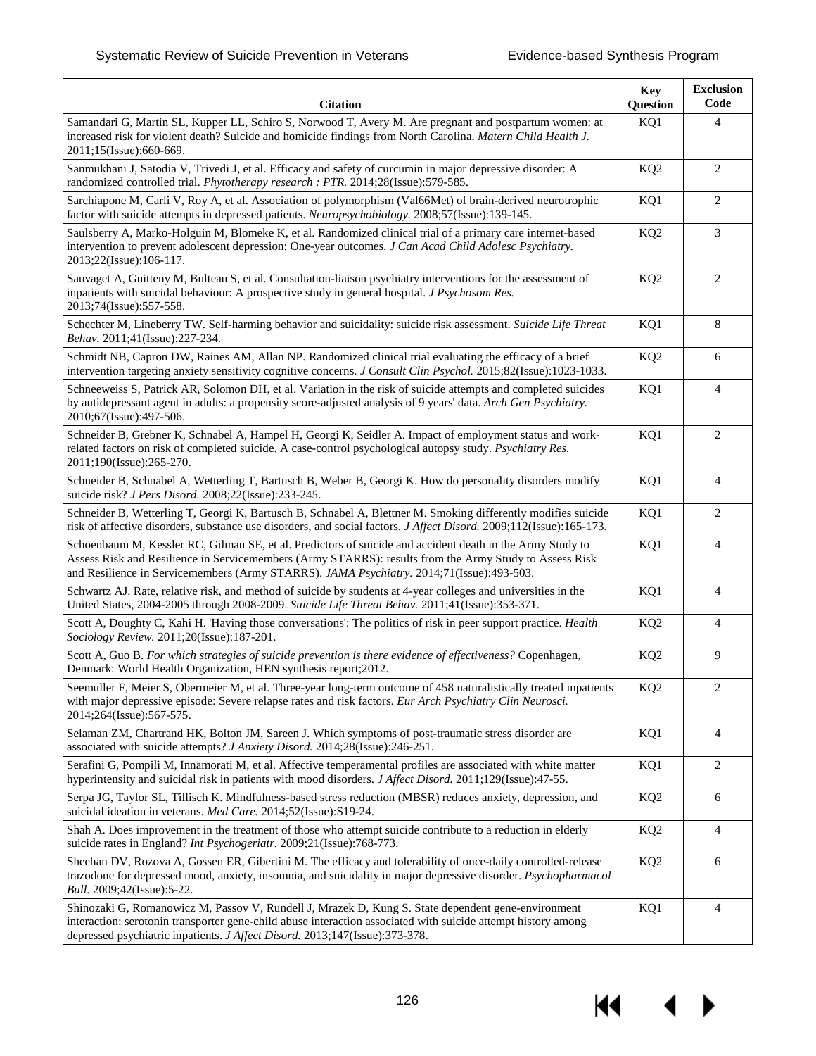| Citation | Key Question | Exclusion Code |
|---|---|---|
| Samandari G, Martin SL, Kupper LL, Schiro S, Norwood T, Avery M. Are pregnant and postpartum women: at increased risk for violent death? Suicide and homicide findings from North Carolina. *Matern Child Health J.* 2011;15(Issue):660-669. | KQ1 | 4 |
| Sanmukhani J, Satodia V, Trivedi J, et al. Efficacy and safety of curcumin in major depressive disorder: A randomized controlled trial. *Phytotherapy research : PTR.* 2014;28(Issue):579-585. | KQ2 | 2 |
| Sarchiapone M, Carli V, Roy A, et al. Association of polymorphism (Val66Met) of brain-derived neurotrophic factor with suicide attempts in depressed patients. *Neuropsychobiology.* 2008;57(Issue):139-145. | KQ1 | 2 |
| Saulsberry A, Marko-Holguin M, Blomeke K, et al. Randomized clinical trial of a primary care internet-based intervention to prevent adolescent depression: One-year outcomes. *J Can Acad Child Adolesc Psychiatry.* 2013;22(Issue):106-117. | KQ2 | 3 |
| Sauvaget A, Guitteny M, Bulteau S, et al. Consultation-liaison psychiatry interventions for the assessment of inpatients with suicidal behaviour: A prospective study in general hospital. *J Psychosom Res.* 2013;74(Issue):557-558. | KQ2 | 2 |
| Schechter M, Lineberry TW. Self-harming behavior and suicidality: suicide risk assessment. *Suicide Life Threat Behav.* 2011;41(Issue):227-234. | KQ1 | 8 |
| Schmidt NB, Capron DW, Raines AM, Allan NP. Randomized clinical trial evaluating the efficacy of a brief intervention targeting anxiety sensitivity cognitive concerns. *J Consult Clin Psychol.* 2015;82(Issue):1023-1033. | KQ2 | 6 |
| Schneeweiss S, Patrick AR, Solomon DH, et al. Variation in the risk of suicide attempts and completed suicides by antidepressant agent in adults: a propensity score-adjusted analysis of 9 years' data. *Arch Gen Psychiatry.* 2010;67(Issue):497-506. | KQ1 | 4 |
| Schneider B, Grebner K, Schnabel A, Hampel H, Georgi K, Seidler A. Impact of employment status and work-related factors on risk of completed suicide. A case-control psychological autopsy study. *Psychiatry Res.* 2011;190(Issue):265-270. | KQ1 | 2 |
| Schneider B, Schnabel A, Wetterling T, Bartusch B, Weber B, Georgi K. How do personality disorders modify suicide risk? *J Pers Disord.* 2008;22(Issue):233-245. | KQ1 | 4 |
| Schneider B, Wetterling T, Georgi K, Bartusch B, Schnabel A, Blettner M. Smoking differently modifies suicide risk of affective disorders, substance use disorders, and social factors. *J Affect Disord.* 2009;112(Issue):165-173. | KQ1 | 2 |
| Schoenbaum M, Kessler RC, Gilman SE, et al. Predictors of suicide and accident death in the Army Study to Assess Risk and Resilience in Servicemembers (Army STARRS): results from the Army Study to Assess Risk and Resilience in Servicemembers (Army STARRS). *JAMA Psychiatry.* 2014;71(Issue):493-503. | KQ1 | 4 |
| Schwartz AJ. Rate, relative risk, and method of suicide by students at 4-year colleges and universities in the United States, 2004-2005 through 2008-2009. *Suicide Life Threat Behav.* 2011;41(Issue):353-371. | KQ1 | 4 |
| Scott A, Doughty C, Kahi H. 'Having those conversations': The politics of risk in peer support practice. *Health Sociology Review.* 2011;20(Issue):187-201. | KQ2 | 4 |
| Scott A, Guo B. *For which strategies of suicide prevention is there evidence of effectiveness?* Copenhagen, Denmark: World Health Organization, HEN synthesis report;2012. | KQ2 | 9 |
| Seemuller F, Meier S, Obermeier M, et al. Three-year long-term outcome of 458 naturalistically treated inpatients with major depressive episode: Severe relapse rates and risk factors. *Eur Arch Psychiatry Clin Neurosci.* 2014;264(Issue):567-575. | KQ2 | 2 |
| Selaman ZM, Chartrand HK, Bolton JM, Sareen J. Which symptoms of post-traumatic stress disorder are associated with suicide attempts? *J Anxiety Disord.* 2014;28(Issue):246-251. | KQ1 | 4 |
| Serafini G, Pompili M, Innamorati M, et al. Affective temperamental profiles are associated with white matter hyperintensity and suicidal risk in patients with mood disorders. *J Affect Disord.* 2011;129(Issue):47-55. | KQ1 | 2 |
| Serpa JG, Taylor SL, Tillisch K. Mindfulness-based stress reduction (MBSR) reduces anxiety, depression, and suicidal ideation in veterans. *Med Care.* 2014;52(Issue):S19-24. | KQ2 | 6 |
| Shah A. Does improvement in the treatment of those who attempt suicide contribute to a reduction in elderly suicide rates in England? *Int Psychogeriatr.* 2009;21(Issue):768-773. | KQ2 | 4 |
| Sheehan DV, Rozova A, Gossen ER, Gibertini M. The efficacy and tolerability of once-daily controlled-release trazodone for depressed mood, anxiety, insomnia, and suicidality in major depressive disorder. *Psychopharmacol Bull.* 2009;42(Issue):5-22. | KQ2 | 6 |
| Shinozaki G, Romanowicz M, Passov V, Rundell J, Mrazek D, Kung S. State dependent gene-environment interaction: serotonin transporter gene-child abuse interaction associated with suicide attempt history among depressed psychiatric inpatients. *J Affect Disord.* 2013;147(Issue):373-378. | KQ1 | 4 |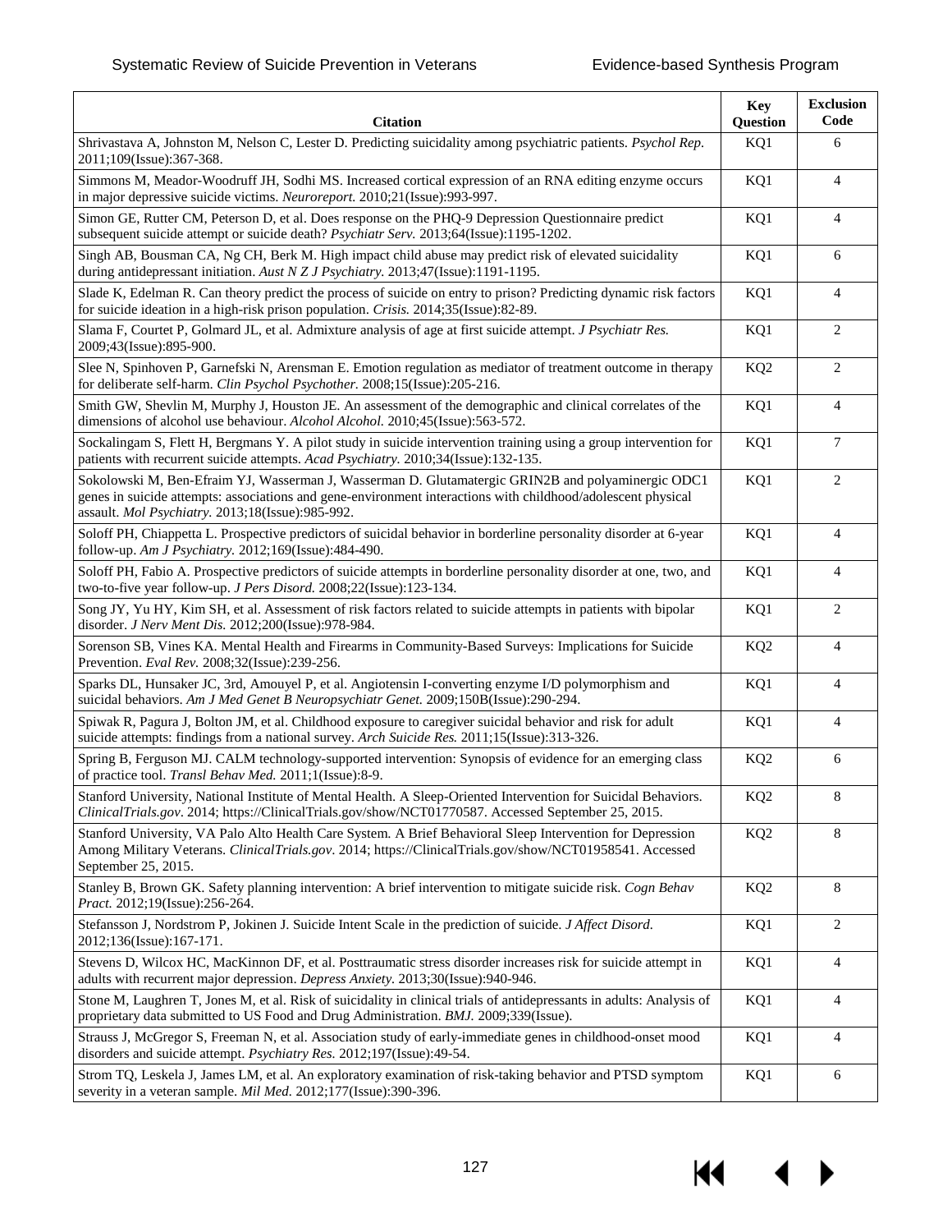| Citation | Key Question | Exclusion Code |
|---|---|---|
| Shrivastava A, Johnston M, Nelson C, Lester D. Predicting suicidality among psychiatric patients. *Psychol Rep.* 2011;109(Issue):367-368. | KQ1 | 6 |
| Simmons M, Meador-Woodruff JH, Sodhi MS. Increased cortical expression of an RNA editing enzyme occurs in major depressive suicide victims. *Neuroreport.* 2010;21(Issue):993-997. | KQ1 | 4 |
| Simon GE, Rutter CM, Peterson D, et al. Does response on the PHQ-9 Depression Questionnaire predict subsequent suicide attempt or suicide death? *Psychiatr Serv.* 2013;64(Issue):1195-1202. | KQ1 | 4 |
| Singh AB, Bousman CA, Ng CH, Berk M. High impact child abuse may predict risk of elevated suicidality during antidepressant initiation. *Aust N Z J Psychiatry.* 2013;47(Issue):1191-1195. | KQ1 | 6 |
| Slade K, Edelman R. Can theory predict the process of suicide on entry to prison? Predicting dynamic risk factors for suicide ideation in a high-risk prison population. *Crisis.* 2014;35(Issue):82-89. | KQ1 | 4 |
| Slama F, Courtet P, Golmard JL, et al. Admixture analysis of age at first suicide attempt. *J Psychiatr Res.* 2009;43(Issue):895-900. | KQ1 | 2 |
| Slee N, Spinhoven P, Garnefski N, Arensman E. Emotion regulation as mediator of treatment outcome in therapy for deliberate self-harm. *Clin Psychol Psychother.* 2008;15(Issue):205-216. | KQ2 | 2 |
| Smith GW, Shevlin M, Murphy J, Houston JE. An assessment of the demographic and clinical correlates of the dimensions of alcohol use behaviour. *Alcohol Alcohol.* 2010;45(Issue):563-572. | KQ1 | 4 |
| Sockalingam S, Flett H, Bergmans Y. A pilot study in suicide intervention training using a group intervention for patients with recurrent suicide attempts. *Acad Psychiatry.* 2010;34(Issue):132-135. | KQ1 | 7 |
| Sokolowski M, Ben-Efraim YJ, Wasserman J, Wasserman D. Glutamatergic GRIN2B and polyaminergic ODC1 genes in suicide attempts: associations and gene-environment interactions with childhood/adolescent physical assault. *Mol Psychiatry.* 2013;18(Issue):985-992. | KQ1 | 2 |
| Soloff PH, Chiappetta L. Prospective predictors of suicidal behavior in borderline personality disorder at 6-year follow-up. *Am J Psychiatry.* 2012;169(Issue):484-490. | KQ1 | 4 |
| Soloff PH, Fabio A. Prospective predictors of suicide attempts in borderline personality disorder at one, two, and two-to-five year follow-up. *J Pers Disord.* 2008;22(Issue):123-134. | KQ1 | 4 |
| Song JY, Yu HY, Kim SH, et al. Assessment of risk factors related to suicide attempts in patients with bipolar disorder. *J Nerv Ment Dis.* 2012;200(Issue):978-984. | KQ1 | 2 |
| Sorenson SB, Vines KA. Mental Health and Firearms in Community-Based Surveys: Implications for Suicide Prevention. *Eval Rev.* 2008;32(Issue):239-256. | KQ2 | 4 |
| Sparks DL, Hunsaker JC, 3rd, Amouyel P, et al. Angiotensin I-converting enzyme I/D polymorphism and suicidal behaviors. *Am J Med Genet B Neuropsychiatr Genet.* 2009;150B(Issue):290-294. | KQ1 | 4 |
| Spiwak R, Pagura J, Bolton JM, et al. Childhood exposure to caregiver suicidal behavior and risk for adult suicide attempts: findings from a national survey. *Arch Suicide Res.* 2011;15(Issue):313-326. | KQ1 | 4 |
| Spring B, Ferguson MJ. CALM technology-supported intervention: Synopsis of evidence for an emerging class of practice tool. *Transl Behav Med.* 2011;1(Issue):8-9. | KQ2 | 6 |
| Stanford University, National Institute of Mental Health. A Sleep-Oriented Intervention for Suicidal Behaviors. *ClinicalTrials.gov*. 2014; https://ClinicalTrials.gov/show/NCT01770587. Accessed September 25, 2015. | KQ2 | 8 |
| Stanford University, VA Palo Alto Health Care System. A Brief Behavioral Sleep Intervention for Depression Among Military Veterans. *ClinicalTrials.gov*. 2014; https://ClinicalTrials.gov/show/NCT01958541. Accessed September 25, 2015. | KQ2 | 8 |
| Stanley B, Brown GK. Safety planning intervention: A brief intervention to mitigate suicide risk. *Cogn Behav Pract.* 2012;19(Issue):256-264. | KQ2 | 8 |
| Stefansson J, Nordstrom P, Jokinen J. Suicide Intent Scale in the prediction of suicide. *J Affect Disord.* 2012;136(Issue):167-171. | KQ1 | 2 |
| Stevens D, Wilcox HC, MacKinnon DF, et al. Posttraumatic stress disorder increases risk for suicide attempt in adults with recurrent major depression. *Depress Anxiety.* 2013;30(Issue):940-946. | KQ1 | 4 |
| Stone M, Laughren T, Jones M, et al. Risk of suicidality in clinical trials of antidepressants in adults: Analysis of proprietary data submitted to US Food and Drug Administration. *BMJ.* 2009;339(Issue). | KQ1 | 4 |
| Strauss J, McGregor S, Freeman N, et al. Association study of early-immediate genes in childhood-onset mood disorders and suicide attempt. *Psychiatry Res.* 2012;197(Issue):49-54. | KQ1 | 4 |
| Strom TQ, Leskela J, James LM, et al. An exploratory examination of risk-taking behavior and PTSD symptom severity in a veteran sample. *Mil Med.* 2012;177(Issue):390-396. | KQ1 | 6 |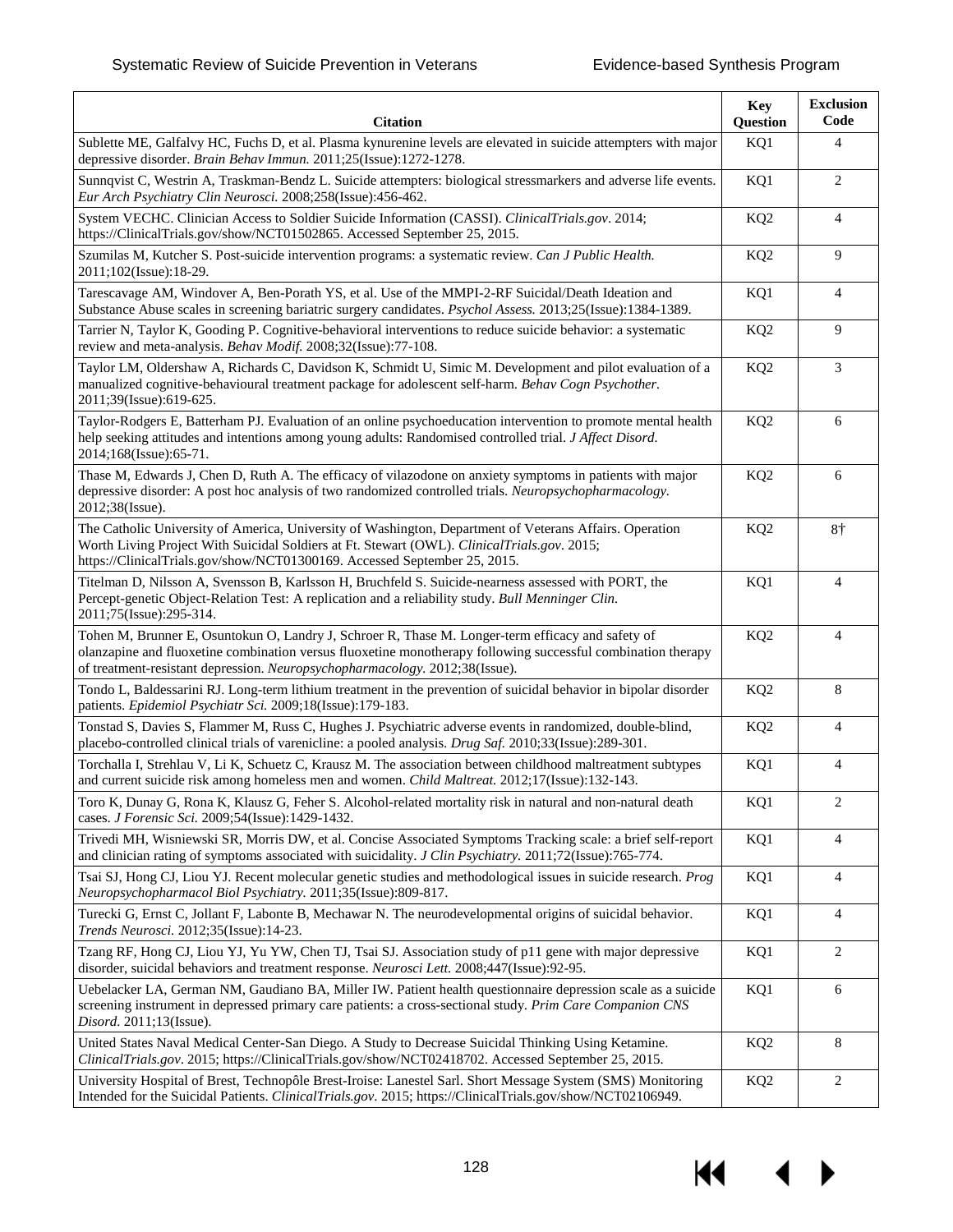| Citation | Key Question | Exclusion Code |
|---|---|---|
| Sublette ME, Galfalvy HC, Fuchs D, et al. Plasma kynurenine levels are elevated in suicide attempters with major depressive disorder. *Brain Behav Immun.* 2011;25(Issue):1272-1278. | KQ1 | 4 |
| Sunnqvist C, Westrin A, Traskman-Bendz L. Suicide attempters: biological stressmarkers and adverse life events. *Eur Arch Psychiatry Clin Neurosci.* 2008;258(Issue):456-462. | KQ1 | 2 |
| System VECHC. Clinician Access to Soldier Suicide Information (CASSI). *ClinicalTrials.gov*. 2014; https://ClinicalTrials.gov/show/NCT01502865. Accessed September 25, 2015. | KQ2 | 4 |
| Szumilas M, Kutcher S. Post-suicide intervention programs: a systematic review. *Can J Public Health.* 2011;102(Issue):18-29. | KQ2 | 9 |
| Tarescavage AM, Windover A, Ben-Porath YS, et al. Use of the MMPI-2-RF Suicidal/Death Ideation and Substance Abuse scales in screening bariatric surgery candidates. *Psychol Assess.* 2013;25(Issue):1384-1389. | KQ1 | 4 |
| Tarrier N, Taylor K, Gooding P. Cognitive-behavioral interventions to reduce suicide behavior: a systematic review and meta-analysis. *Behav Modif.* 2008;32(Issue):77-108. | KQ2 | 9 |
| Taylor LM, Oldershaw A, Richards C, Davidson K, Schmidt U, Simic M. Development and pilot evaluation of a manualized cognitive-behavioural treatment package for adolescent self-harm. *Behav Cogn Psychother.* 2011;39(Issue):619-625. | KQ2 | 3 |
| Taylor-Rodgers E, Batterham PJ. Evaluation of an online psychoeducation intervention to promote mental health help seeking attitudes and intentions among young adults: Randomised controlled trial. *J Affect Disord.* 2014;168(Issue):65-71. | KQ2 | 6 |
| Thase M, Edwards J, Chen D, Ruth A. The efficacy of vilazodone on anxiety symptoms in patients with major depressive disorder: A post hoc analysis of two randomized controlled trials. *Neuropsychopharmacology.* 2012;38(Issue). | KQ2 | 6 |
| The Catholic University of America, University of Washington, Department of Veterans Affairs. Operation Worth Living Project With Suicidal Soldiers at Ft. Stewart (OWL). *ClinicalTrials.gov*. 2015; https://ClinicalTrials.gov/show/NCT01300169. Accessed September 25, 2015. | KQ2 | 8† |
| Titelman D, Nilsson A, Svensson B, Karlsson H, Bruchfeld S. Suicide-nearness assessed with PORT, the Percept-genetic Object-Relation Test: A replication and a reliability study. *Bull Menninger Clin.* 2011;75(Issue):295-314. | KQ1 | 4 |
| Tohen M, Brunner E, Osuntokun O, Landry J, Schroer R, Thase M. Longer-term efficacy and safety of olanzapine and fluoxetine combination versus fluoxetine monotherapy following successful combination therapy of treatment-resistant depression. *Neuropsychopharmacology.* 2012;38(Issue). | KQ2 | 4 |
| Tondo L, Baldessarini RJ. Long-term lithium treatment in the prevention of suicidal behavior in bipolar disorder patients. *Epidemiol Psichiatr Soc.* 2009;18(Issue):179-183. | KQ2 | 8 |
| Tonstad S, Davies S, Flammer M, Russ C, Hughes J. Psychiatric adverse events in randomized, double-blind, placebo-controlled clinical trials of varenicline: a pooled analysis. *Drug Saf.* 2010;33(Issue):289-301. | KQ2 | 4 |
| Torchalla I, Strehlau V, Li K, Schuetz C, Krausz M. The association between childhood maltreatment subtypes and current suicide risk among homeless men and women. *Child Maltreat.* 2012;17(Issue):132-143. | KQ1 | 4 |
| Toro K, Dunay G, Rona K, Klausz G, Feher S. Alcohol-related mortality risk in natural and non-natural death cases. *J Forensic Sci.* 2009;54(Issue):1429-1432. | KQ1 | 2 |
| Trivedi MH, Wisniewski SR, Morris DW, et al. Concise Associated Symptoms Tracking scale: a brief self-report and clinician rating of symptoms associated with suicidality. *J Clin Psychiatry.* 2011;72(Issue):765-774. | KQ1 | 4 |
| Tsai SJ, Hong CJ, Liou YJ. Recent molecular genetic studies and methodological issues in suicide research. *Prog Neuropsychopharmacol Biol Psychiatry.* 2011;35(Issue):809-817. | KQ1 | 4 |
| Turecki G, Ernst C, Jollant F, Labonte B, Mechawar N. The neurodevelopmental origins of suicidal behavior. *Trends Neurosci.* 2012;35(Issue):14-23. | KQ1 | 4 |
| Tzang RF, Hong CJ, Liou YJ, Yu YW, Chen TJ, Tsai SJ. Association study of p11 gene with major depressive disorder, suicidal behaviors and treatment response. *Neurosci Lett.* 2008;447(Issue):92-95. | KQ1 | 2 |
| Uebelacker LA, German NM, Gaudiano BA, Miller IW. Patient health questionnaire depression scale as a suicide screening instrument in depressed primary care patients: a cross-sectional study. *Prim Care Companion CNS Disord.* 2011;13(Issue). | KQ1 | 6 |
| United States Naval Medical Center-San Diego. A Study to Decrease Suicidal Thinking Using Ketamine. *ClinicalTrials.gov*. 2015; https://ClinicalTrials.gov/show/NCT02418702. Accessed September 25, 2015. | KQ2 | 8 |
| University Hospital of Brest, Technopôle Brest-Iroise: Lanestel Sarl. Short Message System (SMS) Monitoring Intended for the Suicidal Patients. *ClinicalTrials.gov*. 2015; https://ClinicalTrials.gov/show/NCT02106949. | KQ2 | 2 |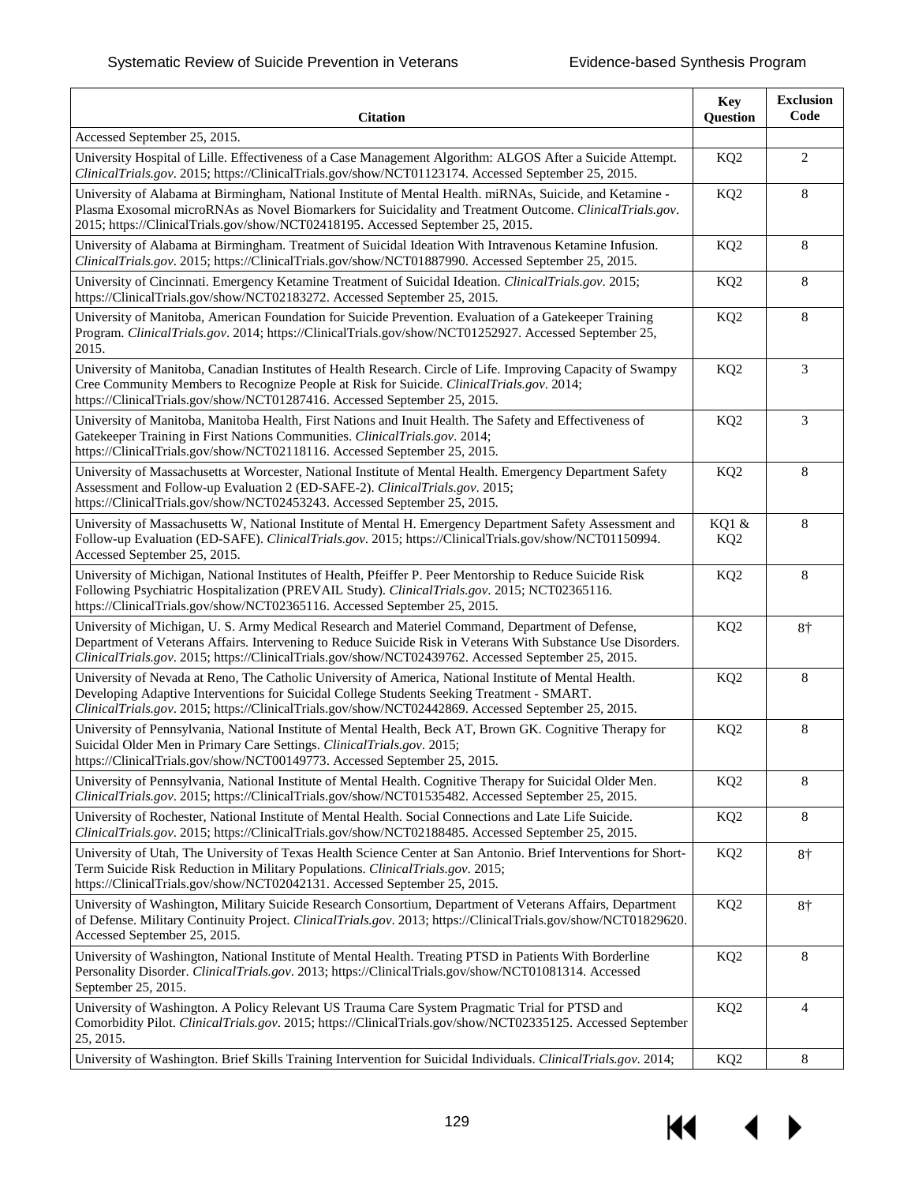| Citation | Key Question | Exclusion Code |
|---|---|---|
| Accessed September 25, 2015. | | |
| University Hospital of Lille. Effectiveness of a Case Management Algorithm: ALGOS After a Suicide Attempt. *ClinicalTrials.gov*. 2015; https://ClinicalTrials.gov/show/NCT01123174. Accessed September 25, 2015. | KQ2 | 2 |
| University of Alabama at Birmingham, National Institute of Mental Health. miRNAs, Suicide, and Ketamine - Plasma Exosomal microRNAs as Novel Biomarkers for Suicidality and Treatment Outcome. *ClinicalTrials.gov*. 2015; https://ClinicalTrials.gov/show/NCT02418195. Accessed September 25, 2015. | KQ2 | 8 |
| University of Alabama at Birmingham. Treatment of Suicidal Ideation With Intravenous Ketamine Infusion. *ClinicalTrials.gov*. 2015; https://ClinicalTrials.gov/show/NCT01887990. Accessed September 25, 2015. | KQ2 | 8 |
| University of Cincinnati. Emergency Ketamine Treatment of Suicidal Ideation. *ClinicalTrials.gov*. 2015; https://ClinicalTrials.gov/show/NCT02183272. Accessed September 25, 2015. | KQ2 | 8 |
| University of Manitoba, American Foundation for Suicide Prevention. Evaluation of a Gatekeeper Training Program. *ClinicalTrials.gov*. 2014; https://ClinicalTrials.gov/show/NCT01252927. Accessed September 25, 2015. | KQ2 | 8 |
| University of Manitoba, Canadian Institutes of Health Research. Circle of Life. Improving Capacity of Swampy Cree Community Members to Recognize People at Risk for Suicide. *ClinicalTrials.gov*. 2014; https://ClinicalTrials.gov/show/NCT01287416. Accessed September 25, 2015. | KQ2 | 3 |
| University of Manitoba, Manitoba Health, First Nations and Inuit Health. The Safety and Effectiveness of Gatekeeper Training in First Nations Communities. *ClinicalTrials.gov*. 2014; https://ClinicalTrials.gov/show/NCT02118116. Accessed September 25, 2015. | KQ2 | 3 |
| University of Massachusetts at Worcester, National Institute of Mental Health. Emergency Department Safety Assessment and Follow-up Evaluation 2 (ED-SAFE-2). *ClinicalTrials.gov*. 2015; https://ClinicalTrials.gov/show/NCT02453243. Accessed September 25, 2015. | KQ2 | 8 |
| University of Massachusetts W, National Institute of Mental H. Emergency Department Safety Assessment and Follow-up Evaluation (ED-SAFE). *ClinicalTrials.gov*. 2015; https://ClinicalTrials.gov/show/NCT01150994. Accessed September 25, 2015. | KQ1 & KQ2 | 8 |
| University of Michigan, National Institutes of Health, Pfeiffer P. Peer Mentorship to Reduce Suicide Risk Following Psychiatric Hospitalization (PREVAIL Study). *ClinicalTrials.gov*. 2015; NCT02365116. https://ClinicalTrials.gov/show/NCT02365116. Accessed September 25, 2015. | KQ2 | 8 |
| University of Michigan, U. S. Army Medical Research and Materiel Command, Department of Defense, Department of Veterans Affairs. Intervening to Reduce Suicide Risk in Veterans With Substance Use Disorders. *ClinicalTrials.gov*. 2015; https://ClinicalTrials.gov/show/NCT02439762. Accessed September 25, 2015. | KQ2 | 8† |
| University of Nevada at Reno, The Catholic University of America, National Institute of Mental Health. Developing Adaptive Interventions for Suicidal College Students Seeking Treatment - SMART. *ClinicalTrials.gov*. 2015; https://ClinicalTrials.gov/show/NCT02442869. Accessed September 25, 2015. | KQ2 | 8 |
| University of Pennsylvania, National Institute of Mental Health, Beck AT, Brown GK. Cognitive Therapy for Suicidal Older Men in Primary Care Settings. *ClinicalTrials.gov*. 2015; https://ClinicalTrials.gov/show/NCT00149773. Accessed September 25, 2015. | KQ2 | 8 |
| University of Pennsylvania, National Institute of Mental Health. Cognitive Therapy for Suicidal Older Men. *ClinicalTrials.gov*. 2015; https://ClinicalTrials.gov/show/NCT01535482. Accessed September 25, 2015. | KQ2 | 8 |
| University of Rochester, National Institute of Mental Health. Social Connections and Late Life Suicide. *ClinicalTrials.gov*. 2015; https://ClinicalTrials.gov/show/NCT02188485. Accessed September 25, 2015. | KQ2 | 8 |
| University of Utah, The University of Texas Health Science Center at San Antonio. Brief Interventions for Short-Term Suicide Risk Reduction in Military Populations. *ClinicalTrials.gov*. 2015; https://ClinicalTrials.gov/show/NCT02042131. Accessed September 25, 2015. | KQ2 | 8† |
| University of Washington, Military Suicide Research Consortium, Department of Veterans Affairs, Department of Defense. Military Continuity Project. *ClinicalTrials.gov*. 2013; https://ClinicalTrials.gov/show/NCT01829620. Accessed September 25, 2015. | KQ2 | 8† |
| University of Washington, National Institute of Mental Health. Treating PTSD in Patients With Borderline Personality Disorder. *ClinicalTrials.gov*. 2013; https://ClinicalTrials.gov/show/NCT01081314. Accessed September 25, 2015. | KQ2 | 8 |
| University of Washington. A Policy Relevant US Trauma Care System Pragmatic Trial for PTSD and Comorbidity Pilot. *ClinicalTrials.gov*. 2015; https://ClinicalTrials.gov/show/NCT02335125. Accessed September 25, 2015. | KQ2 | 4 |
| University of Washington. Brief Skills Training Intervention for Suicidal Individuals. *ClinicalTrials.gov*. 2014; | KQ2 | 8 |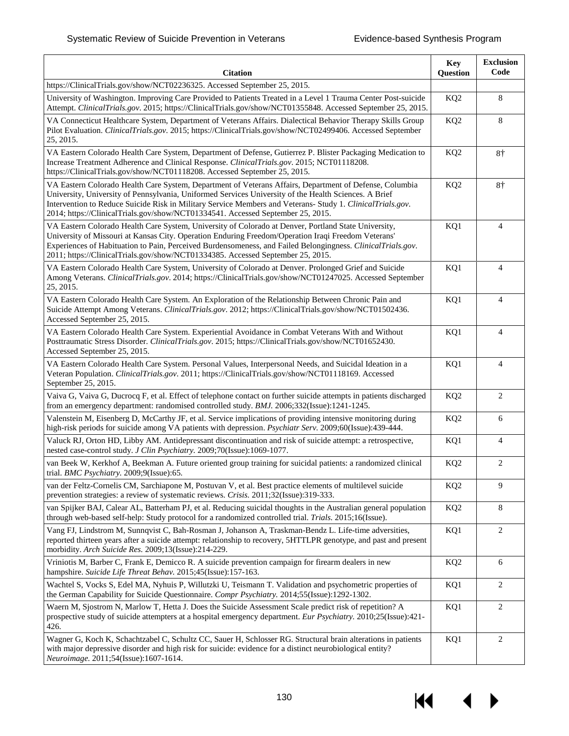| Citation | Key Question | Exclusion Code |
|---|---|---|
| https://ClinicalTrials.gov/show/NCT02236325. Accessed September 25, 2015. | | |
| University of Washington. Improving Care Provided to Patients Treated in a Level 1 Trauma Center Post-suicide Attempt. *ClinicalTrials.gov*. 2015; https://ClinicalTrials.gov/show/NCT01355848. Accessed September 25, 2015. | KQ2 | 8 |
| VA Connecticut Healthcare System, Department of Veterans Affairs. Dialectical Behavior Therapy Skills Group Pilot Evaluation. *ClinicalTrials.gov*. 2015; https://ClinicalTrials.gov/show/NCT02499406. Accessed September 25, 2015. | KQ2 | 8 |
| VA Eastern Colorado Health Care System, Department of Defense, Gutierrez P. Blister Packaging Medication to Increase Treatment Adherence and Clinical Response. *ClinicalTrials.gov*. 2015; NCT01118208. https://ClinicalTrials.gov/show/NCT01118208. Accessed September 25, 2015. | KQ2 | 8† |
| VA Eastern Colorado Health Care System, Department of Veterans Affairs, Department of Defense, Columbia University, University of Pennsylvania, Uniformed Services University of the Health Sciences. A Brief Intervention to Reduce Suicide Risk in Military Service Members and Veterans- Study 1. *ClinicalTrials.gov*. 2014; https://ClinicalTrials.gov/show/NCT01334541. Accessed September 25, 2015. | KQ2 | 8† |
| VA Eastern Colorado Health Care System, University of Colorado at Denver, Portland State University, University of Missouri at Kansas City. Operation Enduring Freedom/Operation Iraqi Freedom Veterans' Experiences of Habituation to Pain, Perceived Burdensomeness, and Failed Belongingness. *ClinicalTrials.gov*. 2011; https://ClinicalTrials.gov/show/NCT01334385. Accessed September 25, 2015. | KQ1 | 4 |
| VA Eastern Colorado Health Care System, University of Colorado at Denver. Prolonged Grief and Suicide Among Veterans. *ClinicalTrials.gov*. 2014; https://ClinicalTrials.gov/show/NCT01247025. Accessed September 25, 2015. | KQ1 | 4 |
| VA Eastern Colorado Health Care System. An Exploration of the Relationship Between Chronic Pain and Suicide Attempt Among Veterans. *ClinicalTrials.gov*. 2012; https://ClinicalTrials.gov/show/NCT01502436. Accessed September 25, 2015. | KQ1 | 4 |
| VA Eastern Colorado Health Care System. Experiential Avoidance in Combat Veterans With and Without Posttraumatic Stress Disorder. *ClinicalTrials.gov*. 2015; https://ClinicalTrials.gov/show/NCT01652430. Accessed September 25, 2015. | KQ1 | 4 |
| VA Eastern Colorado Health Care System. Personal Values, Interpersonal Needs, and Suicidal Ideation in a Veteran Population. *ClinicalTrials.gov*. 2011; https://ClinicalTrials.gov/show/NCT01118169. Accessed September 25, 2015. | KQ1 | 4 |
| Vaiva G, Vaiva G, Ducrocq F, et al. Effect of telephone contact on further suicide attempts in patients discharged from an emergency department: randomised controlled study. *BMJ.* 2006;332(Issue):1241-1245. | KQ2 | 2 |
| Valenstein M, Eisenberg D, McCarthy JF, et al. Service implications of providing intensive monitoring during high-risk periods for suicide among VA patients with depression. *Psychiatr Serv.* 2009;60(Issue):439-444. | KQ2 | 6 |
| Valuck RJ, Orton HD, Libby AM. Antidepressant discontinuation and risk of suicide attempt: a retrospective, nested case-control study. *J Clin Psychiatry.* 2009;70(Issue):1069-1077. | KQ1 | 4 |
| van Beek W, Kerkhof A, Beekman A. Future oriented group training for suicidal patients: a randomized clinical trial. *BMC Psychiatry.* 2009;9(Issue):65. | KQ2 | 2 |
| van der Feltz-Cornelis CM, Sarchiapone M, Postuvan V, et al. Best practice elements of multilevel suicide prevention strategies: a review of systematic reviews. *Crisis.* 2011;32(Issue):319-333. | KQ2 | 9 |
| van Spijker BAJ, Calear AL, Batterham PJ, et al. Reducing suicidal thoughts in the Australian general population through web-based self-help: Study protocol for a randomized controlled trial. *Trials.* 2015;16(Issue). | KQ2 | 8 |
| Vang FJ, Lindstrom M, Sunnqvist C, Bah-Rosman J, Johanson A, Traskman-Bendz L. Life-time adversities, reported thirteen years after a suicide attempt: relationship to recovery, 5HTTLPR genotype, and past and present morbidity. *Arch Suicide Res.* 2009;13(Issue):214-229. | KQ1 | 2 |
| Vriniotis M, Barber C, Frank E, Demicco R. A suicide prevention campaign for firearm dealers in new hampshire. *Suicide Life Threat Behav.* 2015;45(Issue):157-163. | KQ2 | 6 |
| Wachtel S, Vocks S, Edel MA, Nyhuis P, Willutzki U, Teismann T. Validation and psychometric properties of the German Capability for Suicide Questionnaire. *Compr Psychiatry.* 2014;55(Issue):1292-1302. | KQ1 | 2 |
| Waern M, Sjostrom N, Marlow T, Hetta J. Does the Suicide Assessment Scale predict risk of repetition? A prospective study of suicide attempters at a hospital emergency department. *Eur Psychiatry.* 2010;25(Issue):421-426. | KQ1 | 2 |
| Wagner G, Koch K, Schachtzabel C, Schultz CC, Sauer H, Schlosser RG. Structural brain alterations in patients with major depressive disorder and high risk for suicide: evidence for a distinct neurobiological entity? *Neuroimage.* 2011;54(Issue):1607-1614. | KQ1 | 2 |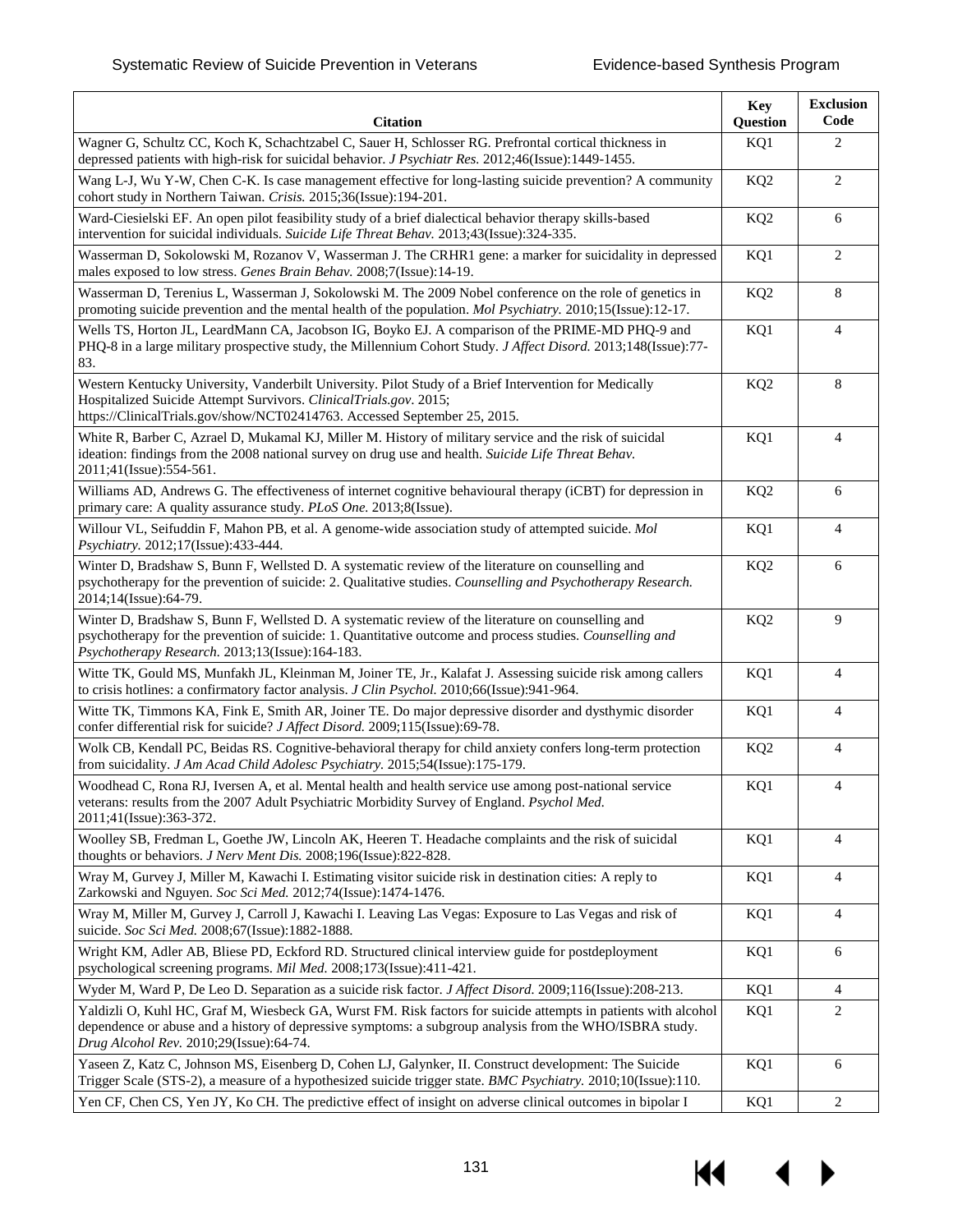| Citation | Key Question | Exclusion Code |
| --- | --- | --- |
| Wagner G, Schultz CC, Koch K, Schachtzabel C, Sauer H, Schlosser RG. Prefrontal cortical thickness in depressed patients with high-risk for suicidal behavior. *J Psychiatr Res.* 2012;46(Issue):1449-1455. | KQ1 | 2 |
| Wang L-J, Wu Y-W, Chen C-K. Is case management effective for long-lasting suicide prevention? A community cohort study in Northern Taiwan. *Crisis.* 2015;36(Issue):194-201. | KQ2 | 2 |
| Ward-Ciesielski EF. An open pilot feasibility study of a brief dialectical behavior therapy skills-based intervention for suicidal individuals. *Suicide Life Threat Behav.* 2013;43(Issue):324-335. | KQ2 | 6 |
| Wasserman D, Sokolowski M, Rozanov V, Wasserman J. The CRHR1 gene: a marker for suicidality in depressed males exposed to low stress. *Genes Brain Behav.* 2008;7(Issue):14-19. | KQ1 | 2 |
| Wasserman D, Terenius L, Wasserman J, Sokolowski M. The 2009 Nobel conference on the role of genetics in promoting suicide prevention and the mental health of the population. *Mol Psychiatry.* 2010;15(Issue):12-17. | KQ2 | 8 |
| Wells TS, Horton JL, LeardMann CA, Jacobson IG, Boyko EJ. A comparison of the PRIME-MD PHQ-9 and PHQ-8 in a large military prospective study, the Millennium Cohort Study. *J Affect Disord.* 2013;148(Issue):77-83. | KQ1 | 4 |
| Western Kentucky University, Vanderbilt University. Pilot Study of a Brief Intervention for Medically Hospitalized Suicide Attempt Survivors. *ClinicalTrials.gov*. 2015; https://ClinicalTrials.gov/show/NCT02414763. Accessed September 25, 2015. | KQ2 | 8 |
| White R, Barber C, Azrael D, Mukamal KJ, Miller M. History of military service and the risk of suicidal ideation: findings from the 2008 national survey on drug use and health. *Suicide Life Threat Behav.* 2011;41(Issue):554-561. | KQ1 | 4 |
| Williams AD, Andrews G. The effectiveness of internet cognitive behavioural therapy (iCBT) for depression in primary care: A quality assurance study. *PLoS One.* 2013;8(Issue). | KQ2 | 6 |
| Willour VL, Seifuddin F, Mahon PB, et al. A genome-wide association study of attempted suicide. *Mol Psychiatry.* 2012;17(Issue):433-444. | KQ1 | 4 |
| Winter D, Bradshaw S, Bunn F, Wellsted D. A systematic review of the literature on counselling and psychotherapy for the prevention of suicide: 2. Qualitative studies. *Counselling and Psychotherapy Research.* 2014;14(Issue):64-79. | KQ2 | 6 |
| Winter D, Bradshaw S, Bunn F, Wellsted D. A systematic review of the literature on counselling and psychotherapy for the prevention of suicide: 1. Quantitative outcome and process studies. *Counselling and Psychotherapy Research.* 2013;13(Issue):164-183. | KQ2 | 9 |
| Witte TK, Gould MS, Munfakh JL, Kleinman M, Joiner TE, Jr., Kalafat J. Assessing suicide risk among callers to crisis hotlines: a confirmatory factor analysis. *J Clin Psychol.* 2010;66(Issue):941-964. | KQ1 | 4 |
| Witte TK, Timmons KA, Fink E, Smith AR, Joiner TE. Do major depressive disorder and dysthymic disorder confer differential risk for suicide? *J Affect Disord.* 2009;115(Issue):69-78. | KQ1 | 4 |
| Wolk CB, Kendall PC, Beidas RS. Cognitive-behavioral therapy for child anxiety confers long-term protection from suicidality. *J Am Acad Child Adolesc Psychiatry.* 2015;54(Issue):175-179. | KQ2 | 4 |
| Woodhead C, Rona RJ, Iversen A, et al. Mental health and health service use among post-national service veterans: results from the 2007 Adult Psychiatric Morbidity Survey of England. *Psychol Med.* 2011;41(Issue):363-372. | KQ1 | 4 |
| Woolley SB, Fredman L, Goethe JW, Lincoln AK, Heeren T. Headache complaints and the risk of suicidal thoughts or behaviors. *J Nerv Ment Dis.* 2008;196(Issue):822-828. | KQ1 | 4 |
| Wray M, Gurvey J, Miller M, Kawachi I. Estimating visitor suicide risk in destination cities: A reply to Zarkowski and Nguyen. *Soc Sci Med.* 2012;74(Issue):1474-1476. | KQ1 | 4 |
| Wray M, Miller M, Gurvey J, Carroll J, Kawachi I. Leaving Las Vegas: Exposure to Las Vegas and risk of suicide. *Soc Sci Med.* 2008;67(Issue):1882-1888. | KQ1 | 4 |
| Wright KM, Adler AB, Bliese PD, Eckford RD. Structured clinical interview guide for postdeployment psychological screening programs. *Mil Med.* 2008;173(Issue):411-421. | KQ1 | 6 |
| Wyder M, Ward P, De Leo D. Separation as a suicide risk factor. *J Affect Disord.* 2009;116(Issue):208-213. | KQ1 | 4 |
| Yaldizli O, Kuhl HC, Graf M, Wiesbeck GA, Wurst FM. Risk factors for suicide attempts in patients with alcohol dependence or abuse and a history of depressive symptoms: a subgroup analysis from the WHO/ISBRA study. *Drug Alcohol Rev.* 2010;29(Issue):64-74. | KQ1 | 2 |
| Yaseen Z, Katz C, Johnson MS, Eisenberg D, Cohen LJ, Galynker, II. Construct development: The Suicide Trigger Scale (STS-2), a measure of a hypothesized suicide trigger state. *BMC Psychiatry.* 2010;10(Issue):110. | KQ1 | 6 |
| Yen CF, Chen CS, Yen JY, Ko CH. The predictive effect of insight on adverse clinical outcomes in bipolar I | KQ1 | 2 |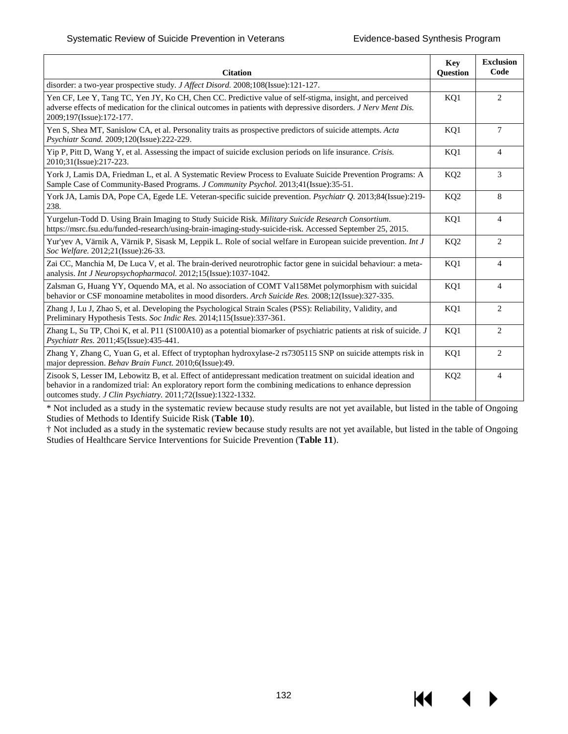| Citation | Key Question | Exclusion Code |
|---|---|---|
| disorder: a two-year prospective study. *J Affect Disord.* 2008;108(Issue):121-127. | | |
| Yen CF, Lee Y, Tang TC, Yen JY, Ko CH, Chen CC. Predictive value of self-stigma, insight, and perceived adverse effects of medication for the clinical outcomes in patients with depressive disorders. *J Nerv Ment Dis.* 2009;197(Issue):172-177. | KQ1 | 2 |
| Yen S, Shea MT, Sanislow CA, et al. Personality traits as prospective predictors of suicide attempts. *Acta Psychiatr Scand.* 2009;120(Issue):222-229. | KQ1 | 7 |
| Yip P, Pitt D, Wang Y, et al. Assessing the impact of suicide exclusion periods on life insurance. *Crisis.* 2010;31(Issue):217-223. | KQ1 | 4 |
| York J, Lamis DA, Friedman L, et al. A Systematic Review Process to Evaluate Suicide Prevention Programs: A Sample Case of Community-Based Programs. *J Community Psychol.* 2013;41(Issue):35-51. | KQ2 | 3 |
| York JA, Lamis DA, Pope CA, Egede LE. Veteran-specific suicide prevention. *Psychiatr Q.* 2013;84(Issue):219-238. | KQ2 | 8 |
| Yurgelun-Todd D. Using Brain Imaging to Study Suicide Risk. *Military Suicide Research Consortium*. https://msrc.fsu.edu/funded-research/using-brain-imaging-study-suicide-risk. Accessed September 25, 2015. | KQ1 | 4 |
| Yur'yev A, Värnik A, Värnik P, Sisask M, Leppik L. Role of social welfare in European suicide prevention. *Int J Soc Welfare.* 2012;21(Issue):26-33. | KQ2 | 2 |
| Zai CC, Manchia M, De Luca V, et al. The brain-derived neurotrophic factor gene in suicidal behaviour: a meta-analysis. *Int J Neuropsychopharmacol.* 2012;15(Issue):1037-1042. | KQ1 | 4 |
| Zalsman G, Huang YY, Oquendo MA, et al. No association of COMT Val158Met polymorphism with suicidal behavior or CSF monoamine metabolites in mood disorders. *Arch Suicide Res.* 2008;12(Issue):327-335. | KQ1 | 4 |
| Zhang J, Lu J, Zhao S, et al. Developing the Psychological Strain Scales (PSS): Reliability, Validity, and Preliminary Hypothesis Tests. *Soc Indic Res.* 2014;115(Issue):337-361. | KQ1 | 2 |
| Zhang L, Su TP, Choi K, et al. P11 (S100A10) as a potential biomarker of psychiatric patients at risk of suicide. *J Psychiatr Res.* 2011;45(Issue):435-441. | KQ1 | 2 |
| Zhang Y, Zhang C, Yuan G, et al. Effect of tryptophan hydroxylase-2 rs7305115 SNP on suicide attempts risk in major depression. *Behav Brain Funct.* 2010;6(Issue):49. | KQ1 | 2 |
| Zisook S, Lesser IM, Lebowitz B, et al. Effect of antidepressant medication treatment on suicidal ideation and behavior in a randomized trial: An exploratory report form the combining medications to enhance depression outcomes study. *J Clin Psychiatry.* 2011;72(Issue):1322-1332. | KQ2 | 4 |

\* Not included as a study in the systematic review because study results are not yet available, but listed in the table of Ongoing Studies of Methods to Identify Suicide Risk (**Table 10**).

† Not included as a study in the systematic review because study results are not yet available, but listed in the table of Ongoing Studies of Healthcare Service Interventions for Suicide Prevention (**Table 11**).